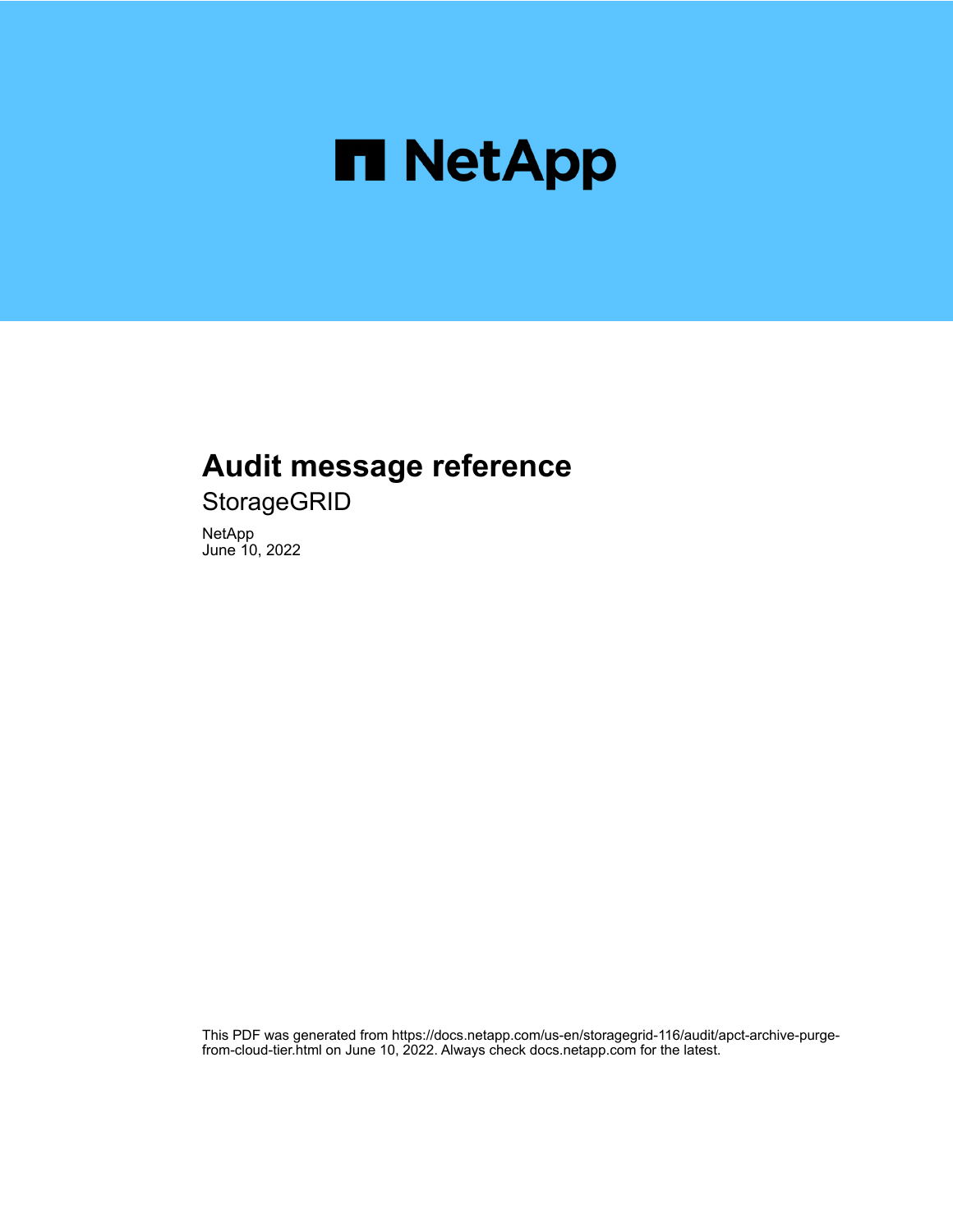# Audit message reference

StorageGRID

NetApp
June 10, 2022

This PDF was generated from https://docs.netapp.com/us-en/storagegrid-116/audit/apct-archive-purge-from-cloud-tier.html on June 10, 2022. Always check docs.netapp.com for the latest.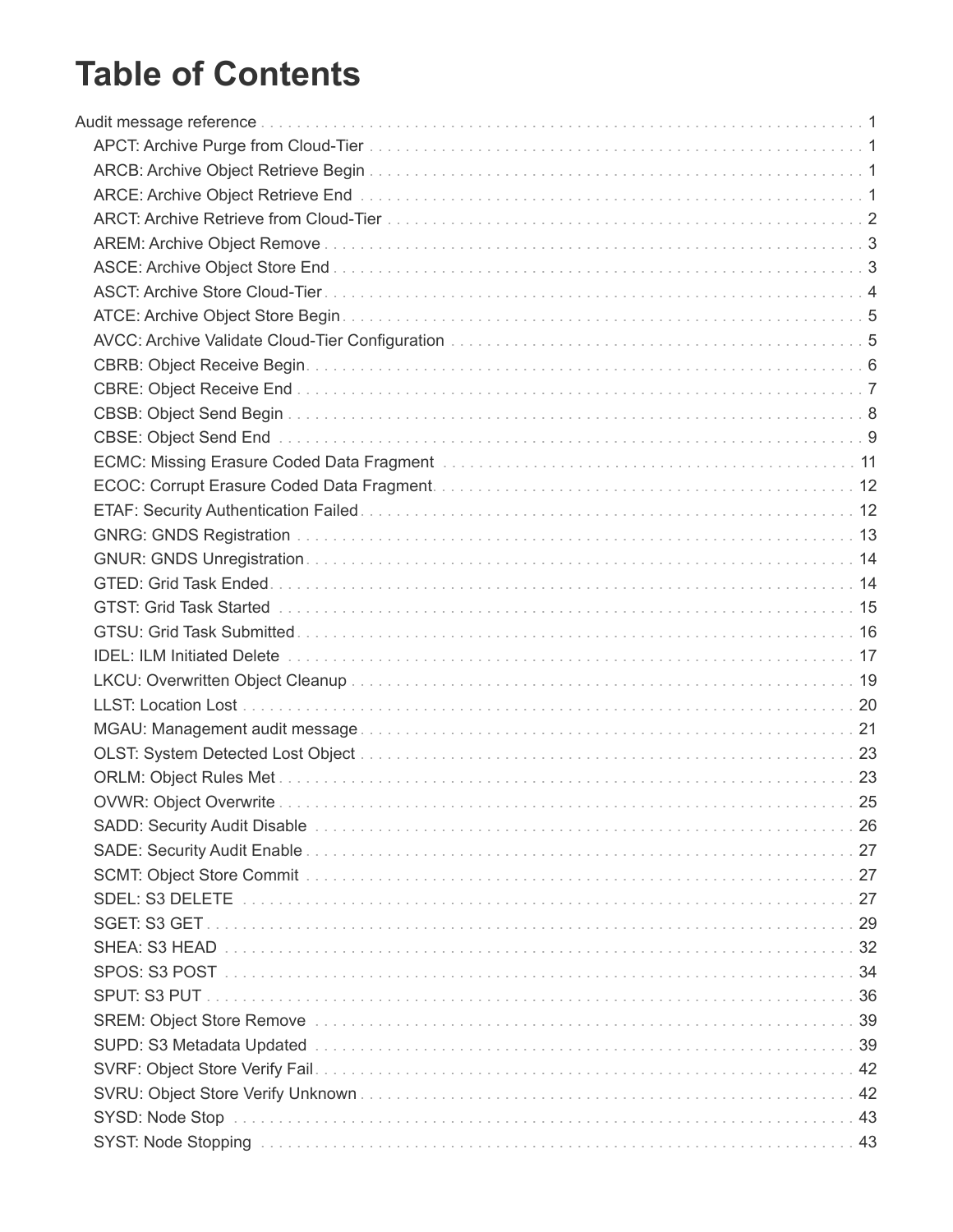# Table of Contents

- Audit message reference . . . 1
  - APCT: Archive Purge from Cloud-Tier . . . 1
  - ARCB: Archive Object Retrieve Begin . . . 1
  - ARCE: Archive Object Retrieve End . . . 1
  - ARCT: Archive Retrieve from Cloud-Tier . . . 2
  - AREM: Archive Object Remove . . . 3
  - ASCE: Archive Object Store End . . . 3
  - ASCT: Archive Store Cloud-Tier . . . 4
  - ATCE: Archive Object Store Begin . . . 5
  - AVCC: Archive Validate Cloud-Tier Configuration . . . 5
  - CBRB: Object Receive Begin . . . 6
  - CBRE: Object Receive End . . . 7
  - CBSB: Object Send Begin . . . 8
  - CBSE: Object Send End . . . 9
  - ECMC: Missing Erasure Coded Data Fragment . . . 11
  - ECOC: Corrupt Erasure Coded Data Fragment . . . 12
  - ETAF: Security Authentication Failed . . . 12
  - GNRG: GNDS Registration . . . 13
  - GNUR: GNDS Unregistration . . . 14
  - GTED: Grid Task Ended . . . 14
  - GTST: Grid Task Started . . . 15
  - GTSU: Grid Task Submitted . . . 16
  - IDEL: ILM Initiated Delete . . . 17
  - LKCU: Overwritten Object Cleanup . . . 19
  - LLST: Location Lost . . . 20
  - MGAU: Management audit message . . . 21
  - OLST: System Detected Lost Object . . . 23
  - ORLM: Object Rules Met . . . 23
  - OVWR: Object Overwrite . . . 25
  - SADD: Security Audit Disable . . . 26
  - SADE: Security Audit Enable . . . 27
  - SCMT: Object Store Commit . . . 27
  - SDEL: S3 DELETE . . . 27
  - SGET: S3 GET . . . 29
  - SHEA: S3 HEAD . . . 32
  - SPOS: S3 POST . . . 34
  - SPUT: S3 PUT . . . 36
  - SREM: Object Store Remove . . . 39
  - SUPD: S3 Metadata Updated . . . 39
  - SVRF: Object Store Verify Fail . . . 42
  - SVRU: Object Store Verify Unknown . . . 42
  - SYSD: Node Stop . . . 43
  - SYST: Node Stopping . . . 43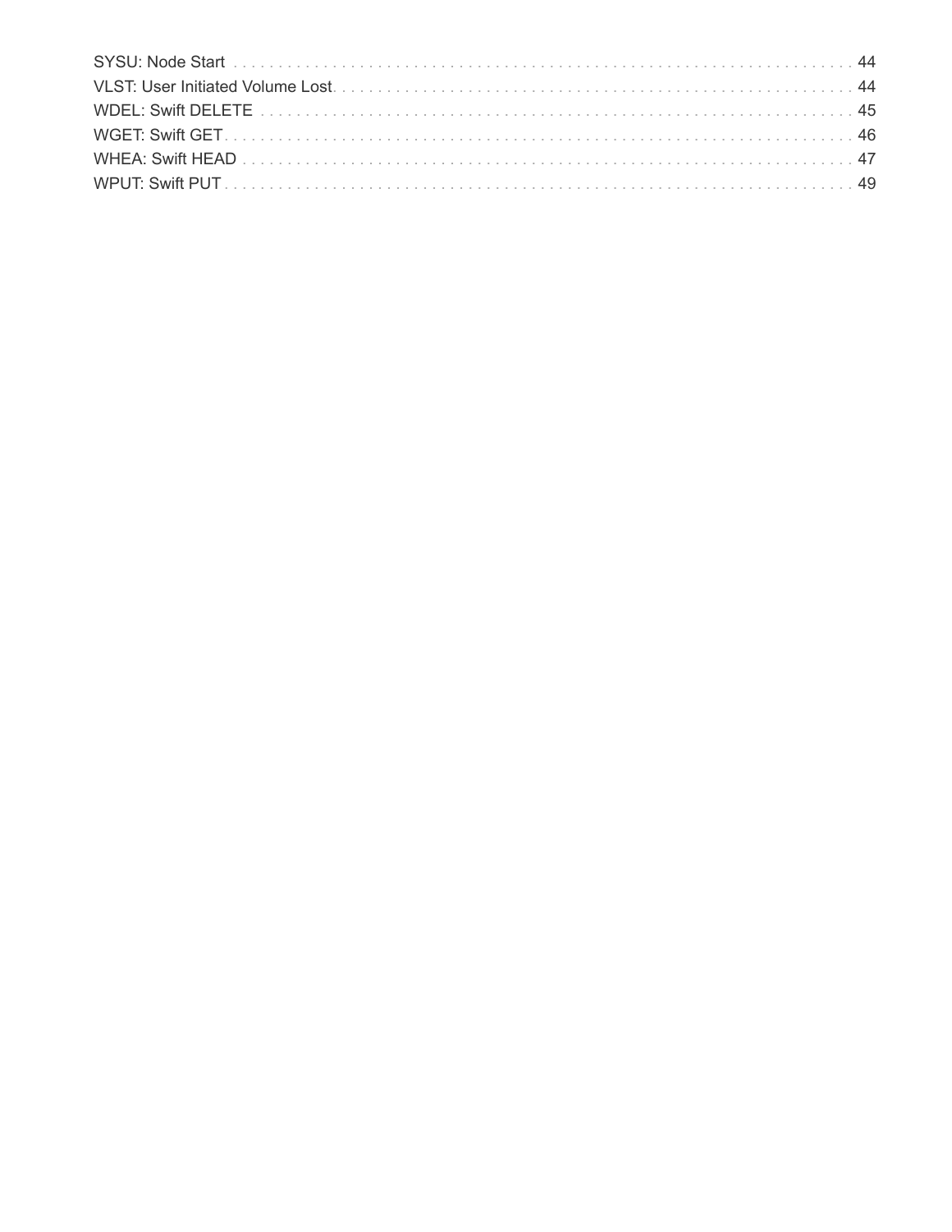SYSU: Node Start . . . . . . . . . . . . . . . . . . . . . . . . . . . . . . . . . . . . . . . . . . . . . . . . . . . . . . . . . . . . . . . 44
VLST: User Initiated Volume Lost. . . . . . . . . . . . . . . . . . . . . . . . . . . . . . . . . . . . . . . . . . . . . . . . . . . . 44
WDEL: Swift DELETE . . . . . . . . . . . . . . . . . . . . . . . . . . . . . . . . . . . . . . . . . . . . . . . . . . . . . . . . . . . . 45
WGET: Swift GET. . . . . . . . . . . . . . . . . . . . . . . . . . . . . . . . . . . . . . . . . . . . . . . . . . . . . . . . . . . . . . . . 46
WHEA: Swift HEAD . . . . . . . . . . . . . . . . . . . . . . . . . . . . . . . . . . . . . . . . . . . . . . . . . . . . . . . . . . . . . . 47
WPUT: Swift PUT . . . . . . . . . . . . . . . . . . . . . . . . . . . . . . . . . . . . . . . . . . . . . . . . . . . . . . . . . . . . . . . . 49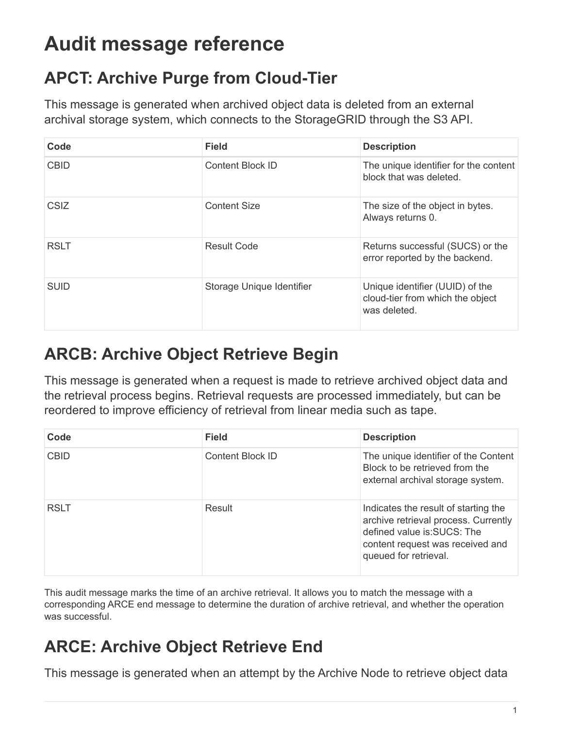# Audit message reference

## APCT: Archive Purge from Cloud-Tier

This message is generated when archived object data is deleted from an external archival storage system, which connects to the StorageGRID through the S3 API.

| Code | Field | Description |
| --- | --- | --- |
| CBID | Content Block ID | The unique identifier for the content block that was deleted. |
| CSIZ | Content Size | The size of the object in bytes. Always returns 0. |
| RSLT | Result Code | Returns successful (SUCS) or the error reported by the backend. |
| SUID | Storage Unique Identifier | Unique identifier (UUID) of the cloud-tier from which the object was deleted. |

## ARCB: Archive Object Retrieve Begin

This message is generated when a request is made to retrieve archived object data and the retrieval process begins. Retrieval requests are processed immediately, but can be reordered to improve efficiency of retrieval from linear media such as tape.

| Code | Field | Description |
| --- | --- | --- |
| CBID | Content Block ID | The unique identifier of the Content Block to be retrieved from the external archival storage system. |
| RSLT | Result | Indicates the result of starting the archive retrieval process. Currently defined value is:SUCS: The content request was received and queued for retrieval. |

This audit message marks the time of an archive retrieval. It allows you to match the message with a corresponding ARCE end message to determine the duration of archive retrieval, and whether the operation was successful.

## ARCE: Archive Object Retrieve End

This message is generated when an attempt by the Archive Node to retrieve object data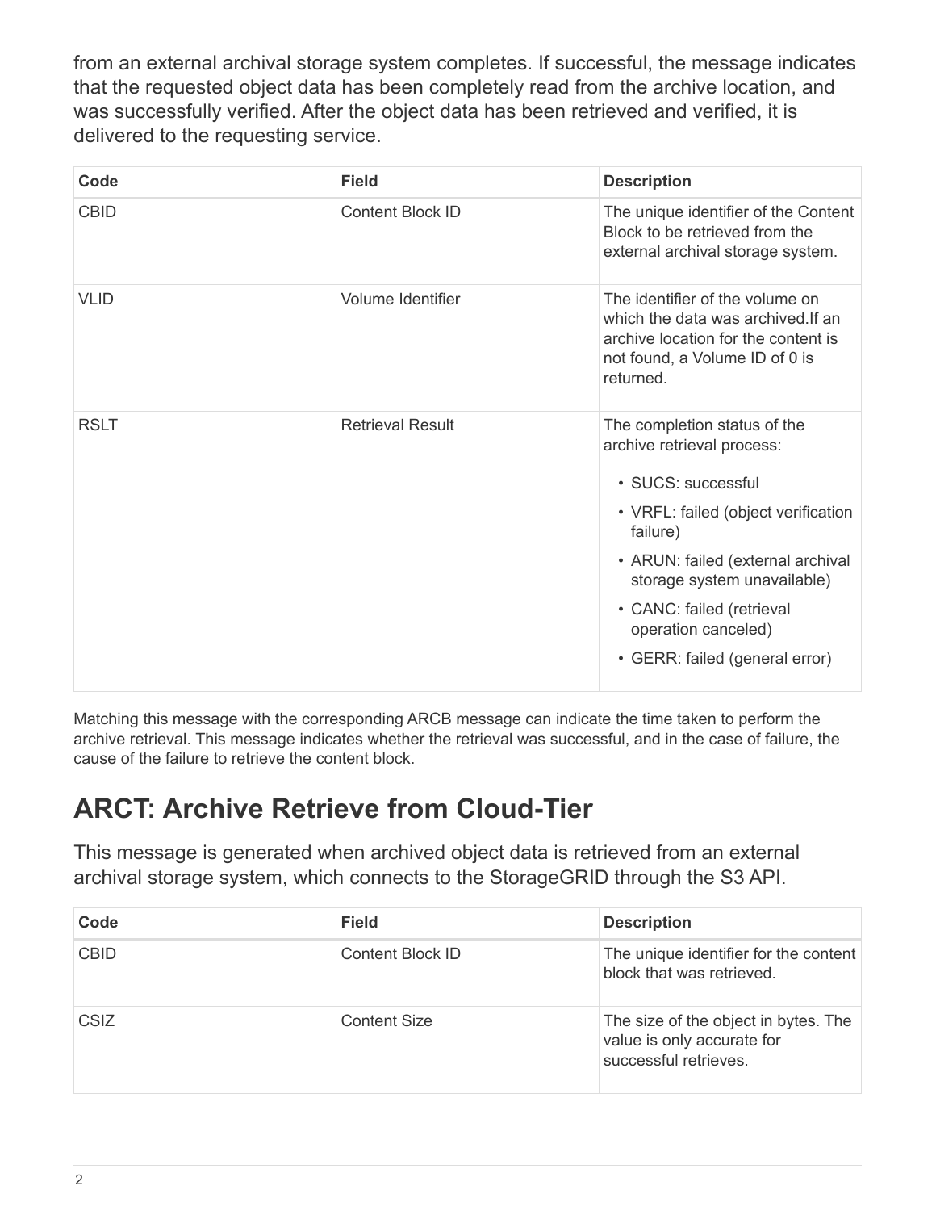from an external archival storage system completes. If successful, the message indicates that the requested object data has been completely read from the archive location, and was successfully verified. After the object data has been retrieved and verified, it is delivered to the requesting service.

| Code | Field | Description |
| --- | --- | --- |
| CBID | Content Block ID | The unique identifier of the Content Block to be retrieved from the external archival storage system. |
| VLID | Volume Identifier | The identifier of the volume on which the data was archived.If an archive location for the content is not found, a Volume ID of 0 is returned. |
| RSLT | Retrieval Result | The completion status of the archive retrieval process:<br>• SUCS: successful<br>• VRFL: failed (object verification failure)<br>• ARUN: failed (external archival storage system unavailable)<br>• CANC: failed (retrieval operation canceled)<br>• GERR: failed (general error) |

Matching this message with the corresponding ARCB message can indicate the time taken to perform the archive retrieval. This message indicates whether the retrieval was successful, and in the case of failure, the cause of the failure to retrieve the content block.

## ARCT: Archive Retrieve from Cloud-Tier

This message is generated when archived object data is retrieved from an external archival storage system, which connects to the StorageGRID through the S3 API.

| Code | Field | Description |
| --- | --- | --- |
| CBID | Content Block ID | The unique identifier for the content block that was retrieved. |
| CSIZ | Content Size | The size of the object in bytes. The value is only accurate for successful retrieves. |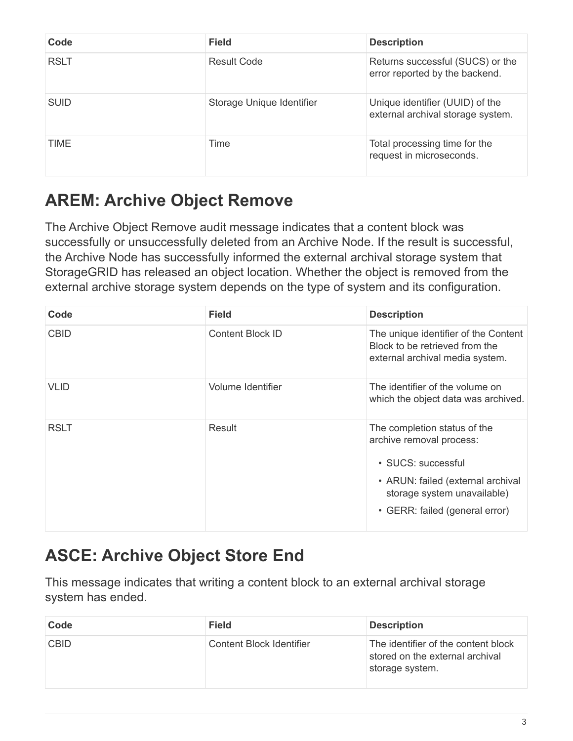| Code | Field | Description |
| --- | --- | --- |
| RSLT | Result Code | Returns successful (SUCS) or the error reported by the backend. |
| SUID | Storage Unique Identifier | Unique identifier (UUID) of the external archival storage system. |
| TIME | Time | Total processing time for the request in microseconds. |

## AREM: Archive Object Remove

The Archive Object Remove audit message indicates that a content block was successfully or unsuccessfully deleted from an Archive Node. If the result is successful, the Archive Node has successfully informed the external archival storage system that StorageGRID has released an object location. Whether the object is removed from the external archive storage system depends on the type of system and its configuration.

| Code | Field | Description |
| --- | --- | --- |
| CBID | Content Block ID | The unique identifier of the Content Block to be retrieved from the external archival media system. |
| VLID | Volume Identifier | The identifier of the volume on which the object data was archived. |
| RSLT | Result | The completion status of the archive removal process:<br>• SUCS: successful<br>• ARUN: failed (external archival storage system unavailable)<br>• GERR: failed (general error) |

## ASCE: Archive Object Store End

This message indicates that writing a content block to an external archival storage system has ended.

| Code | Field | Description |
| --- | --- | --- |
| CBID | Content Block Identifier | The identifier of the content block stored on the external archival storage system. |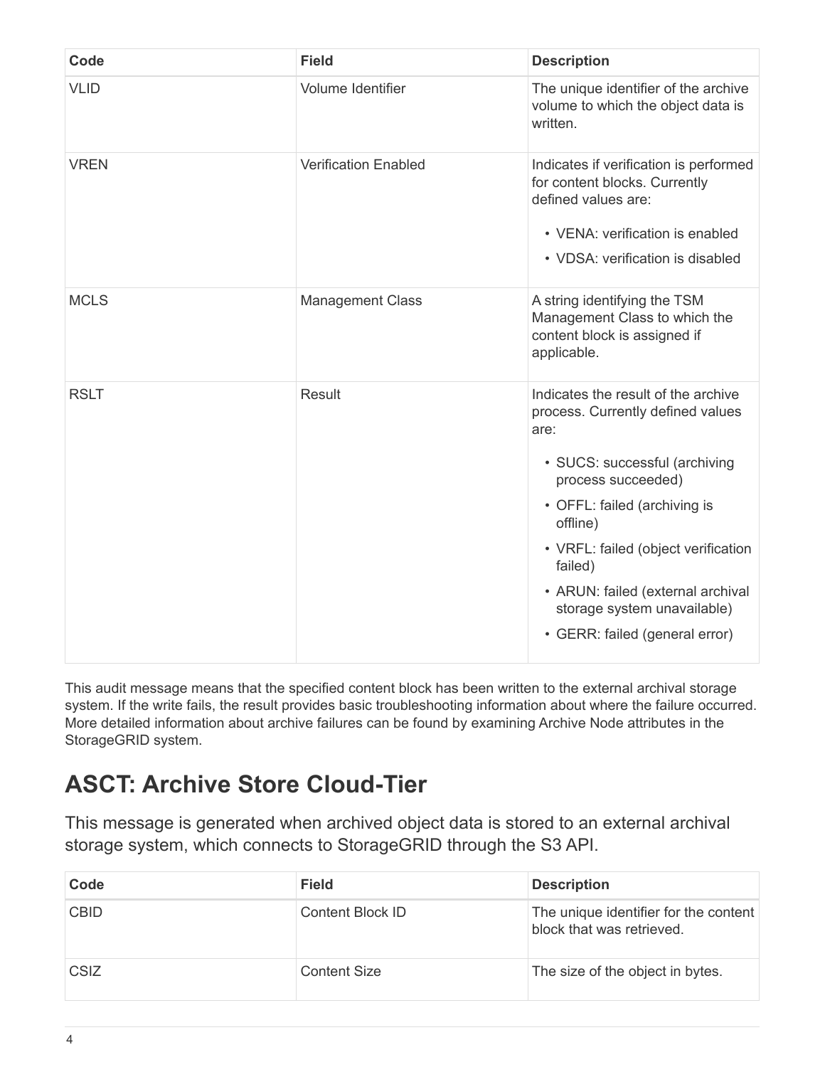| Code | Field | Description |
| --- | --- | --- |
| VLID | Volume Identifier | The unique identifier of the archive volume to which the object data is written. |
| VREN | Verification Enabled | Indicates if verification is performed for content blocks. Currently defined values are: <br>• VENA: verification is enabled <br>• VDSA: verification is disabled |
| MCLS | Management Class | A string identifying the TSM Management Class to which the content block is assigned if applicable. |
| RSLT | Result | Indicates the result of the archive process. Currently defined values are: <br>• SUCS: successful (archiving process succeeded) <br>• OFFL: failed (archiving is offline) <br>• VRFL: failed (object verification failed) <br>• ARUN: failed (external archival storage system unavailable) <br>• GERR: failed (general error) |

This audit message means that the specified content block has been written to the external archival storage system. If the write fails, the result provides basic troubleshooting information about where the failure occurred. More detailed information about archive failures can be found by examining Archive Node attributes in the StorageGRID system.

## ASCT: Archive Store Cloud-Tier

This message is generated when archived object data is stored to an external archival storage system, which connects to StorageGRID through the S3 API.

| Code | Field | Description |
| --- | --- | --- |
| CBID | Content Block ID | The unique identifier for the content block that was retrieved. |
| CSIZ | Content Size | The size of the object in bytes. |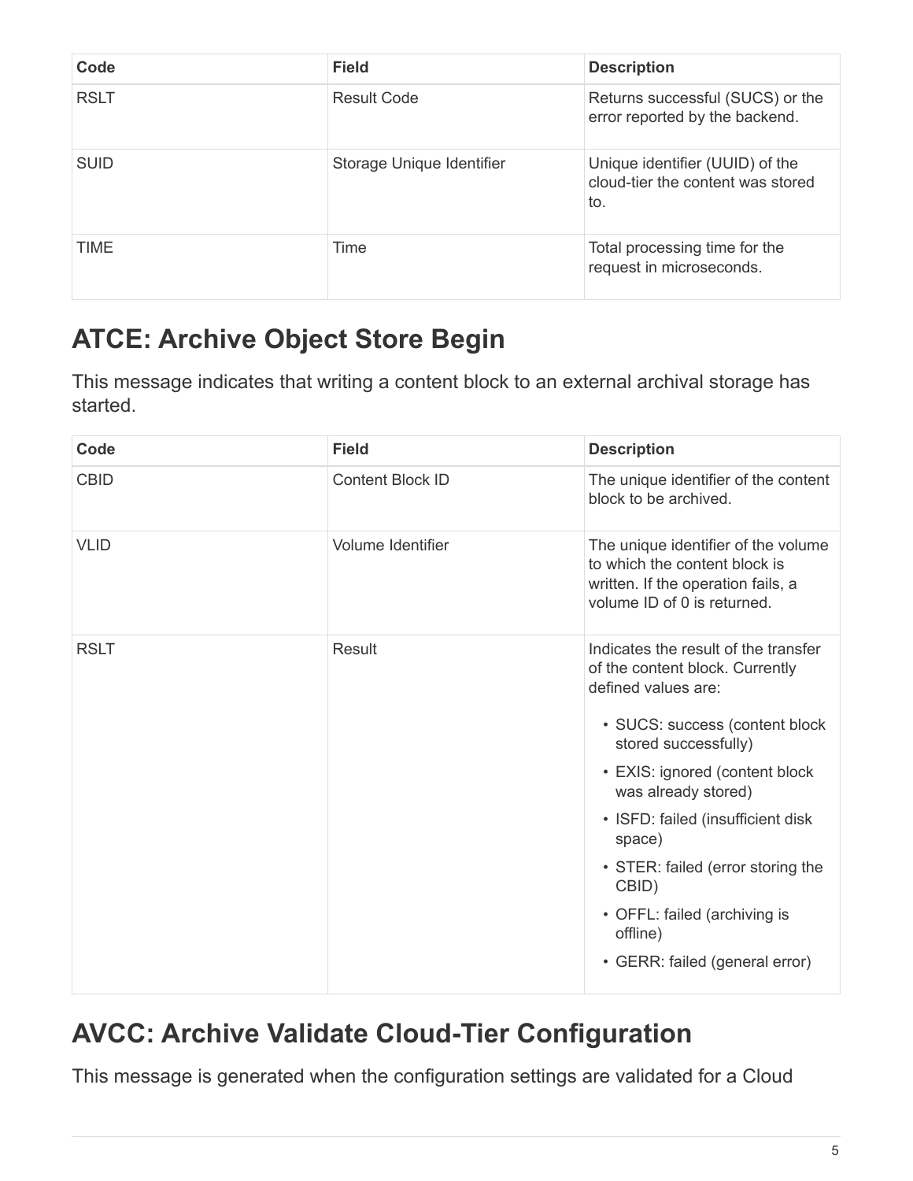| Code | Field | Description |
| --- | --- | --- |
| RSLT | Result Code | Returns successful (SUCS) or the error reported by the backend. |
| SUID | Storage Unique Identifier | Unique identifier (UUID) of the cloud-tier the content was stored to. |
| TIME | Time | Total processing time for the request in microseconds. |

## ATCE: Archive Object Store Begin

This message indicates that writing a content block to an external archival storage has started.

| Code | Field | Description |
| --- | --- | --- |
| CBID | Content Block ID | The unique identifier of the content block to be archived. |
| VLID | Volume Identifier | The unique identifier of the volume to which the content block is written. If the operation fails, a volume ID of 0 is returned. |
| RSLT | Result | Indicates the result of the transfer of the content block. Currently defined values are:<br>• SUCS: success (content block stored successfully)<br>• EXIS: ignored (content block was already stored)<br>• ISFD: failed (insufficient disk space)<br>• STER: failed (error storing the CBID)<br>• OFFL: failed (archiving is offline)<br>• GERR: failed (general error) |

## AVCC: Archive Validate Cloud-Tier Configuration

This message is generated when the configuration settings are validated for a Cloud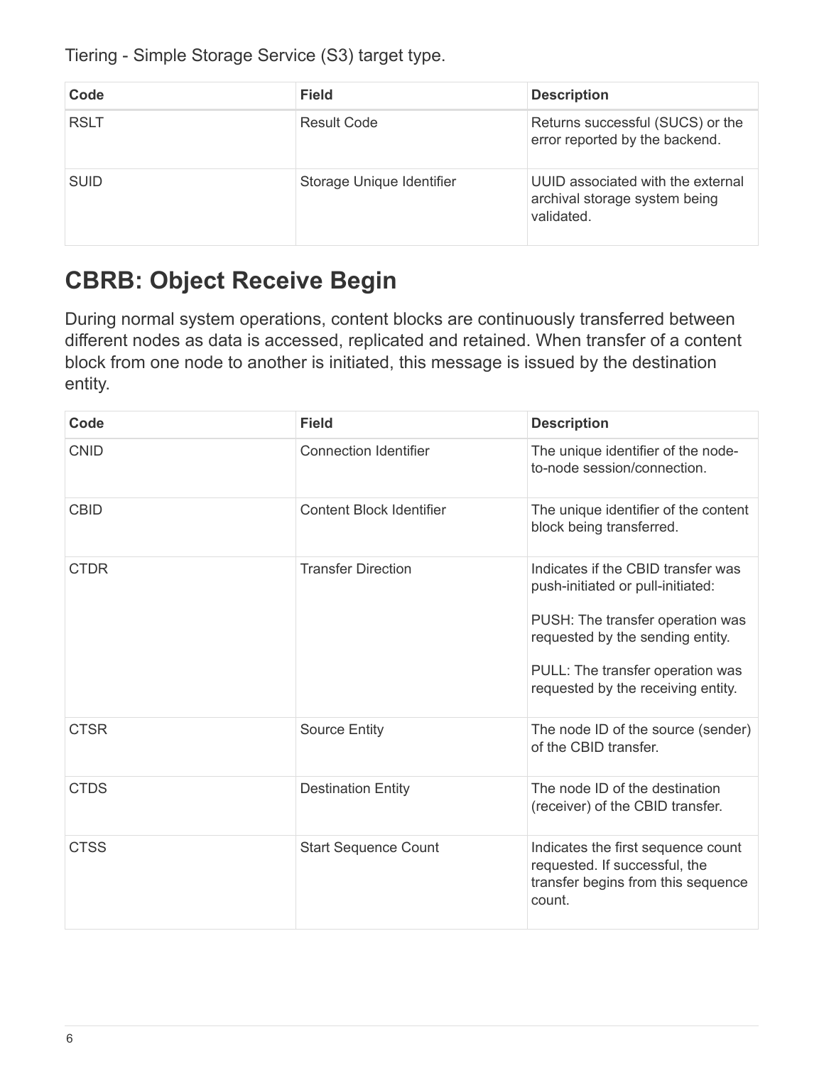Tiering - Simple Storage Service (S3) target type.

| Code | Field | Description |
| --- | --- | --- |
| RSLT | Result Code | Returns successful (SUCS) or the error reported by the backend. |
| SUID | Storage Unique Identifier | UUID associated with the external archival storage system being validated. |

## CBRB: Object Receive Begin

During normal system operations, content blocks are continuously transferred between different nodes as data is accessed, replicated and retained. When transfer of a content block from one node to another is initiated, this message is issued by the destination entity.

| Code | Field | Description |
| --- | --- | --- |
| CNID | Connection Identifier | The unique identifier of the node-to-node session/connection. |
| CBID | Content Block Identifier | The unique identifier of the content block being transferred. |
| CTDR | Transfer Direction | Indicates if the CBID transfer was push-initiated or pull-initiated:<br><br>PUSH: The transfer operation was requested by the sending entity.<br><br>PULL: The transfer operation was requested by the receiving entity. |
| CTSR | Source Entity | The node ID of the source (sender) of the CBID transfer. |
| CTDS | Destination Entity | The node ID of the destination (receiver) of the CBID transfer. |
| CTSS | Start Sequence Count | Indicates the first sequence count requested. If successful, the transfer begins from this sequence count. |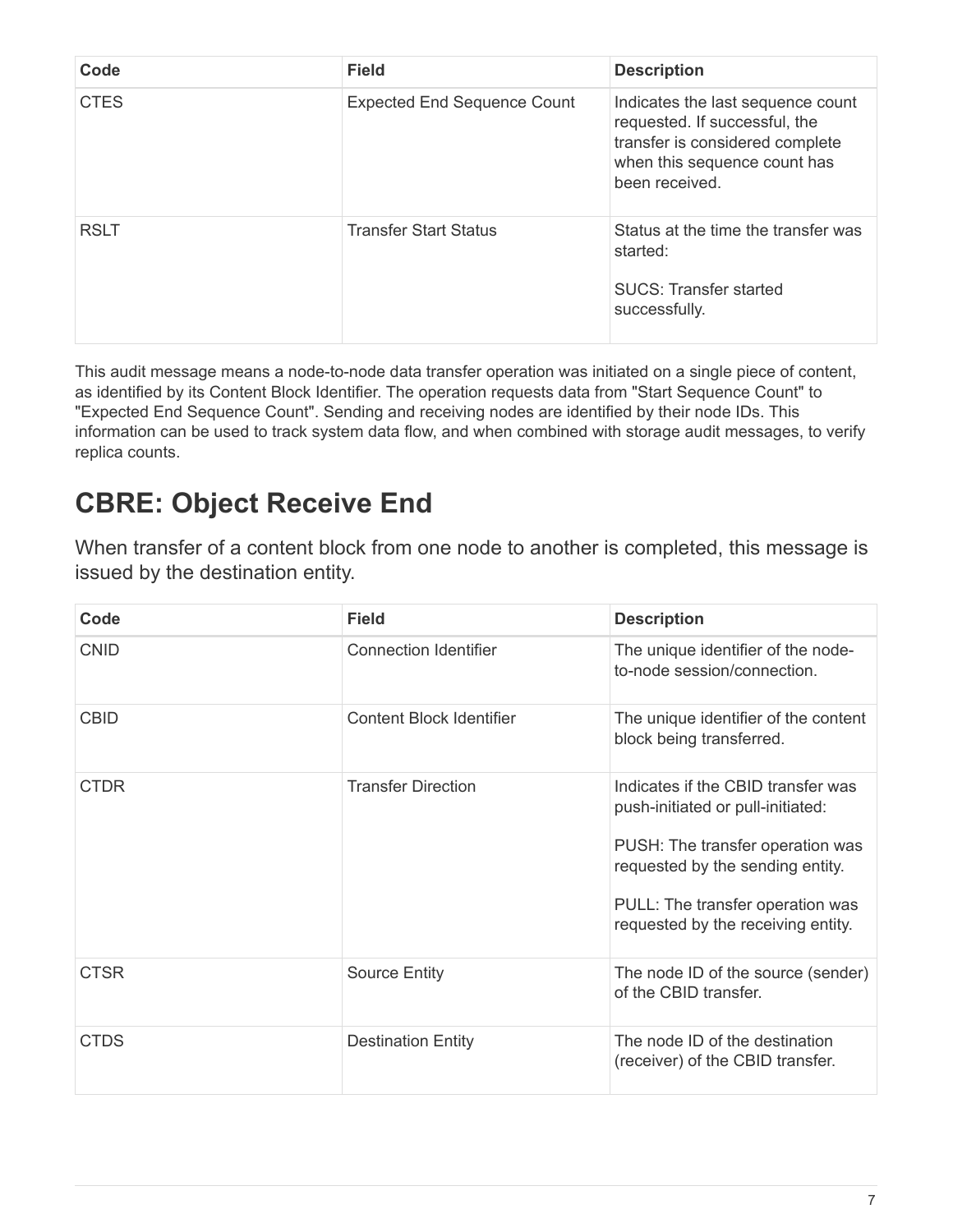| Code | Field | Description |
| --- | --- | --- |
| CTES | Expected End Sequence Count | Indicates the last sequence count requested. If successful, the transfer is considered complete when this sequence count has been received. |
| RSLT | Transfer Start Status | Status at the time the transfer was started:<br><br>SUCS: Transfer started successfully. |

This audit message means a node-to-node data transfer operation was initiated on a single piece of content, as identified by its Content Block Identifier. The operation requests data from "Start Sequence Count" to "Expected End Sequence Count". Sending and receiving nodes are identified by their node IDs. This information can be used to track system data flow, and when combined with storage audit messages, to verify replica counts.

## CBRE: Object Receive End

When transfer of a content block from one node to another is completed, this message is issued by the destination entity.

| Code | Field | Description |
| --- | --- | --- |
| CNID | Connection Identifier | The unique identifier of the node-to-node session/connection. |
| CBID | Content Block Identifier | The unique identifier of the content block being transferred. |
| CTDR | Transfer Direction | Indicates if the CBID transfer was push-initiated or pull-initiated:<br><br>PUSH: The transfer operation was requested by the sending entity.<br><br>PULL: The transfer operation was requested by the receiving entity. |
| CTSR | Source Entity | The node ID of the source (sender) of the CBID transfer. |
| CTDS | Destination Entity | The node ID of the destination (receiver) of the CBID transfer. |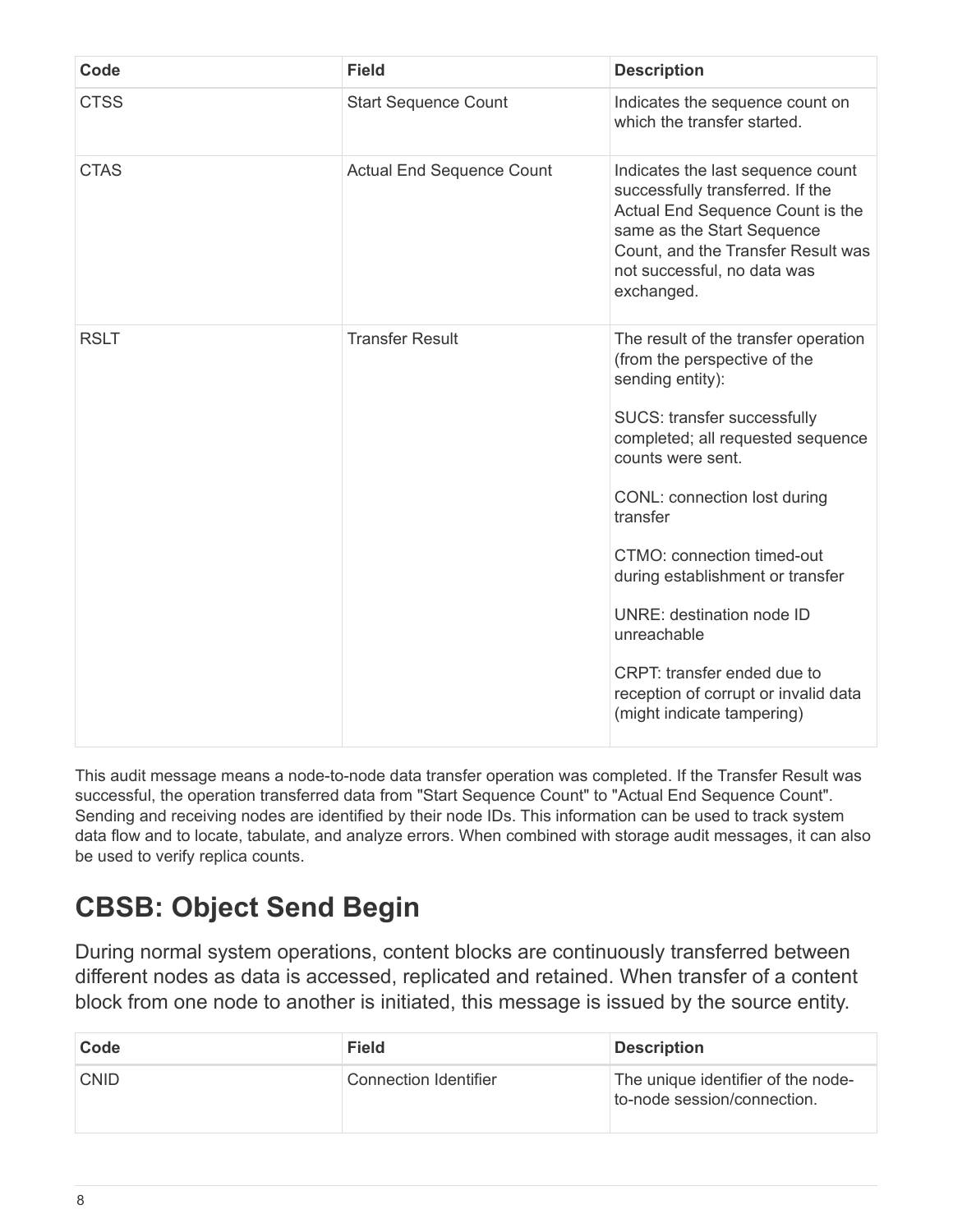| Code | Field | Description |
| --- | --- | --- |
| CTSS | Start Sequence Count | Indicates the sequence count on which the transfer started. |
| CTAS | Actual End Sequence Count | Indicates the last sequence count successfully transferred. If the Actual End Sequence Count is the same as the Start Sequence Count, and the Transfer Result was not successful, no data was exchanged. |
| RSLT | Transfer Result | The result of the transfer operation (from the perspective of the sending entity):<br><br>SUCS: transfer successfully completed; all requested sequence counts were sent.<br><br>CONL: connection lost during transfer<br><br>CTMO: connection timed-out during establishment or transfer<br><br>UNRE: destination node ID unreachable<br><br>CRPT: transfer ended due to reception of corrupt or invalid data (might indicate tampering) |

This audit message means a node-to-node data transfer operation was completed. If the Transfer Result was successful, the operation transferred data from "Start Sequence Count" to "Actual End Sequence Count". Sending and receiving nodes are identified by their node IDs. This information can be used to track system data flow and to locate, tabulate, and analyze errors. When combined with storage audit messages, it can also be used to verify replica counts.

# CBSB: Object Send Begin

During normal system operations, content blocks are continuously transferred between different nodes as data is accessed, replicated and retained. When transfer of a content block from one node to another is initiated, this message is issued by the source entity.

| Code | Field | Description |
| --- | --- | --- |
| CNID | Connection Identifier | The unique identifier of the node-to-node session/connection. |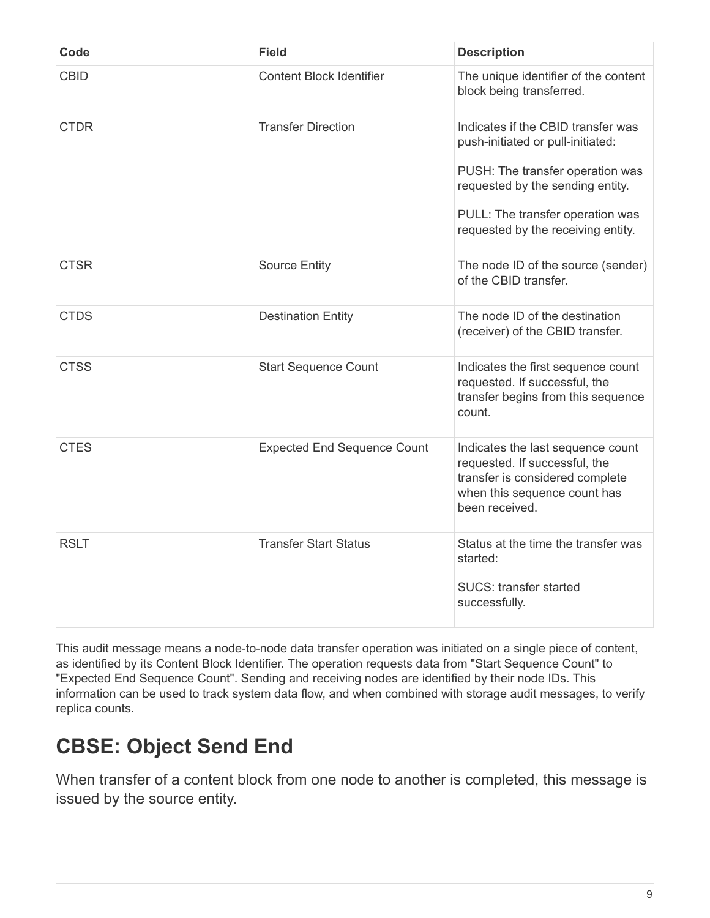| Code | Field | Description |
| --- | --- | --- |
| CBID | Content Block Identifier | The unique identifier of the content block being transferred. |
| CTDR | Transfer Direction | Indicates if the CBID transfer was push-initiated or pull-initiated:<br><br>PUSH: The transfer operation was requested by the sending entity.<br><br>PULL: The transfer operation was requested by the receiving entity. |
| CTSR | Source Entity | The node ID of the source (sender) of the CBID transfer. |
| CTDS | Destination Entity | The node ID of the destination (receiver) of the CBID transfer. |
| CTSS | Start Sequence Count | Indicates the first sequence count requested. If successful, the transfer begins from this sequence count. |
| CTES | Expected End Sequence Count | Indicates the last sequence count requested. If successful, the transfer is considered complete when this sequence count has been received. |
| RSLT | Transfer Start Status | Status at the time the transfer was started:<br><br>SUCS: transfer started successfully. |

This audit message means a node-to-node data transfer operation was initiated on a single piece of content, as identified by its Content Block Identifier. The operation requests data from "Start Sequence Count" to "Expected End Sequence Count". Sending and receiving nodes are identified by their node IDs. This information can be used to track system data flow, and when combined with storage audit messages, to verify replica counts.

## CBSE: Object Send End

When transfer of a content block from one node to another is completed, this message is issued by the source entity.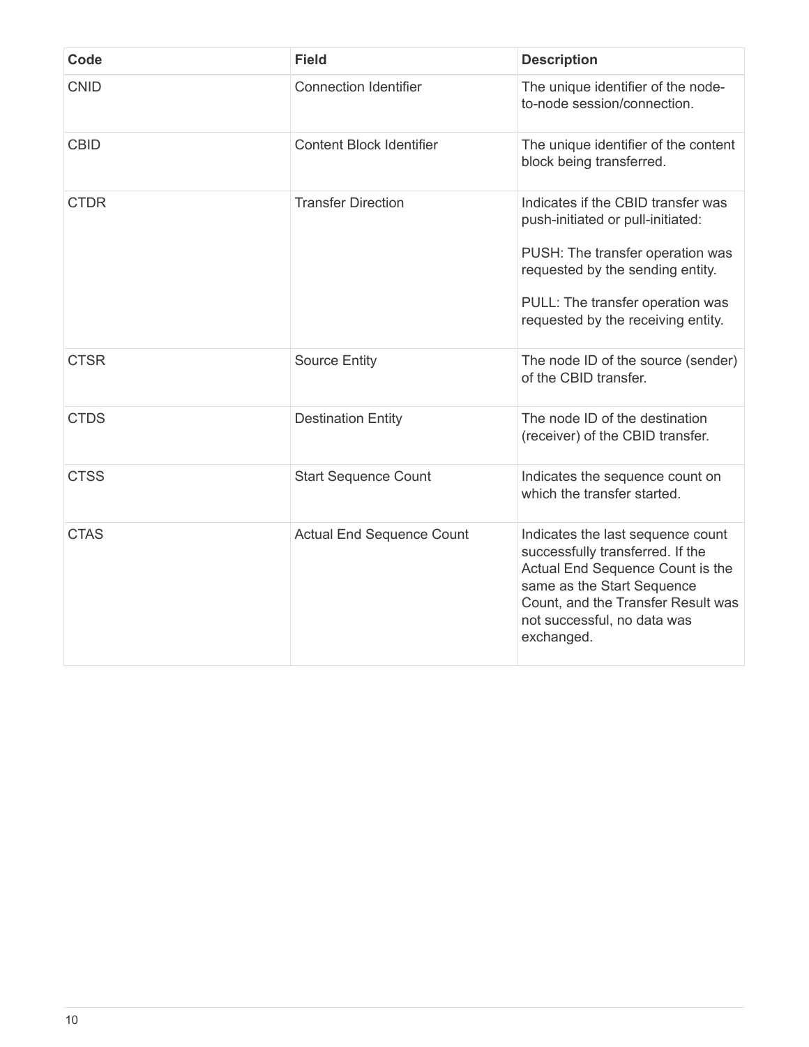| Code | Field | Description |
| --- | --- | --- |
| CNID | Connection Identifier | The unique identifier of the node-to-node session/connection. |
| CBID | Content Block Identifier | The unique identifier of the content block being transferred. |
| CTDR | Transfer Direction | Indicates if the CBID transfer was push-initiated or pull-initiated:<br><br>PUSH: The transfer operation was requested by the sending entity.<br><br>PULL: The transfer operation was requested by the receiving entity. |
| CTSR | Source Entity | The node ID of the source (sender) of the CBID transfer. |
| CTDS | Destination Entity | The node ID of the destination (receiver) of the CBID transfer. |
| CTSS | Start Sequence Count | Indicates the sequence count on which the transfer started. |
| CTAS | Actual End Sequence Count | Indicates the last sequence count successfully transferred. If the Actual End Sequence Count is the same as the Start Sequence Count, and the Transfer Result was not successful, no data was exchanged. |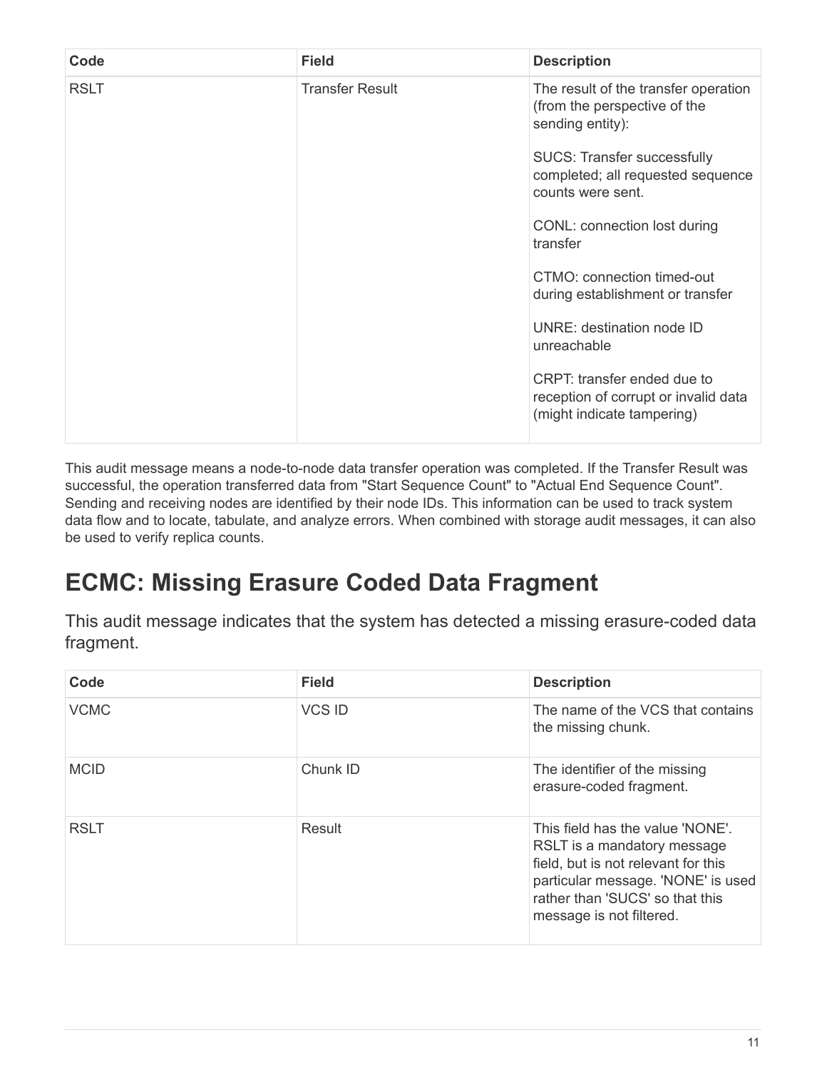| Code | Field | Description |
| --- | --- | --- |
| RSLT | Transfer Result | The result of the transfer operation (from the perspective of the sending entity):<br><br>SUCS: Transfer successfully completed; all requested sequence counts were sent.<br><br>CONL: connection lost during transfer<br><br>CTMO: connection timed-out during establishment or transfer<br><br>UNRE: destination node ID unreachable<br><br>CRPT: transfer ended due to reception of corrupt or invalid data (might indicate tampering) |

This audit message means a node-to-node data transfer operation was completed. If the Transfer Result was successful, the operation transferred data from "Start Sequence Count" to "Actual End Sequence Count". Sending and receiving nodes are identified by their node IDs. This information can be used to track system data flow and to locate, tabulate, and analyze errors. When combined with storage audit messages, it can also be used to verify replica counts.

## ECMC: Missing Erasure Coded Data Fragment

This audit message indicates that the system has detected a missing erasure-coded data fragment.

| Code | Field | Description |
| --- | --- | --- |
| VCMC | VCS ID | The name of the VCS that contains the missing chunk. |
| MCID | Chunk ID | The identifier of the missing erasure-coded fragment. |
| RSLT | Result | This field has the value 'NONE'. RSLT is a mandatory message field, but is not relevant for this particular message. 'NONE' is used rather than 'SUCS' so that this message is not filtered. |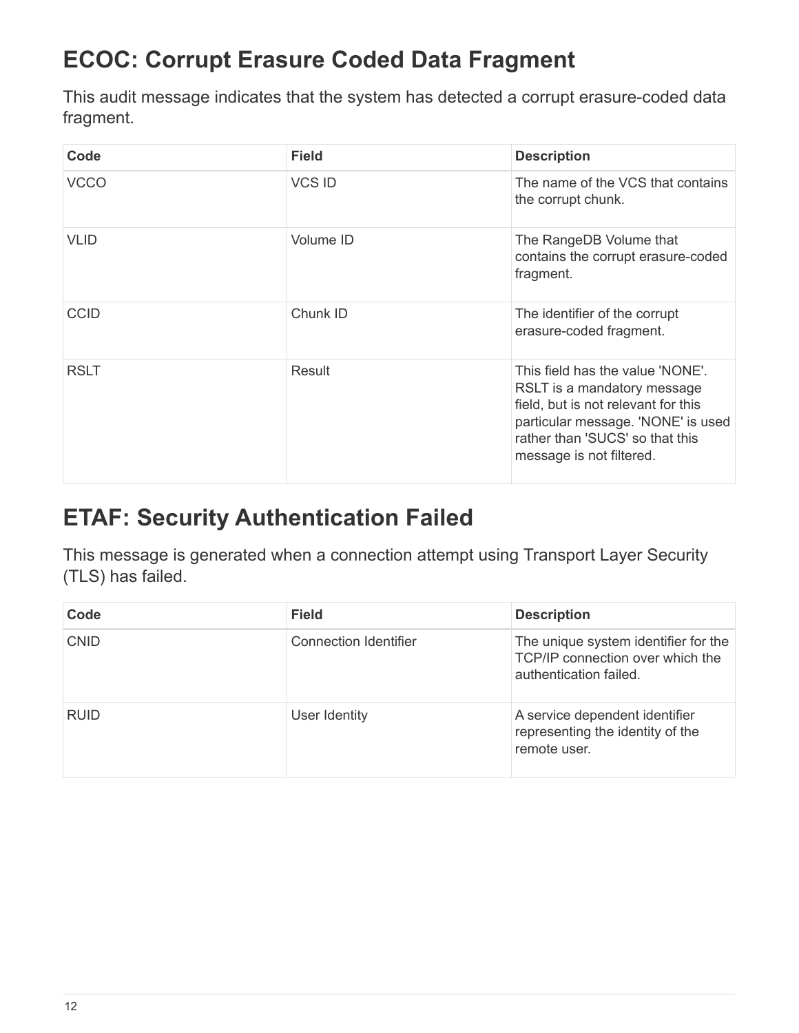## ECOC: Corrupt Erasure Coded Data Fragment

This audit message indicates that the system has detected a corrupt erasure-coded data fragment.

| Code | Field | Description |
| --- | --- | --- |
| VCCO | VCS ID | The name of the VCS that contains the corrupt chunk. |
| VLID | Volume ID | The RangeDB Volume that contains the corrupt erasure-coded fragment. |
| CCID | Chunk ID | The identifier of the corrupt erasure-coded fragment. |
| RSLT | Result | This field has the value 'NONE'. RSLT is a mandatory message field, but is not relevant for this particular message. 'NONE' is used rather than 'SUCS' so that this message is not filtered. |

## ETAF: Security Authentication Failed

This message is generated when a connection attempt using Transport Layer Security (TLS) has failed.

| Code | Field | Description |
| --- | --- | --- |
| CNID | Connection Identifier | The unique system identifier for the TCP/IP connection over which the authentication failed. |
| RUID | User Identity | A service dependent identifier representing the identity of the remote user. |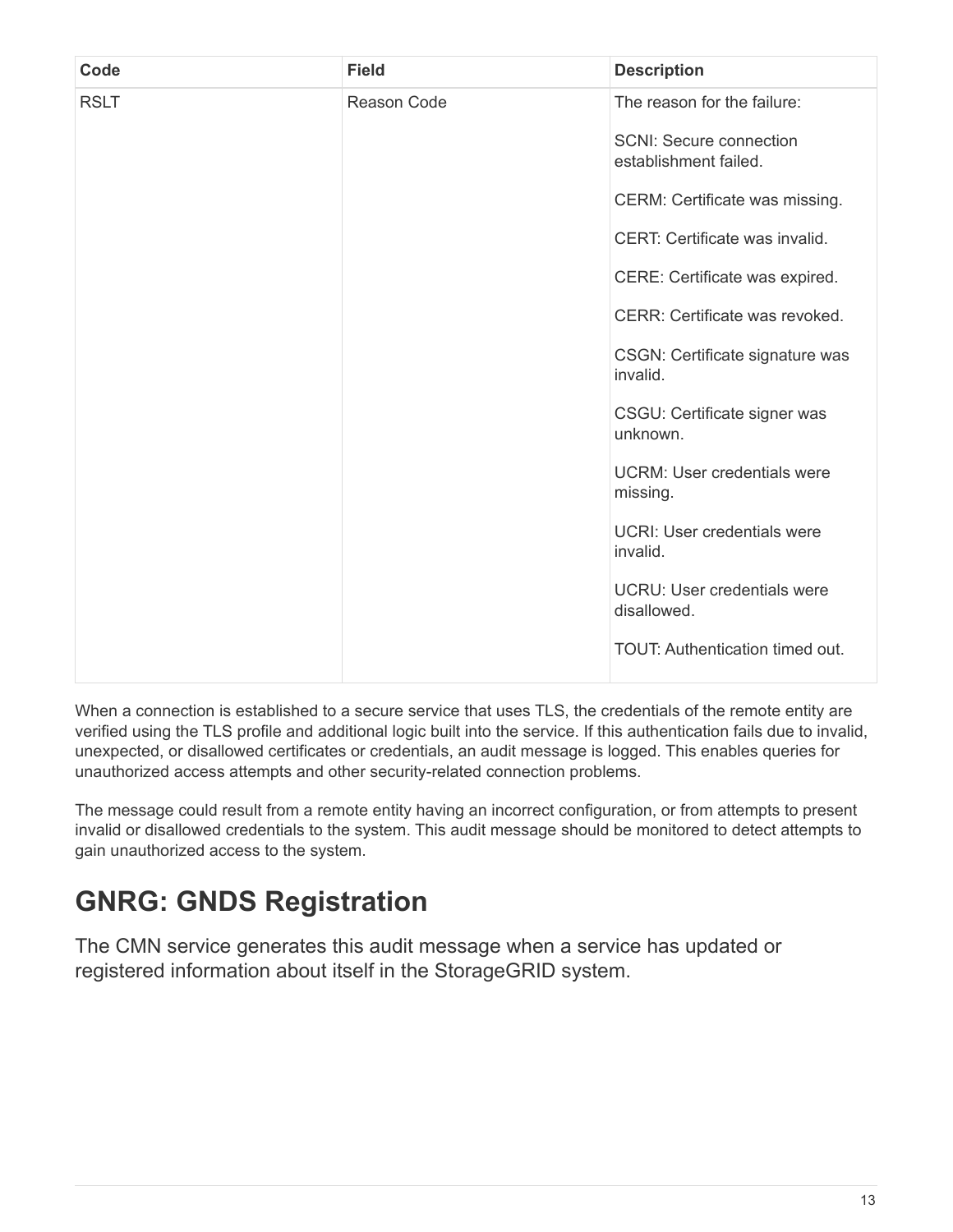| Code | Field | Description |
| --- | --- | --- |
| RSLT | Reason Code | The reason for the failure:<br><br>SCNI: Secure connection establishment failed.<br><br>CERM: Certificate was missing.<br><br>CERT: Certificate was invalid.<br><br>CERE: Certificate was expired.<br><br>CERR: Certificate was revoked.<br><br>CSGN: Certificate signature was invalid.<br><br>CSGU: Certificate signer was unknown.<br><br>UCRM: User credentials were missing.<br><br>UCRI: User credentials were invalid.<br><br>UCRU: User credentials were disallowed.<br><br>TOUT: Authentication timed out. |

When a connection is established to a secure service that uses TLS, the credentials of the remote entity are verified using the TLS profile and additional logic built into the service. If this authentication fails due to invalid, unexpected, or disallowed certificates or credentials, an audit message is logged. This enables queries for unauthorized access attempts and other security-related connection problems.

The message could result from a remote entity having an incorrect configuration, or from attempts to present invalid or disallowed credentials to the system. This audit message should be monitored to detect attempts to gain unauthorized access to the system.

## GNRG: GNDS Registration

The CMN service generates this audit message when a service has updated or registered information about itself in the StorageGRID system.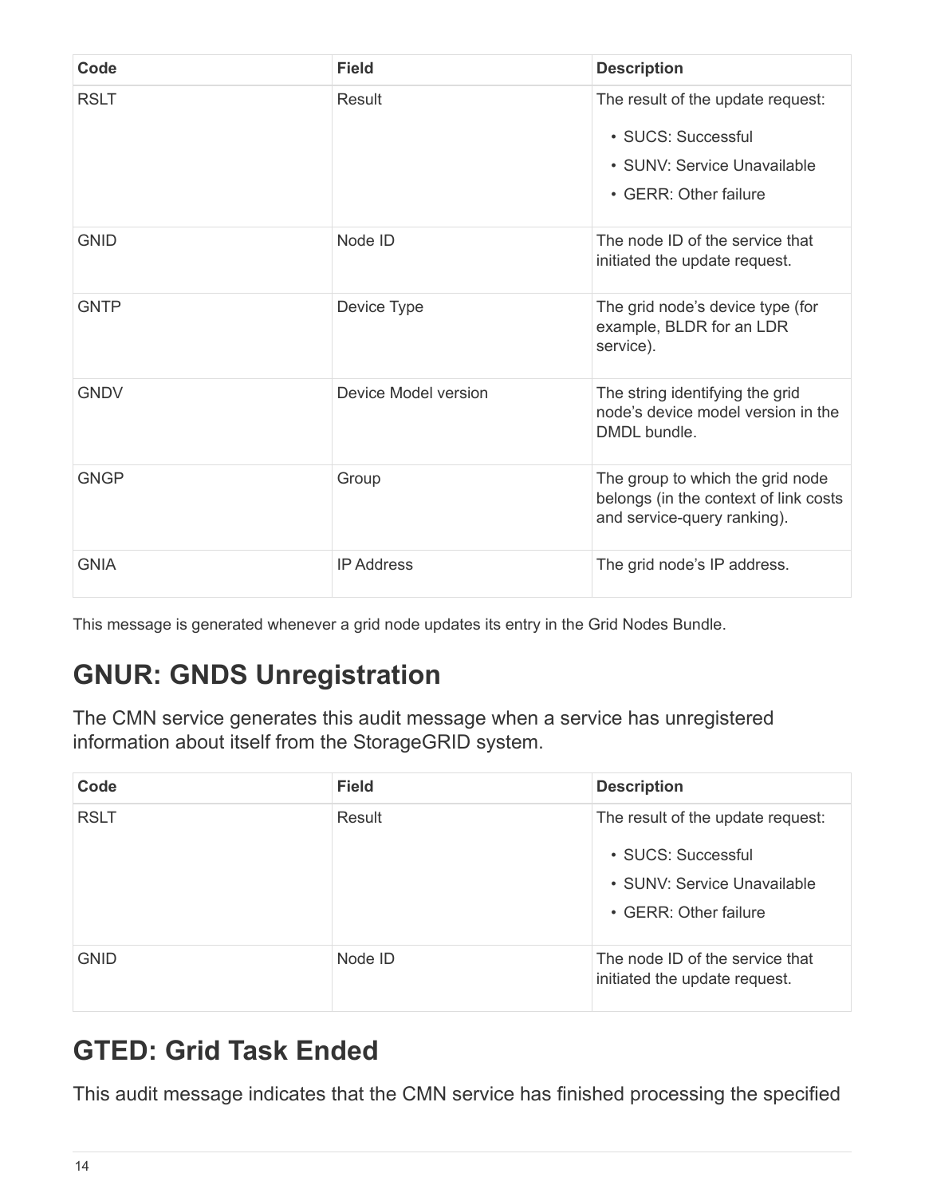| Code | Field | Description |
|---|---|---|
| RSLT | Result | The result of the update request:<br>• SUCS: Successful<br>• SUNV: Service Unavailable<br>• GERR: Other failure |
| GNID | Node ID | The node ID of the service that initiated the update request. |
| GNTP | Device Type | The grid node's device type (for example, BLDR for an LDR service). |
| GNDV | Device Model version | The string identifying the grid node's device model version in the DMDL bundle. |
| GNGP | Group | The group to which the grid node belongs (in the context of link costs and service-query ranking). |
| GNIA | IP Address | The grid node's IP address. |

This message is generated whenever a grid node updates its entry in the Grid Nodes Bundle.

## GNUR: GNDS Unregistration

The CMN service generates this audit message when a service has unregistered information about itself from the StorageGRID system.

| Code | Field | Description |
|---|---|---|
| RSLT | Result | The result of the update request:<br>• SUCS: Successful<br>• SUNV: Service Unavailable<br>• GERR: Other failure |
| GNID | Node ID | The node ID of the service that initiated the update request. |

## GTED: Grid Task Ended

This audit message indicates that the CMN service has finished processing the specified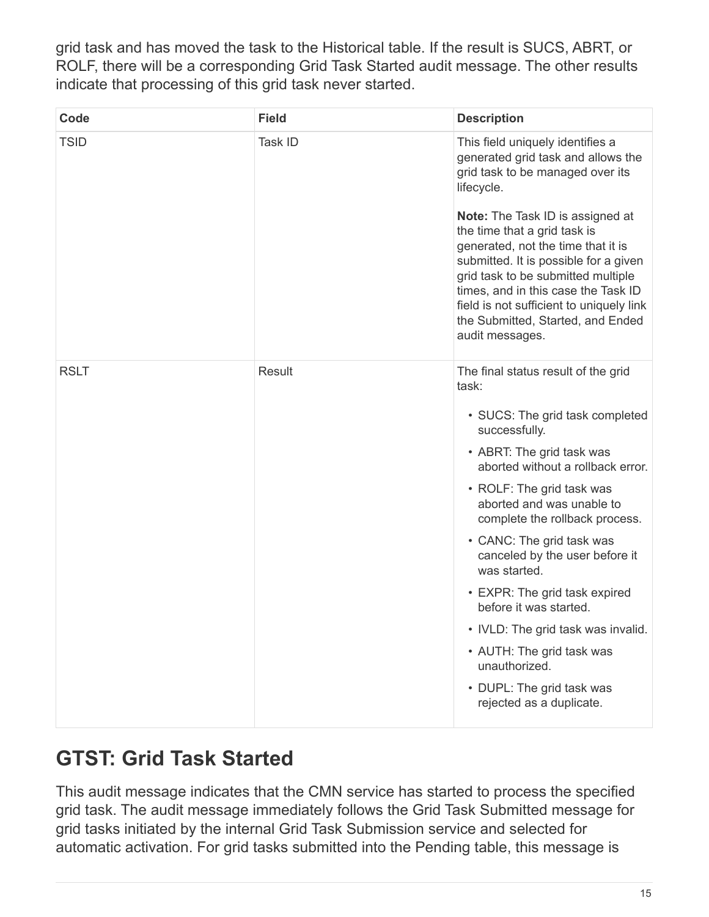grid task and has moved the task to the Historical table. If the result is SUCS, ABRT, or ROLF, there will be a corresponding Grid Task Started audit message. The other results indicate that processing of this grid task never started.

| Code | Field | Description |
| --- | --- | --- |
| TSID | Task ID | This field uniquely identifies a generated grid task and allows the grid task to be managed over its lifecycle.<br><br>**Note:** The Task ID is assigned at the time that a grid task is generated, not the time that it is submitted. It is possible for a given grid task to be submitted multiple times, and in this case the Task ID field is not sufficient to uniquely link the Submitted, Started, and Ended audit messages. |
| RSLT | Result | The final status result of the grid task:<br><br>• SUCS: The grid task completed successfully.<br>• ABRT: The grid task was aborted without a rollback error.<br>• ROLF: The grid task was aborted and was unable to complete the rollback process.<br>• CANC: The grid task was canceled by the user before it was started.<br>• EXPR: The grid task expired before it was started.<br>• IVLD: The grid task was invalid.<br>• AUTH: The grid task was unauthorized.<br>• DUPL: The grid task was rejected as a duplicate. |

## GTST: Grid Task Started

This audit message indicates that the CMN service has started to process the specified grid task. The audit message immediately follows the Grid Task Submitted message for grid tasks initiated by the internal Grid Task Submission service and selected for automatic activation. For grid tasks submitted into the Pending table, this message is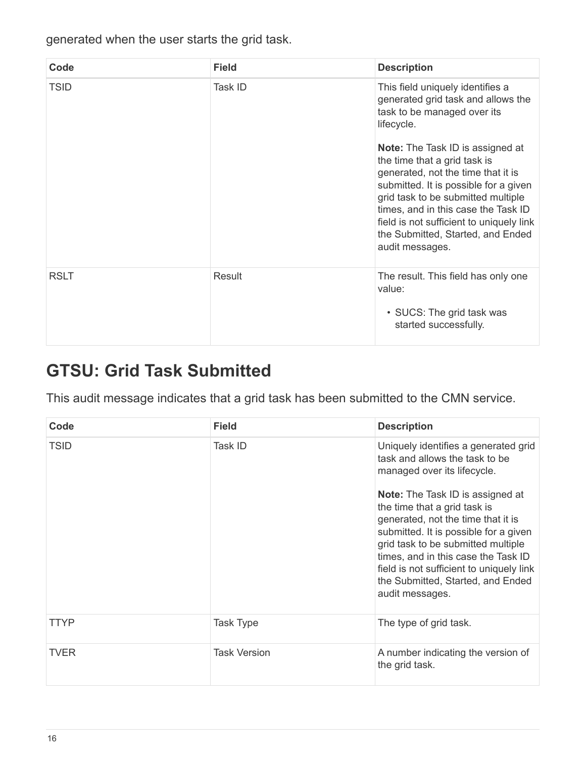generated when the user starts the grid task.

| Code | Field | Description |
| --- | --- | --- |
| TSID | Task ID | This field uniquely identifies a generated grid task and allows the task to be managed over its lifecycle.<br><br>**Note:** The Task ID is assigned at the time that a grid task is generated, not the time that it is submitted. It is possible for a given grid task to be submitted multiple times, and in this case the Task ID field is not sufficient to uniquely link the Submitted, Started, and Ended audit messages. |
| RSLT | Result | The result. This field has only one value:<br><br>• SUCS: The grid task was started successfully. |

## GTSU: Grid Task Submitted

This audit message indicates that a grid task has been submitted to the CMN service.

| Code | Field | Description |
| --- | --- | --- |
| TSID | Task ID | Uniquely identifies a generated grid task and allows the task to be managed over its lifecycle.<br><br>**Note:** The Task ID is assigned at the time that a grid task is generated, not the time that it is submitted. It is possible for a given grid task to be submitted multiple times, and in this case the Task ID field is not sufficient to uniquely link the Submitted, Started, and Ended audit messages. |
| TTYP | Task Type | The type of grid task. |
| TVER | Task Version | A number indicating the version of the grid task. |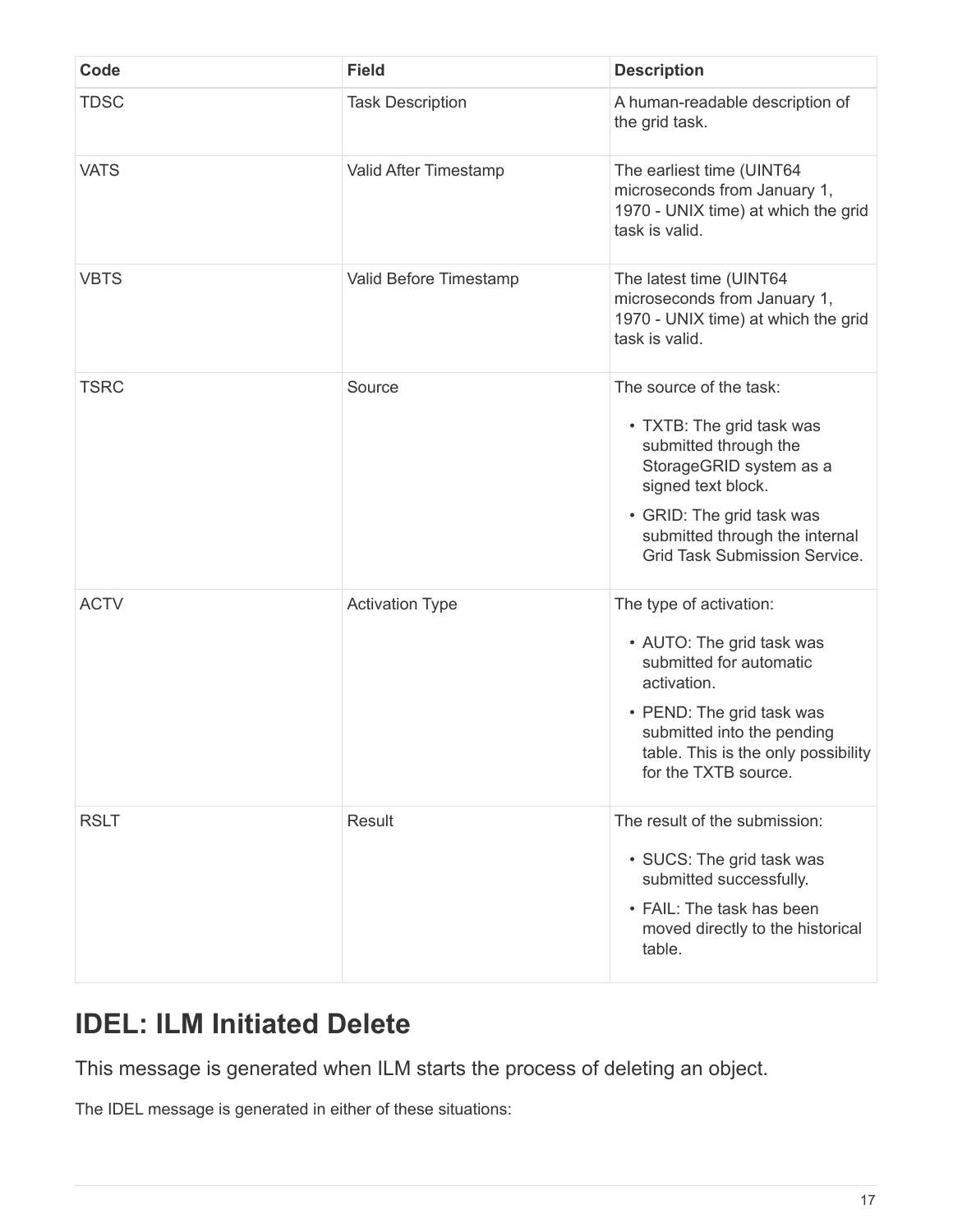| Code | Field | Description |
| --- | --- | --- |
| TDSC | Task Description | A human-readable description of the grid task. |
| VATS | Valid After Timestamp | The earliest time (UINT64 microseconds from January 1, 1970 - UNIX time) at which the grid task is valid. |
| VBTS | Valid Before Timestamp | The latest time (UINT64 microseconds from January 1, 1970 - UNIX time) at which the grid task is valid. |
| TSRC | Source | The source of the task:<br>• TXTB: The grid task was submitted through the StorageGRID system as a signed text block.<br>• GRID: The grid task was submitted through the internal Grid Task Submission Service. |
| ACTV | Activation Type | The type of activation:<br>• AUTO: The grid task was submitted for automatic activation.<br>• PEND: The grid task was submitted into the pending table. This is the only possibility for the TXTB source. |
| RSLT | Result | The result of the submission:<br>• SUCS: The grid task was submitted successfully.<br>• FAIL: The task has been moved directly to the historical table. |

## IDEL: ILM Initiated Delete

This message is generated when ILM starts the process of deleting an object.

The IDEL message is generated in either of these situations: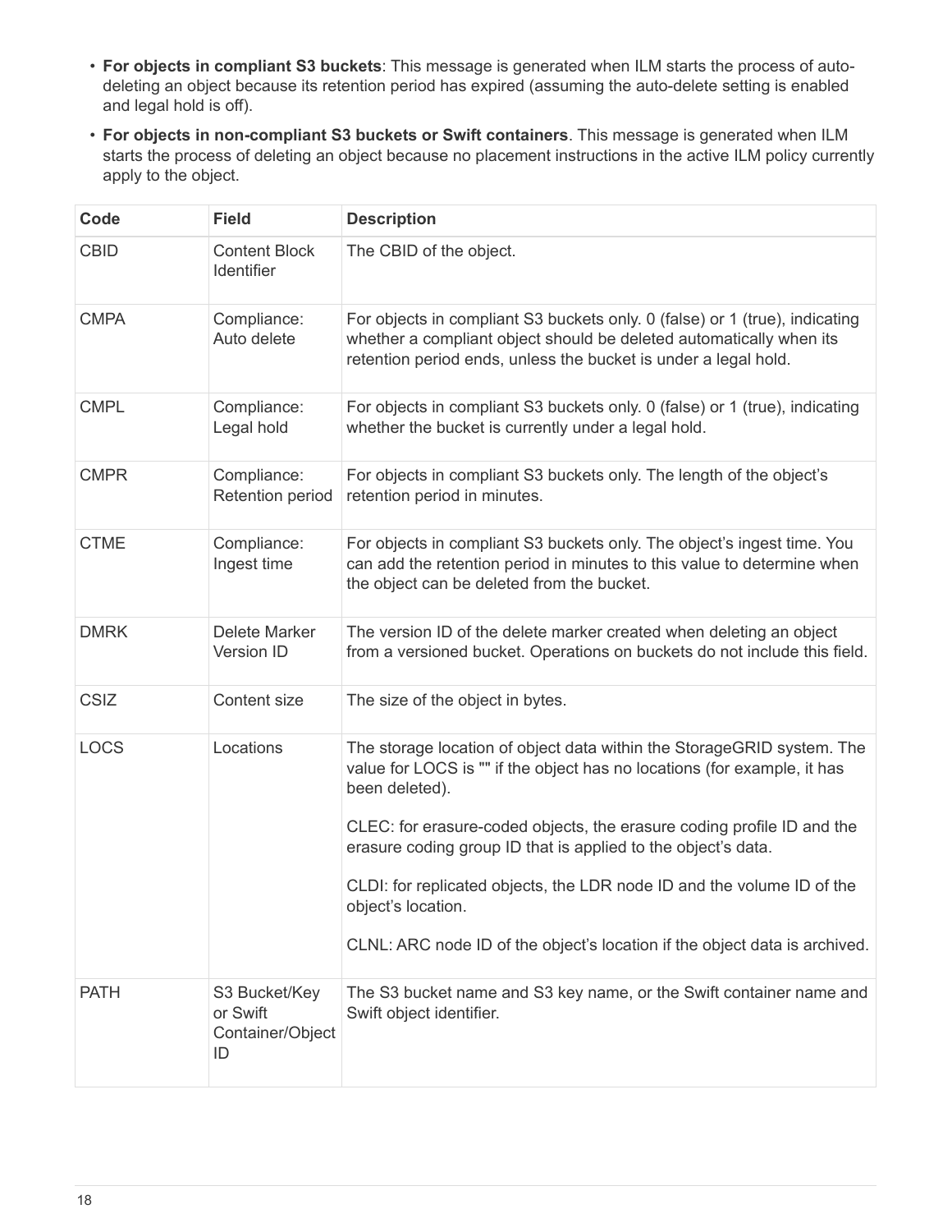- **For objects in compliant S3 buckets**: This message is generated when ILM starts the process of auto-deleting an object because its retention period has expired (assuming the auto-delete setting is enabled and legal hold is off).
- **For objects in non-compliant S3 buckets or Swift containers**. This message is generated when ILM starts the process of deleting an object because no placement instructions in the active ILM policy currently apply to the object.

| Code | Field | Description |
| --- | --- | --- |
| CBID | Content Block Identifier | The CBID of the object. |
| CMPA | Compliance: Auto delete | For objects in compliant S3 buckets only. 0 (false) or 1 (true), indicating whether a compliant object should be deleted automatically when its retention period ends, unless the bucket is under a legal hold. |
| CMPL | Compliance: Legal hold | For objects in compliant S3 buckets only. 0 (false) or 1 (true), indicating whether the bucket is currently under a legal hold. |
| CMPR | Compliance: Retention period | For objects in compliant S3 buckets only. The length of the object's retention period in minutes. |
| CTME | Compliance: Ingest time | For objects in compliant S3 buckets only. The object's ingest time. You can add the retention period in minutes to this value to determine when the object can be deleted from the bucket. |
| DMRK | Delete Marker Version ID | The version ID of the delete marker created when deleting an object from a versioned bucket. Operations on buckets do not include this field. |
| CSIZ | Content size | The size of the object in bytes. |
| LOCS | Locations | The storage location of object data within the StorageGRID system. The value for LOCS is "" if the object has no locations (for example, it has been deleted).<br><br>CLEC: for erasure-coded objects, the erasure coding profile ID and the erasure coding group ID that is applied to the object's data.<br><br>CLDI: for replicated objects, the LDR node ID and the volume ID of the object's location.<br><br>CLNL: ARC node ID of the object's location if the object data is archived. |
| PATH | S3 Bucket/Key or Swift Container/Object ID | The S3 bucket name and S3 key name, or the Swift container name and Swift object identifier. |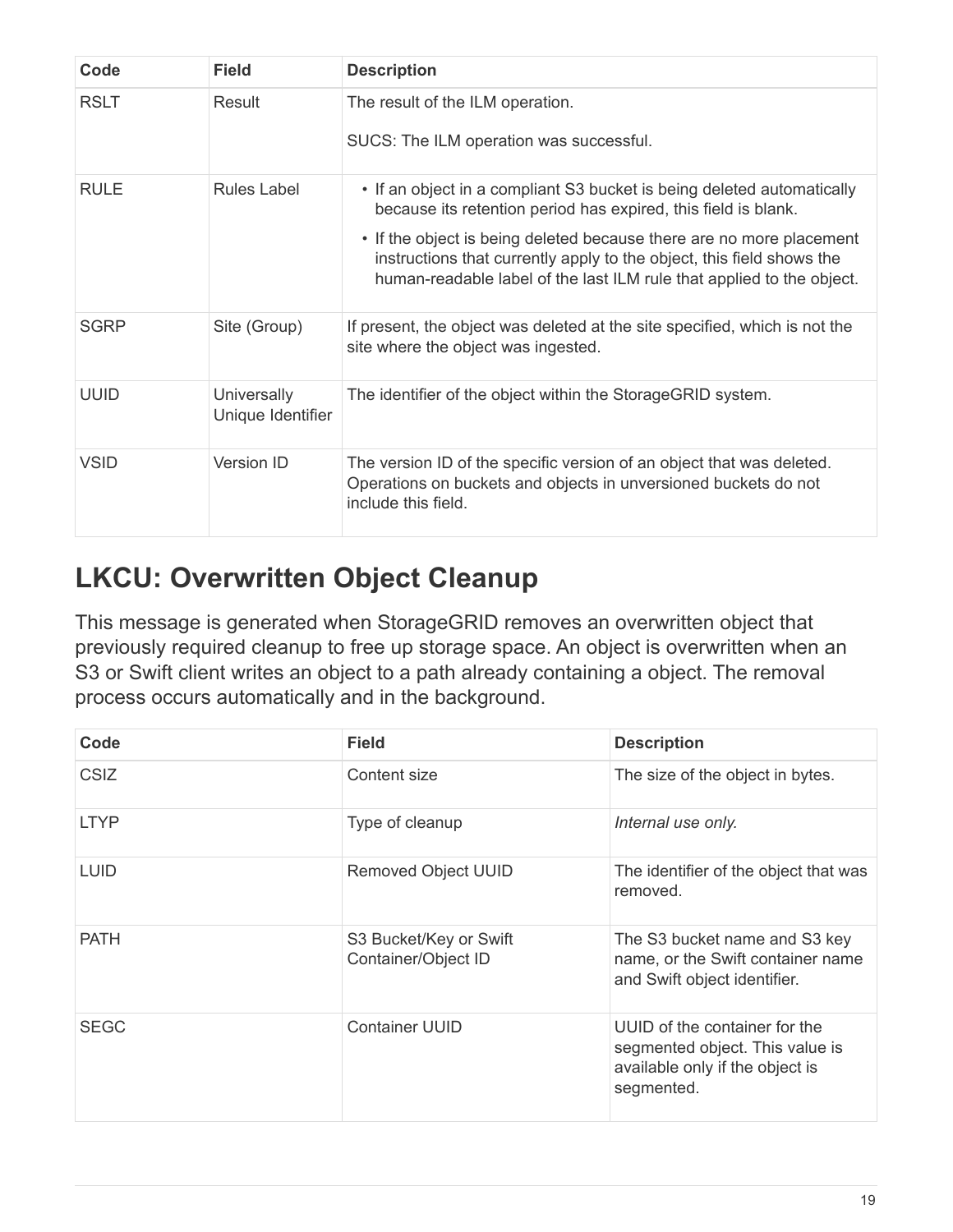| Code | Field | Description |
| --- | --- | --- |
| RSLT | Result | The result of the ILM operation.<br><br>SUCS: The ILM operation was successful. |
| RULE | Rules Label | • If an object in a compliant S3 bucket is being deleted automatically because its retention period has expired, this field is blank.<br>• If the object is being deleted because there are no more placement instructions that currently apply to the object, this field shows the human-readable label of the last ILM rule that applied to the object. |
| SGRP | Site (Group) | If present, the object was deleted at the site specified, which is not the site where the object was ingested. |
| UUID | Universally Unique Identifier | The identifier of the object within the StorageGRID system. |
| VSID | Version ID | The version ID of the specific version of an object that was deleted. Operations on buckets and objects in unversioned buckets do not include this field. |

## LKCU: Overwritten Object Cleanup

This message is generated when StorageGRID removes an overwritten object that previously required cleanup to free up storage space. An object is overwritten when an S3 or Swift client writes an object to a path already containing a object. The removal process occurs automatically and in the background.

| Code | Field | Description |
| --- | --- | --- |
| CSIZ | Content size | The size of the object in bytes. |
| LTYP | Type of cleanup | *Internal use only.* |
| LUID | Removed Object UUID | The identifier of the object that was removed. |
| PATH | S3 Bucket/Key or Swift Container/Object ID | The S3 bucket name and S3 key name, or the Swift container name and Swift object identifier. |
| SEGC | Container UUID | UUID of the container for the segmented object. This value is available only if the object is segmented. |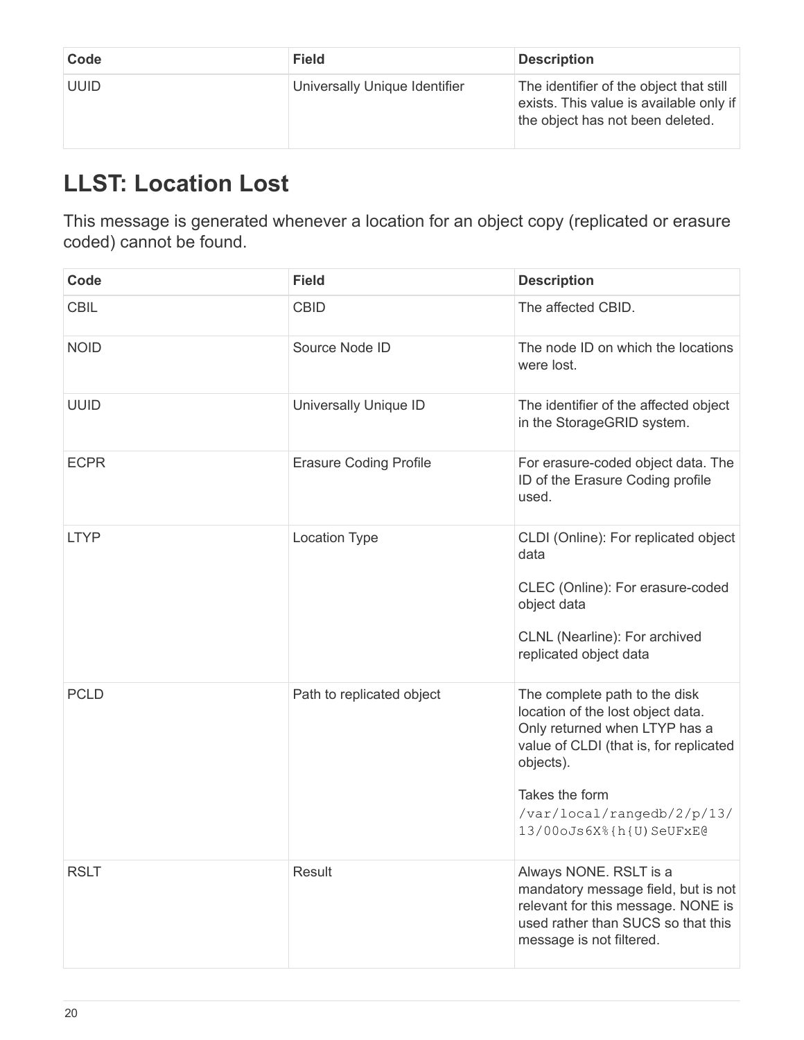| Code | Field | Description |
| --- | --- | --- |
| UUID | Universally Unique Identifier | The identifier of the object that still exists. This value is available only if the object has not been deleted. |

## LLST: Location Lost

This message is generated whenever a location for an object copy (replicated or erasure coded) cannot be found.

| Code | Field | Description |
| --- | --- | --- |
| CBIL | CBID | The affected CBID. |
| NOID | Source Node ID | The node ID on which the locations were lost. |
| UUID | Universally Unique ID | The identifier of the affected object in the StorageGRID system. |
| ECPR | Erasure Coding Profile | For erasure-coded object data. The ID of the Erasure Coding profile used. |
| LTYP | Location Type | CLDI (Online): For replicated object data<br><br>CLEC (Online): For erasure-coded object data<br><br>CLNL (Nearline): For archived replicated object data |
| PCLD | Path to replicated object | The complete path to the disk location of the lost object data. Only returned when LTYP has a value of CLDI (that is, for replicated objects).<br><br>Takes the form `/var/local/rangedb/2/p/13/13/00oJs6X%{h{U)SeUFxE@` |
| RSLT | Result | Always NONE. RSLT is a mandatory message field, but is not relevant for this message. NONE is used rather than SUCS so that this message is not filtered. |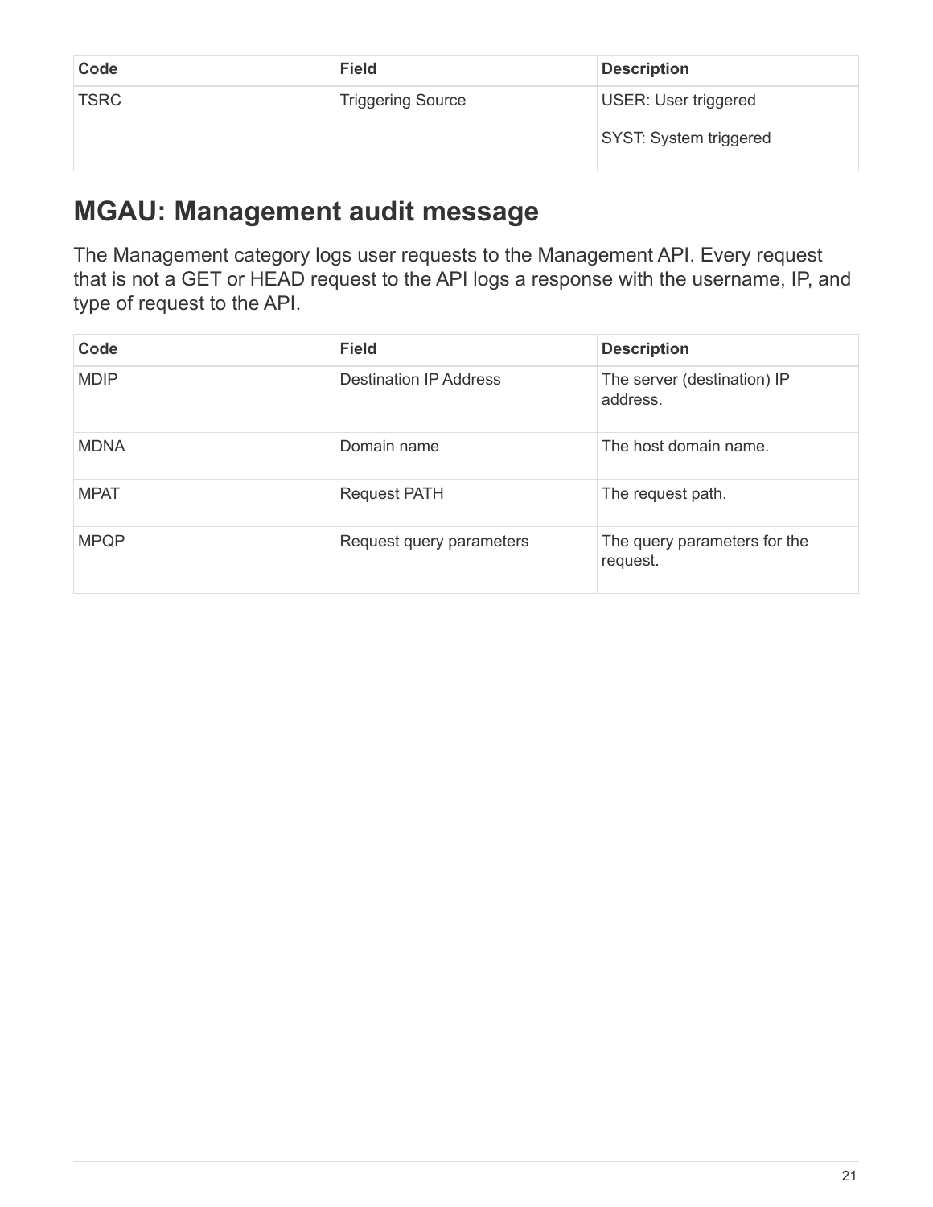| Code | Field | Description |
| --- | --- | --- |
| TSRC | Triggering Source | USER: User triggered<br><br>SYST: System triggered |

## MGAU: Management audit message

The Management category logs user requests to the Management API. Every request that is not a GET or HEAD request to the API logs a response with the username, IP, and type of request to the API.

| Code | Field | Description |
| --- | --- | --- |
| MDIP | Destination IP Address | The server (destination) IP address. |
| MDNA | Domain name | The host domain name. |
| MPAT | Request PATH | The request path. |
| MPQP | Request query parameters | The query parameters for the request. |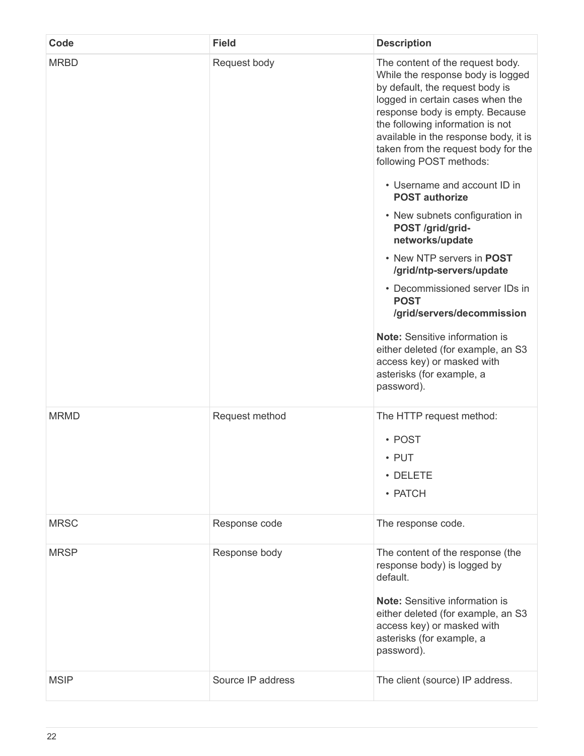| Code | Field | Description |
| --- | --- | --- |
| MRBD | Request body | The content of the request body. While the response body is logged by default, the request body is logged in certain cases when the response body is empty. Because the following information is not available in the response body, it is taken from the request body for the following POST methods:<br><br>• Username and account ID in **POST authorize**<br>• New subnets configuration in **POST /grid/grid-networks/update**<br>• New NTP servers in **POST /grid/ntp-servers/update**<br>• Decommissioned server IDs in **POST /grid/servers/decommission**<br><br>**Note:** Sensitive information is either deleted (for example, an S3 access key) or masked with asterisks (for example, a password). |
| MRMD | Request method | The HTTP request method:<br><br>• POST<br>• PUT<br>• DELETE<br>• PATCH |
| MRSC | Response code | The response code. |
| MRSP | Response body | The content of the response (the response body) is logged by default.<br><br>**Note:** Sensitive information is either deleted (for example, an S3 access key) or masked with asterisks (for example, a password). |
| MSIP | Source IP address | The client (source) IP address. |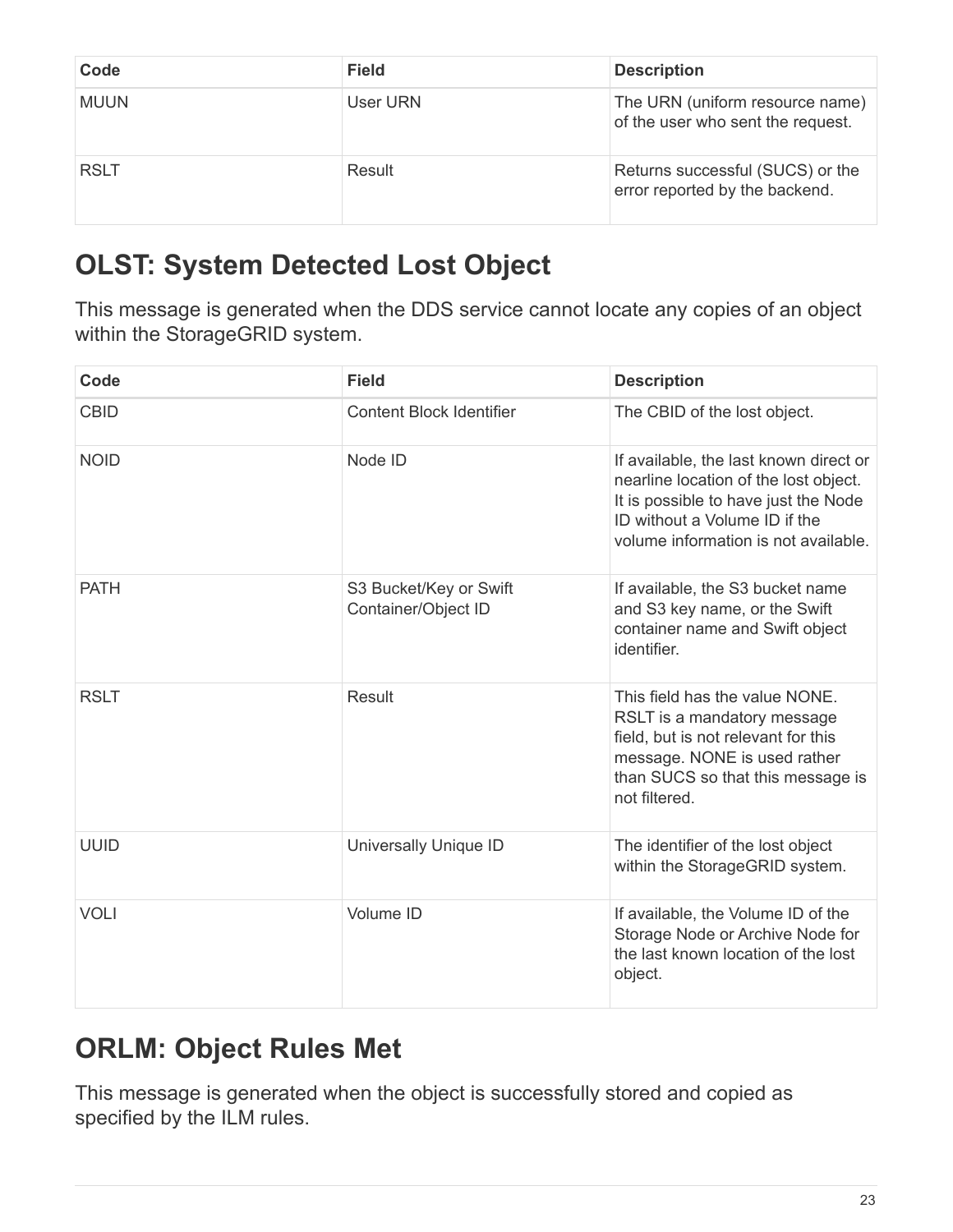| Code | Field | Description |
| --- | --- | --- |
| MUUN | User URN | The URN (uniform resource name) of the user who sent the request. |
| RSLT | Result | Returns successful (SUCS) or the error reported by the backend. |

## OLST: System Detected Lost Object

This message is generated when the DDS service cannot locate any copies of an object within the StorageGRID system.

| Code | Field | Description |
| --- | --- | --- |
| CBID | Content Block Identifier | The CBID of the lost object. |
| NOID | Node ID | If available, the last known direct or nearline location of the lost object. It is possible to have just the Node ID without a Volume ID if the volume information is not available. |
| PATH | S3 Bucket/Key or Swift Container/Object ID | If available, the S3 bucket name and S3 key name, or the Swift container name and Swift object identifier. |
| RSLT | Result | This field has the value NONE. RSLT is a mandatory message field, but is not relevant for this message. NONE is used rather than SUCS so that this message is not filtered. |
| UUID | Universally Unique ID | The identifier of the lost object within the StorageGRID system. |
| VOLI | Volume ID | If available, the Volume ID of the Storage Node or Archive Node for the last known location of the lost object. |

## ORLM: Object Rules Met

This message is generated when the object is successfully stored and copied as specified by the ILM rules.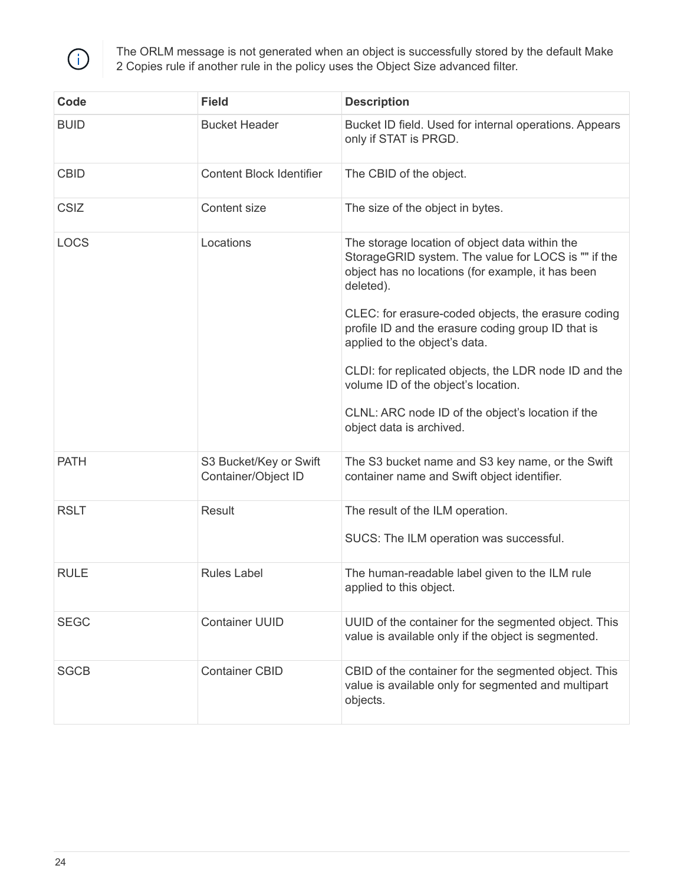> The ORLM message is not generated when an object is successfully stored by the default Make 2 Copies rule if another rule in the policy uses the Object Size advanced filter.

| Code | Field | Description |
| --- | --- | --- |
| BUID | Bucket Header | Bucket ID field. Used for internal operations. Appears only if STAT is PRGD. |
| CBID | Content Block Identifier | The CBID of the object. |
| CSIZ | Content size | The size of the object in bytes. |
| LOCS | Locations | The storage location of object data within the StorageGRID system. The value for LOCS is "" if the object has no locations (for example, it has been deleted).<br><br>CLEC: for erasure-coded objects, the erasure coding profile ID and the erasure coding group ID that is applied to the object's data.<br><br>CLDI: for replicated objects, the LDR node ID and the volume ID of the object's location.<br><br>CLNL: ARC node ID of the object's location if the object data is archived. |
| PATH | S3 Bucket/Key or Swift Container/Object ID | The S3 bucket name and S3 key name, or the Swift container name and Swift object identifier. |
| RSLT | Result | The result of the ILM operation.<br><br>SUCS: The ILM operation was successful. |
| RULE | Rules Label | The human-readable label given to the ILM rule applied to this object. |
| SEGC | Container UUID | UUID of the container for the segmented object. This value is available only if the object is segmented. |
| SGCB | Container CBID | CBID of the container for the segmented object. This value is available only for segmented and multipart objects. |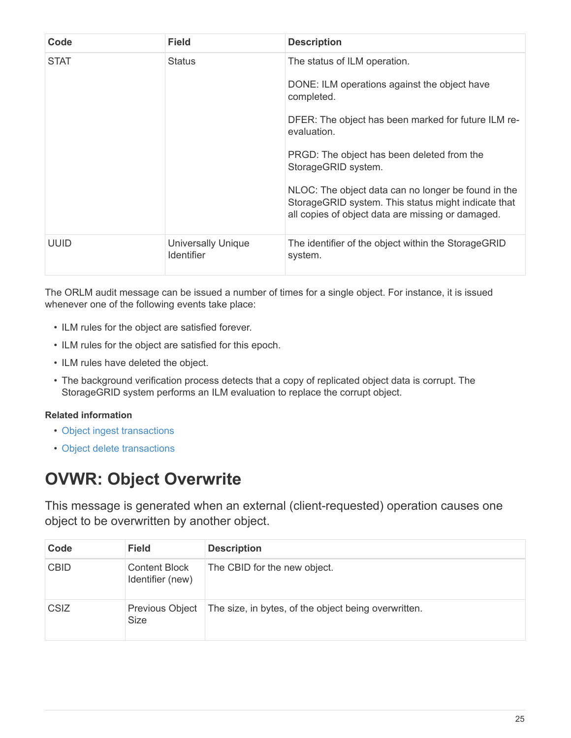| Code | Field | Description |
| --- | --- | --- |
| STAT | Status | The status of ILM operation.<br><br>DONE: ILM operations against the object have completed.<br><br>DFER: The object has been marked for future ILM re-evaluation.<br><br>PRGD: The object has been deleted from the StorageGRID system.<br><br>NLOC: The object data can no longer be found in the StorageGRID system. This status might indicate that all copies of object data are missing or damaged. |
| UUID | Universally Unique Identifier | The identifier of the object within the StorageGRID system. |

The ORLM audit message can be issued a number of times for a single object. For instance, it is issued whenever one of the following events take place:

- ILM rules for the object are satisfied forever.
- ILM rules for the object are satisfied for this epoch.
- ILM rules have deleted the object.
- The background verification process detects that a copy of replicated object data is corrupt. The StorageGRID system performs an ILM evaluation to replace the corrupt object.

**Related information**

- Object ingest transactions
- Object delete transactions

# OVWR: Object Overwrite

This message is generated when an external (client-requested) operation causes one object to be overwritten by another object.

| Code | Field | Description |
| --- | --- | --- |
| CBID | Content Block Identifier (new) | The CBID for the new object. |
| CSIZ | Previous Object Size | The size, in bytes, of the object being overwritten. |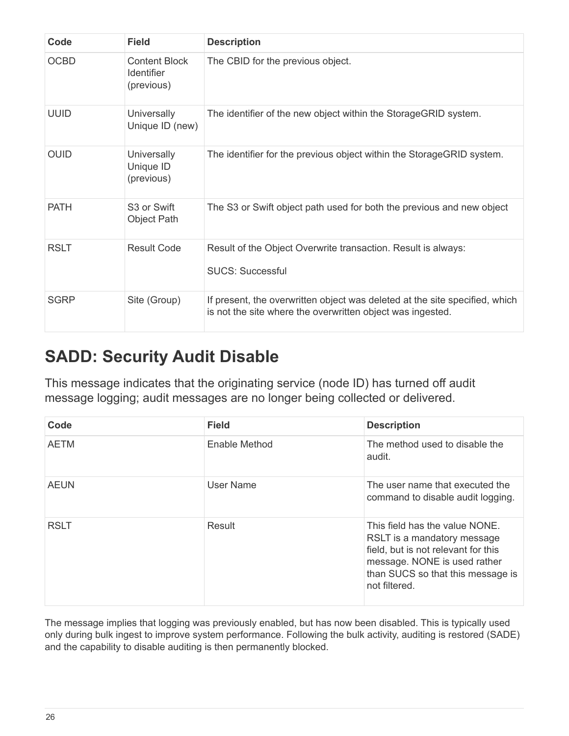| Code | Field | Description |
| --- | --- | --- |
| OCBD | Content Block Identifier (previous) | The CBID for the previous object. |
| UUID | Universally Unique ID (new) | The identifier of the new object within the StorageGRID system. |
| OUID | Universally Unique ID (previous) | The identifier for the previous object within the StorageGRID system. |
| PATH | S3 or Swift Object Path | The S3 or Swift object path used for both the previous and new object |
| RSLT | Result Code | Result of the Object Overwrite transaction. Result is always:<br><br>SUCS: Successful |
| SGRP | Site (Group) | If present, the overwritten object was deleted at the site specified, which is not the site where the overwritten object was ingested. |

## SADD: Security Audit Disable

This message indicates that the originating service (node ID) has turned off audit message logging; audit messages are no longer being collected or delivered.

| Code | Field | Description |
| --- | --- | --- |
| AETM | Enable Method | The method used to disable the audit. |
| AEUN | User Name | The user name that executed the command to disable audit logging. |
| RSLT | Result | This field has the value NONE. RSLT is a mandatory message field, but is not relevant for this message. NONE is used rather than SUCS so that this message is not filtered. |

The message implies that logging was previously enabled, but has now been disabled. This is typically used only during bulk ingest to improve system performance. Following the bulk activity, auditing is restored (SADE) and the capability to disable auditing is then permanently blocked.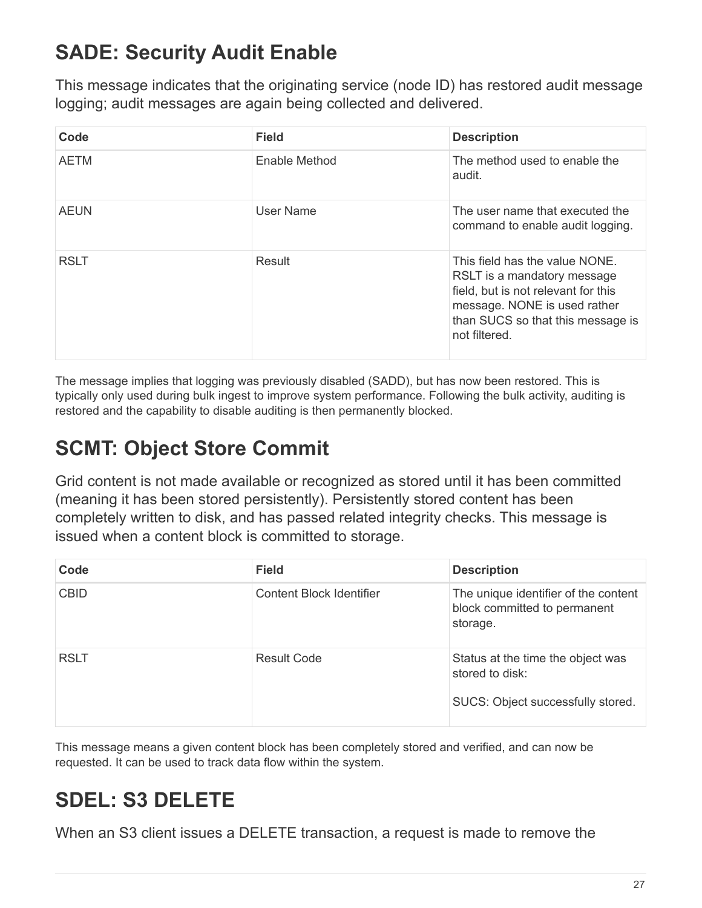## SADE: Security Audit Enable

This message indicates that the originating service (node ID) has restored audit message logging; audit messages are again being collected and delivered.

| Code | Field | Description |
| --- | --- | --- |
| AETM | Enable Method | The method used to enable the audit. |
| AEUN | User Name | The user name that executed the command to enable audit logging. |
| RSLT | Result | This field has the value NONE. RSLT is a mandatory message field, but is not relevant for this message. NONE is used rather than SUCS so that this message is not filtered. |

The message implies that logging was previously disabled (SADD), but has now been restored. This is typically only used during bulk ingest to improve system performance. Following the bulk activity, auditing is restored and the capability to disable auditing is then permanently blocked.

## SCMT: Object Store Commit

Grid content is not made available or recognized as stored until it has been committed (meaning it has been stored persistently). Persistently stored content has been completely written to disk, and has passed related integrity checks. This message is issued when a content block is committed to storage.

| Code | Field | Description |
| --- | --- | --- |
| CBID | Content Block Identifier | The unique identifier of the content block committed to permanent storage. |
| RSLT | Result Code | Status at the time the object was stored to disk:<br><br>SUCS: Object successfully stored. |

This message means a given content block has been completely stored and verified, and can now be requested. It can be used to track data flow within the system.

## SDEL: S3 DELETE

When an S3 client issues a DELETE transaction, a request is made to remove the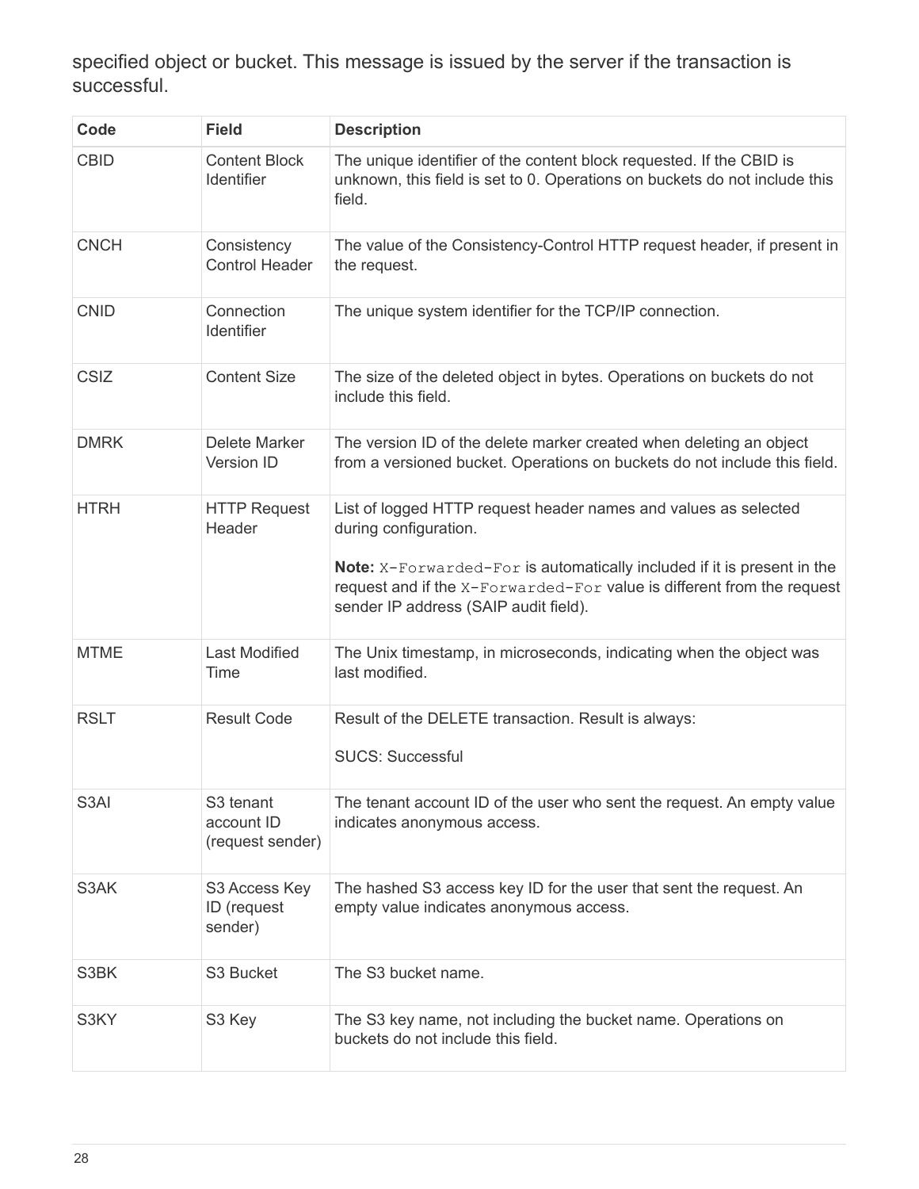specified object or bucket. This message is issued by the server if the transaction is successful.

| Code | Field | Description |
| --- | --- | --- |
| CBID | Content Block Identifier | The unique identifier of the content block requested. If the CBID is unknown, this field is set to 0. Operations on buckets do not include this field. |
| CNCH | Consistency Control Header | The value of the Consistency-Control HTTP request header, if present in the request. |
| CNID | Connection Identifier | The unique system identifier for the TCP/IP connection. |
| CSIZ | Content Size | The size of the deleted object in bytes. Operations on buckets do not include this field. |
| DMRK | Delete Marker Version ID | The version ID of the delete marker created when deleting an object from a versioned bucket. Operations on buckets do not include this field. |
| HTRH | HTTP Request Header | List of logged HTTP request header names and values as selected during configuration. **Note:** `X-Forwarded-For` is automatically included if it is present in the request and if the `X-Forwarded-For` value is different from the request sender IP address (SAIP audit field). |
| MTME | Last Modified Time | The Unix timestamp, in microseconds, indicating when the object was last modified. |
| RSLT | Result Code | Result of the DELETE transaction. Result is always: SUCS: Successful |
| S3AI | S3 tenant account ID (request sender) | The tenant account ID of the user who sent the request. An empty value indicates anonymous access. |
| S3AK | S3 Access Key ID (request sender) | The hashed S3 access key ID for the user that sent the request. An empty value indicates anonymous access. |
| S3BK | S3 Bucket | The S3 bucket name. |
| S3KY | S3 Key | The S3 key name, not including the bucket name. Operations on buckets do not include this field. |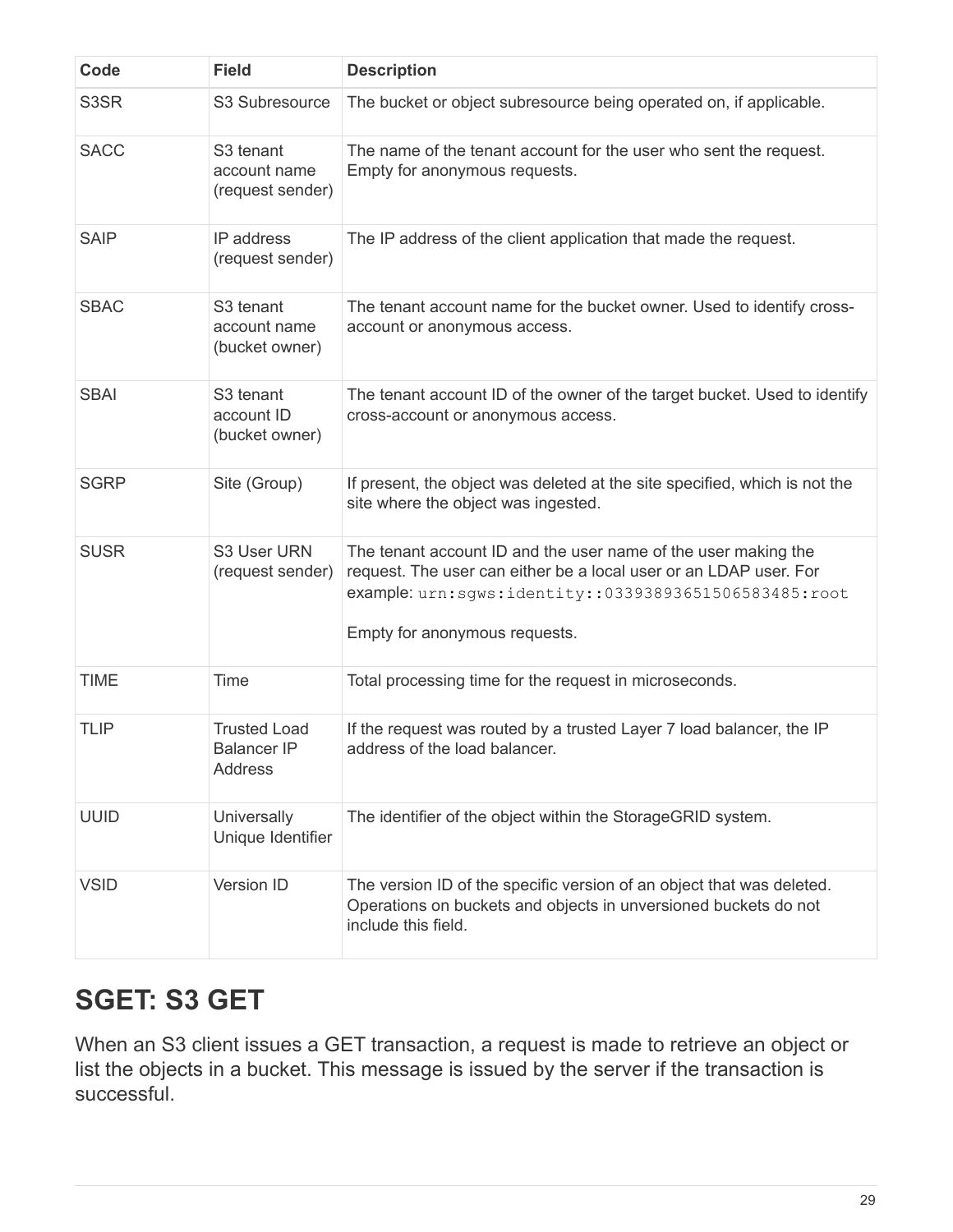| Code | Field | Description |
| --- | --- | --- |
| S3SR | S3 Subresource | The bucket or object subresource being operated on, if applicable. |
| SACC | S3 tenant account name (request sender) | The name of the tenant account for the user who sent the request. Empty for anonymous requests. |
| SAIP | IP address (request sender) | The IP address of the client application that made the request. |
| SBAC | S3 tenant account name (bucket owner) | The tenant account name for the bucket owner. Used to identify cross-account or anonymous access. |
| SBAI | S3 tenant account ID (bucket owner) | The tenant account ID of the owner of the target bucket. Used to identify cross-account or anonymous access. |
| SGRP | Site (Group) | If present, the object was deleted at the site specified, which is not the site where the object was ingested. |
| SUSR | S3 User URN (request sender) | The tenant account ID and the user name of the user making the request. The user can either be a local user or an LDAP user. For example: `urn:sgws:identity::03393893651506583485:root`<br><br>Empty for anonymous requests. |
| TIME | Time | Total processing time for the request in microseconds. |
| TLIP | Trusted Load Balancer IP Address | If the request was routed by a trusted Layer 7 load balancer, the IP address of the load balancer. |
| UUID | Universally Unique Identifier | The identifier of the object within the StorageGRID system. |
| VSID | Version ID | The version ID of the specific version of an object that was deleted. Operations on buckets and objects in unversioned buckets do not include this field. |

## SGET: S3 GET

When an S3 client issues a GET transaction, a request is made to retrieve an object or list the objects in a bucket. This message is issued by the server if the transaction is successful.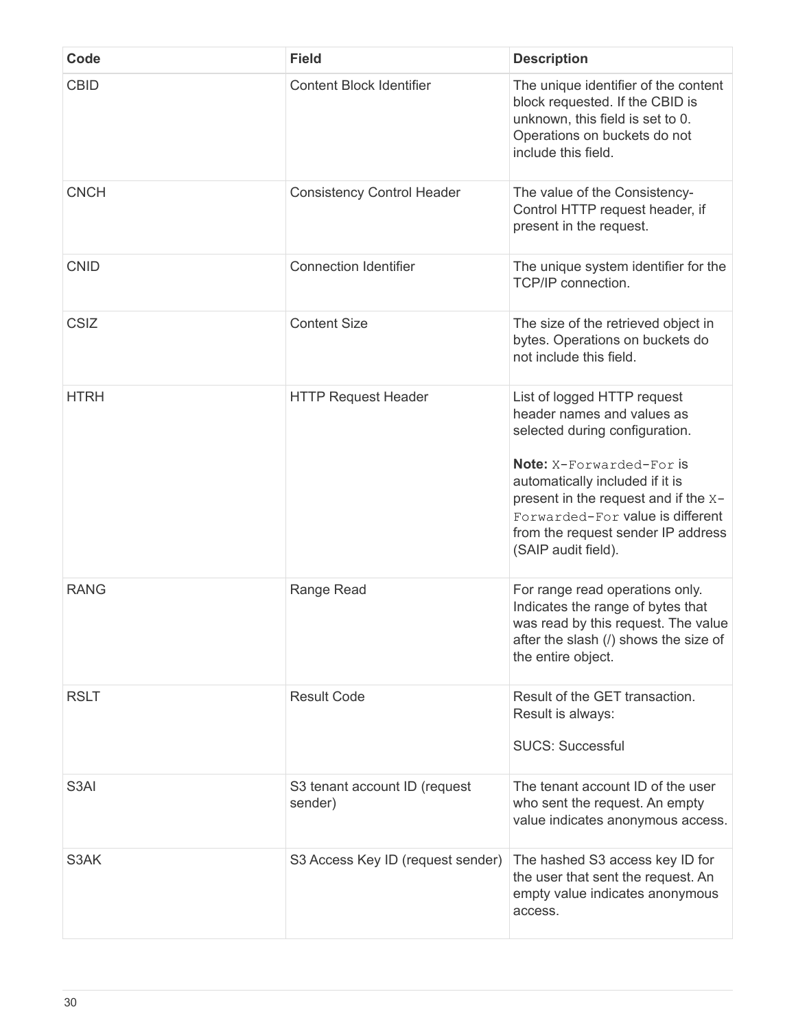| Code | Field | Description |
| --- | --- | --- |
| CBID | Content Block Identifier | The unique identifier of the content block requested. If the CBID is unknown, this field is set to 0. Operations on buckets do not include this field. |
| CNCH | Consistency Control Header | The value of the Consistency-Control HTTP request header, if present in the request. |
| CNID | Connection Identifier | The unique system identifier for the TCP/IP connection. |
| CSIZ | Content Size | The size of the retrieved object in bytes. Operations on buckets do not include this field. |
| HTRH | HTTP Request Header | List of logged HTTP request header names and values as selected during configuration.<br><br>**Note:** `X-Forwarded-For` is automatically included if it is present in the request and if the `X-Forwarded-For` value is different from the request sender IP address (SAIP audit field). |
| RANG | Range Read | For range read operations only. Indicates the range of bytes that was read by this request. The value after the slash (/) shows the size of the entire object. |
| RSLT | Result Code | Result of the GET transaction. Result is always:<br><br>SUCS: Successful |
| S3AI | S3 tenant account ID (request sender) | The tenant account ID of the user who sent the request. An empty value indicates anonymous access. |
| S3AK | S3 Access Key ID (request sender) | The hashed S3 access key ID for the user that sent the request. An empty value indicates anonymous access. |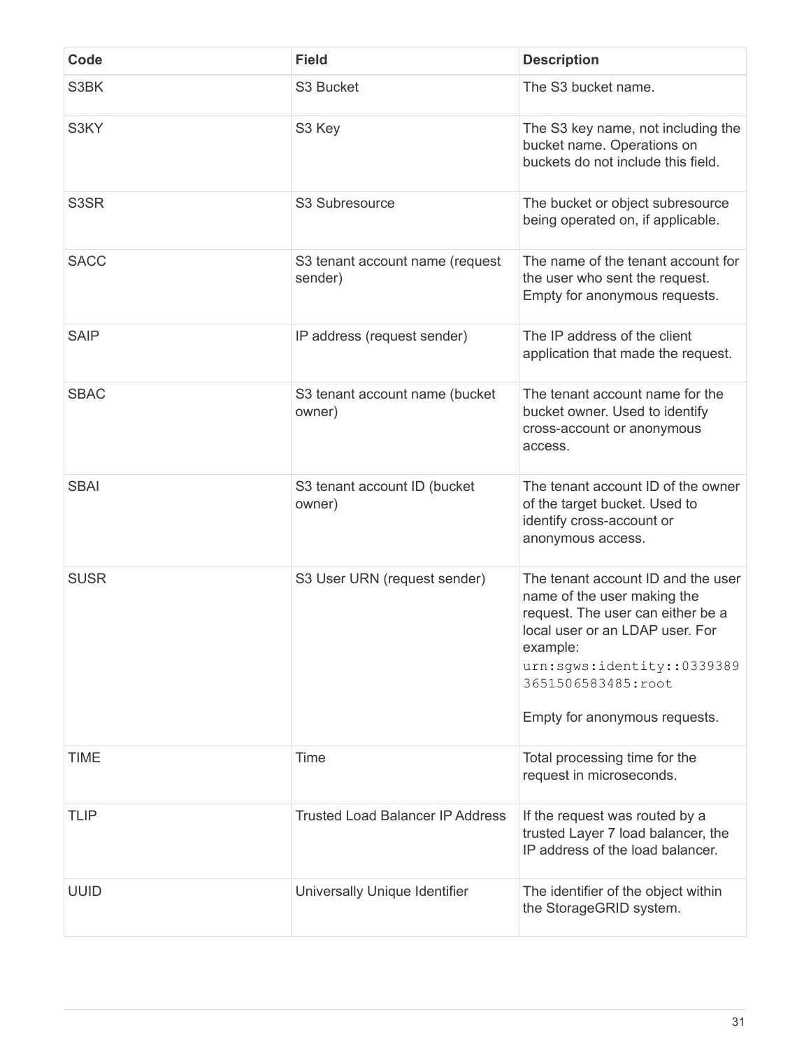| Code | Field | Description |
| --- | --- | --- |
| S3BK | S3 Bucket | The S3 bucket name. |
| S3KY | S3 Key | The S3 key name, not including the bucket name. Operations on buckets do not include this field. |
| S3SR | S3 Subresource | The bucket or object subresource being operated on, if applicable. |
| SACC | S3 tenant account name (request sender) | The name of the tenant account for the user who sent the request. Empty for anonymous requests. |
| SAIP | IP address (request sender) | The IP address of the client application that made the request. |
| SBAC | S3 tenant account name (bucket owner) | The tenant account name for the bucket owner. Used to identify cross-account or anonymous access. |
| SBAI | S3 tenant account ID (bucket owner) | The tenant account ID of the owner of the target bucket. Used to identify cross-account or anonymous access. |
| SUSR | S3 User URN (request sender) | The tenant account ID and the user name of the user making the request. The user can either be a local user or an LDAP user. For example: `urn:sgws:identity::03393893651506583485:root`<br><br>Empty for anonymous requests. |
| TIME | Time | Total processing time for the request in microseconds. |
| TLIP | Trusted Load Balancer IP Address | If the request was routed by a trusted Layer 7 load balancer, the IP address of the load balancer. |
| UUID | Universally Unique Identifier | The identifier of the object within the StorageGRID system. |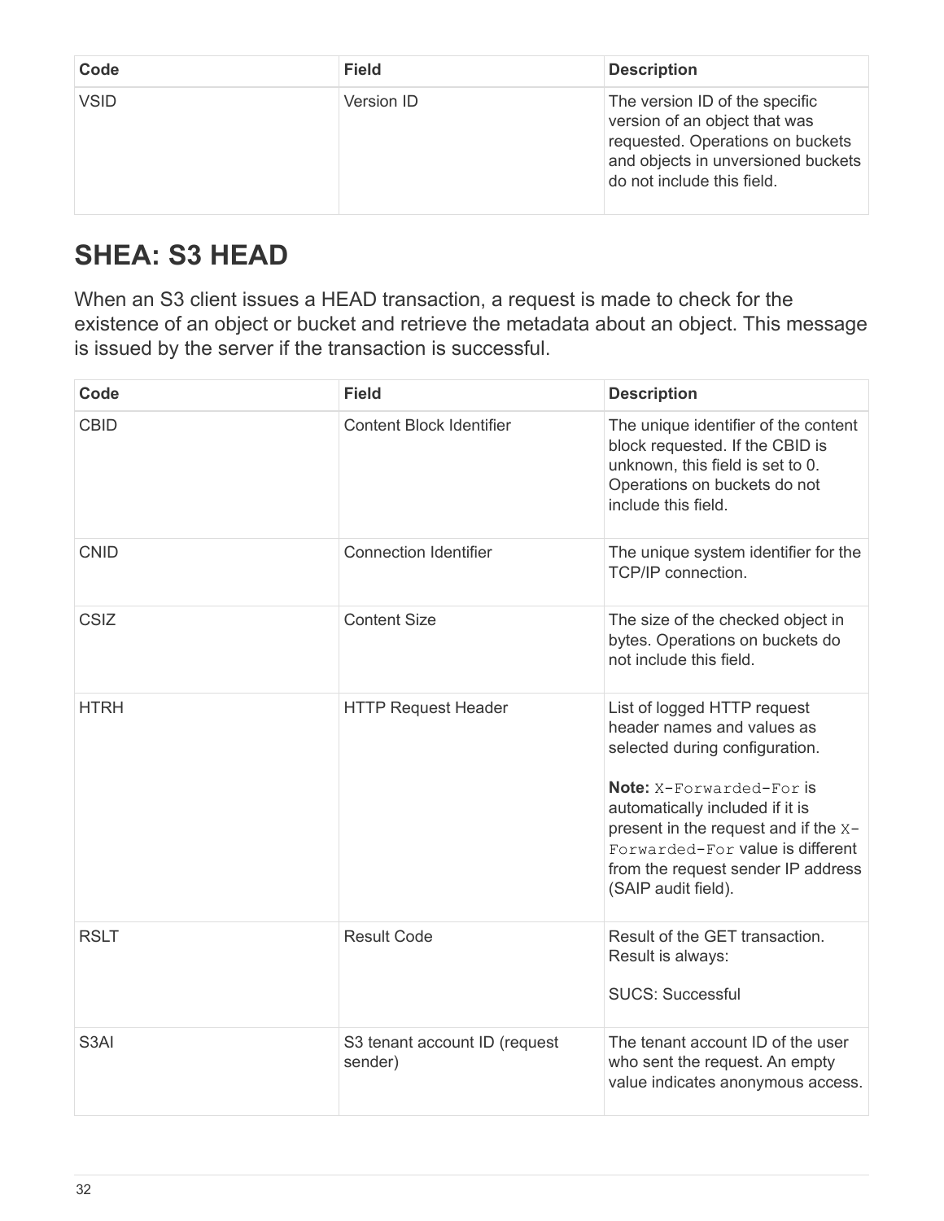| Code | Field | Description |
| --- | --- | --- |
| VSID | Version ID | The version ID of the specific version of an object that was requested. Operations on buckets and objects in unversioned buckets do not include this field. |

## SHEA: S3 HEAD

When an S3 client issues a HEAD transaction, a request is made to check for the existence of an object or bucket and retrieve the metadata about an object. This message is issued by the server if the transaction is successful.

| Code | Field | Description |
| --- | --- | --- |
| CBID | Content Block Identifier | The unique identifier of the content block requested. If the CBID is unknown, this field is set to 0. Operations on buckets do not include this field. |
| CNID | Connection Identifier | The unique system identifier for the TCP/IP connection. |
| CSIZ | Content Size | The size of the checked object in bytes. Operations on buckets do not include this field. |
| HTRH | HTTP Request Header | List of logged HTTP request header names and values as selected during configuration.<br><br>**Note:** `X-Forwarded-For` is automatically included if it is present in the request and if the `X-Forwarded-For` value is different from the request sender IP address (SAIP audit field). |
| RSLT | Result Code | Result of the GET transaction. Result is always:<br><br>SUCS: Successful |
| S3AI | S3 tenant account ID (request sender) | The tenant account ID of the user who sent the request. An empty value indicates anonymous access. |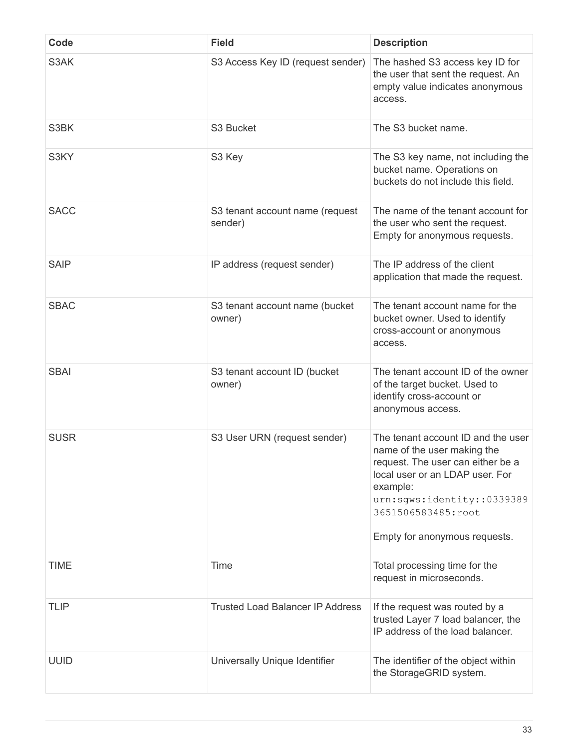| Code | Field | Description |
| --- | --- | --- |
| S3AK | S3 Access Key ID (request sender) | The hashed S3 access key ID for the user that sent the request. An empty value indicates anonymous access. |
| S3BK | S3 Bucket | The S3 bucket name. |
| S3KY | S3 Key | The S3 key name, not including the bucket name. Operations on buckets do not include this field. |
| SACC | S3 tenant account name (request sender) | The name of the tenant account for the user who sent the request. Empty for anonymous requests. |
| SAIP | IP address (request sender) | The IP address of the client application that made the request. |
| SBAC | S3 tenant account name (bucket owner) | The tenant account name for the bucket owner. Used to identify cross-account or anonymous access. |
| SBAI | S3 tenant account ID (bucket owner) | The tenant account ID of the owner of the target bucket. Used to identify cross-account or anonymous access. |
| SUSR | S3 User URN (request sender) | The tenant account ID and the user name of the user making the request. The user can either be a local user or an LDAP user. For example: `urn:sgws:identity::03393893651506583485:root`<br><br>Empty for anonymous requests. |
| TIME | Time | Total processing time for the request in microseconds. |
| TLIP | Trusted Load Balancer IP Address | If the request was routed by a trusted Layer 7 load balancer, the IP address of the load balancer. |
| UUID | Universally Unique Identifier | The identifier of the object within the StorageGRID system. |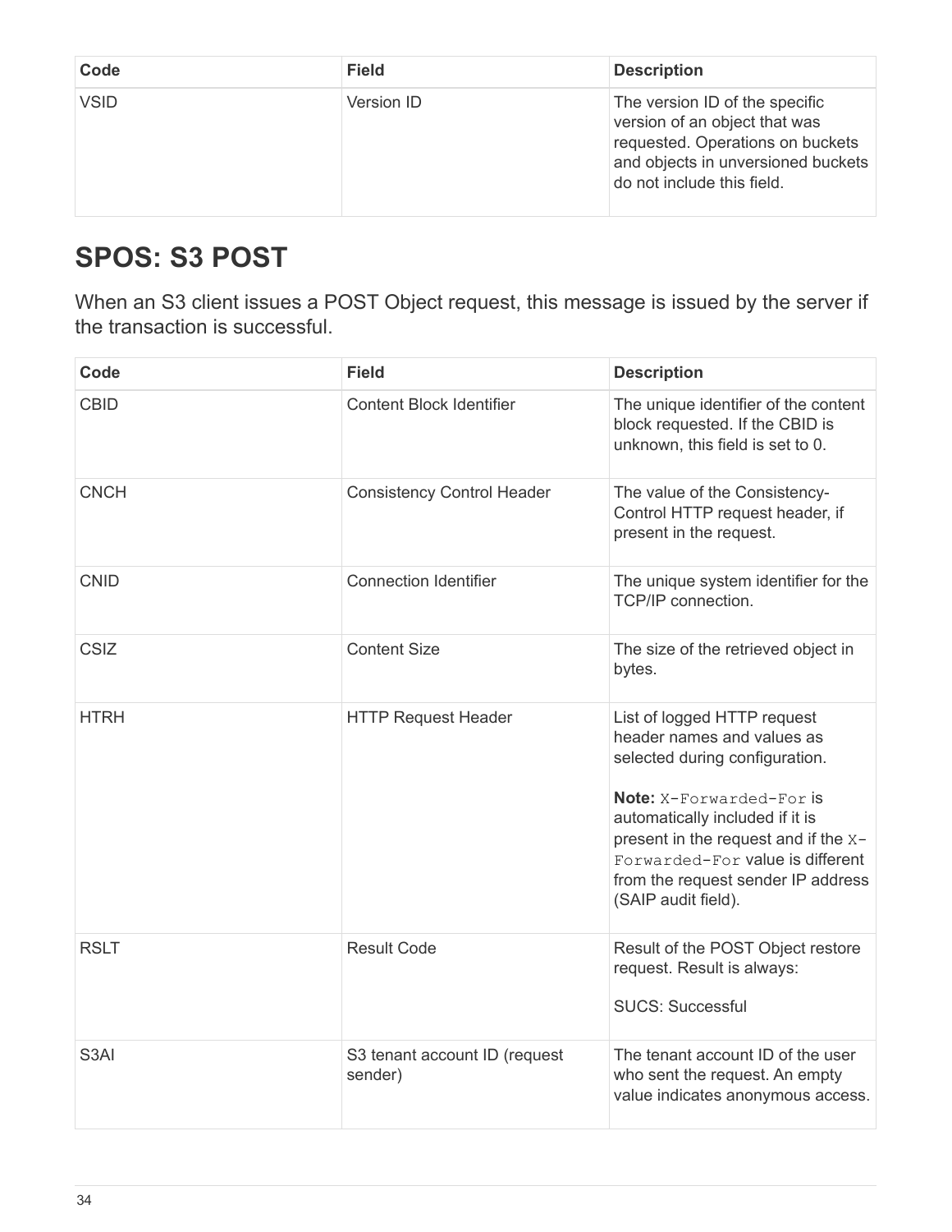| Code | Field | Description |
| --- | --- | --- |
| VSID | Version ID | The version ID of the specific version of an object that was requested. Operations on buckets and objects in unversioned buckets do not include this field. |

## SPOS: S3 POST

When an S3 client issues a POST Object request, this message is issued by the server if the transaction is successful.

| Code | Field | Description |
| --- | --- | --- |
| CBID | Content Block Identifier | The unique identifier of the content block requested. If the CBID is unknown, this field is set to 0. |
| CNCH | Consistency Control Header | The value of the Consistency-Control HTTP request header, if present in the request. |
| CNID | Connection Identifier | The unique system identifier for the TCP/IP connection. |
| CSIZ | Content Size | The size of the retrieved object in bytes. |
| HTRH | HTTP Request Header | List of logged HTTP request header names and values as selected during configuration.<br><br>**Note:** `X-Forwarded-For` is automatically included if it is present in the request and if the `X-Forwarded-For` value is different from the request sender IP address (SAIP audit field). |
| RSLT | Result Code | Result of the POST Object restore request. Result is always:<br><br>SUCS: Successful |
| S3AI | S3 tenant account ID (request sender) | The tenant account ID of the user who sent the request. An empty value indicates anonymous access. |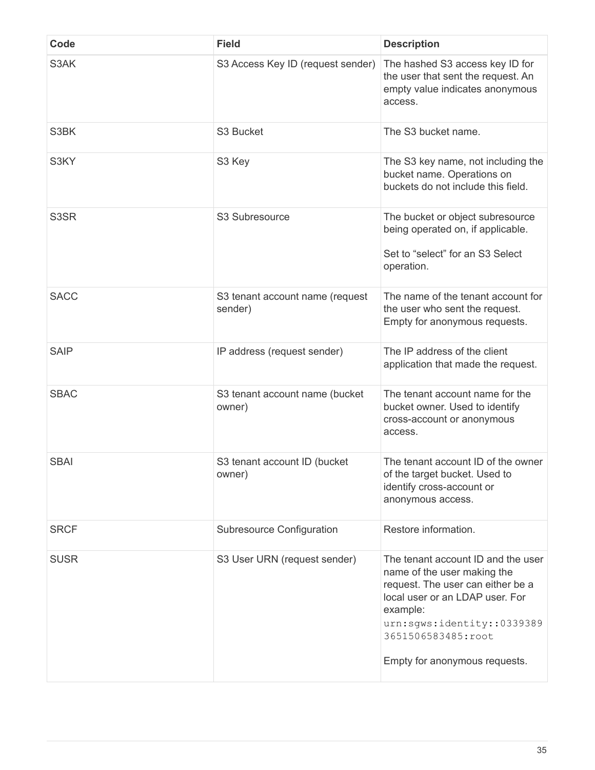| Code | Field | Description |
| --- | --- | --- |
| S3AK | S3 Access Key ID (request sender) | The hashed S3 access key ID for the user that sent the request. An empty value indicates anonymous access. |
| S3BK | S3 Bucket | The S3 bucket name. |
| S3KY | S3 Key | The S3 key name, not including the bucket name. Operations on buckets do not include this field. |
| S3SR | S3 Subresource | The bucket or object subresource being operated on, if applicable.<br><br>Set to “select” for an S3 Select operation. |
| SACC | S3 tenant account name (request sender) | The name of the tenant account for the user who sent the request. Empty for anonymous requests. |
| SAIP | IP address (request sender) | The IP address of the client application that made the request. |
| SBAC | S3 tenant account name (bucket owner) | The tenant account name for the bucket owner. Used to identify cross-account or anonymous access. |
| SBAI | S3 tenant account ID (bucket owner) | The tenant account ID of the owner of the target bucket. Used to identify cross-account or anonymous access. |
| SRCF | Subresource Configuration | Restore information. |
| SUSR | S3 User URN (request sender) | The tenant account ID and the user name of the user making the request. The user can either be a local user or an LDAP user. For example: `urn:sgws:identity::03393893651506583485:root`<br><br>Empty for anonymous requests. |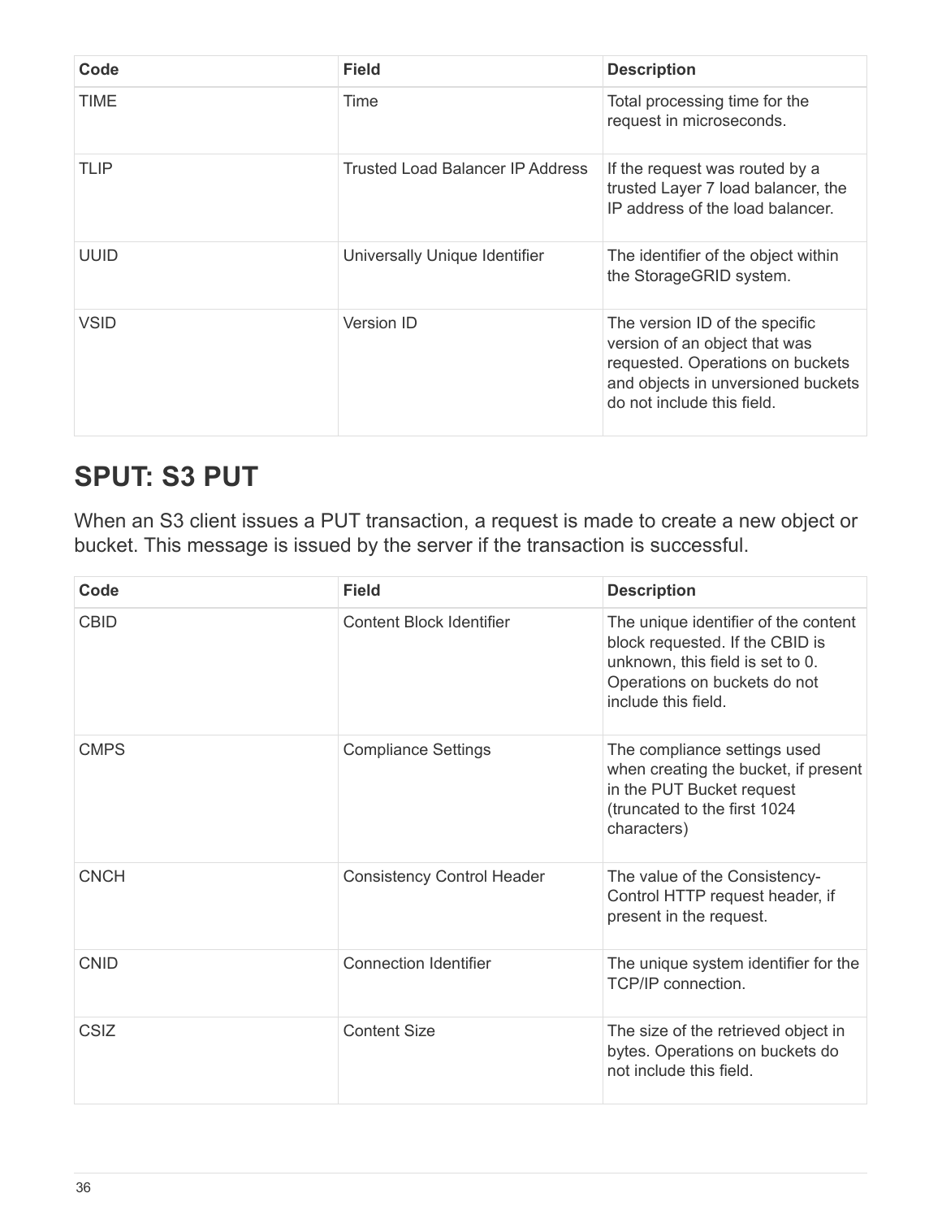| Code | Field | Description |
| --- | --- | --- |
| TIME | Time | Total processing time for the request in microseconds. |
| TLIP | Trusted Load Balancer IP Address | If the request was routed by a trusted Layer 7 load balancer, the IP address of the load balancer. |
| UUID | Universally Unique Identifier | The identifier of the object within the StorageGRID system. |
| VSID | Version ID | The version ID of the specific version of an object that was requested. Operations on buckets and objects in unversioned buckets do not include this field. |

## SPUT: S3 PUT

When an S3 client issues a PUT transaction, a request is made to create a new object or bucket. This message is issued by the server if the transaction is successful.

| Code | Field | Description |
| --- | --- | --- |
| CBID | Content Block Identifier | The unique identifier of the content block requested. If the CBID is unknown, this field is set to 0. Operations on buckets do not include this field. |
| CMPS | Compliance Settings | The compliance settings used when creating the bucket, if present in the PUT Bucket request (truncated to the first 1024 characters) |
| CNCH | Consistency Control Header | The value of the Consistency-Control HTTP request header, if present in the request. |
| CNID | Connection Identifier | The unique system identifier for the TCP/IP connection. |
| CSIZ | Content Size | The size of the retrieved object in bytes. Operations on buckets do not include this field. |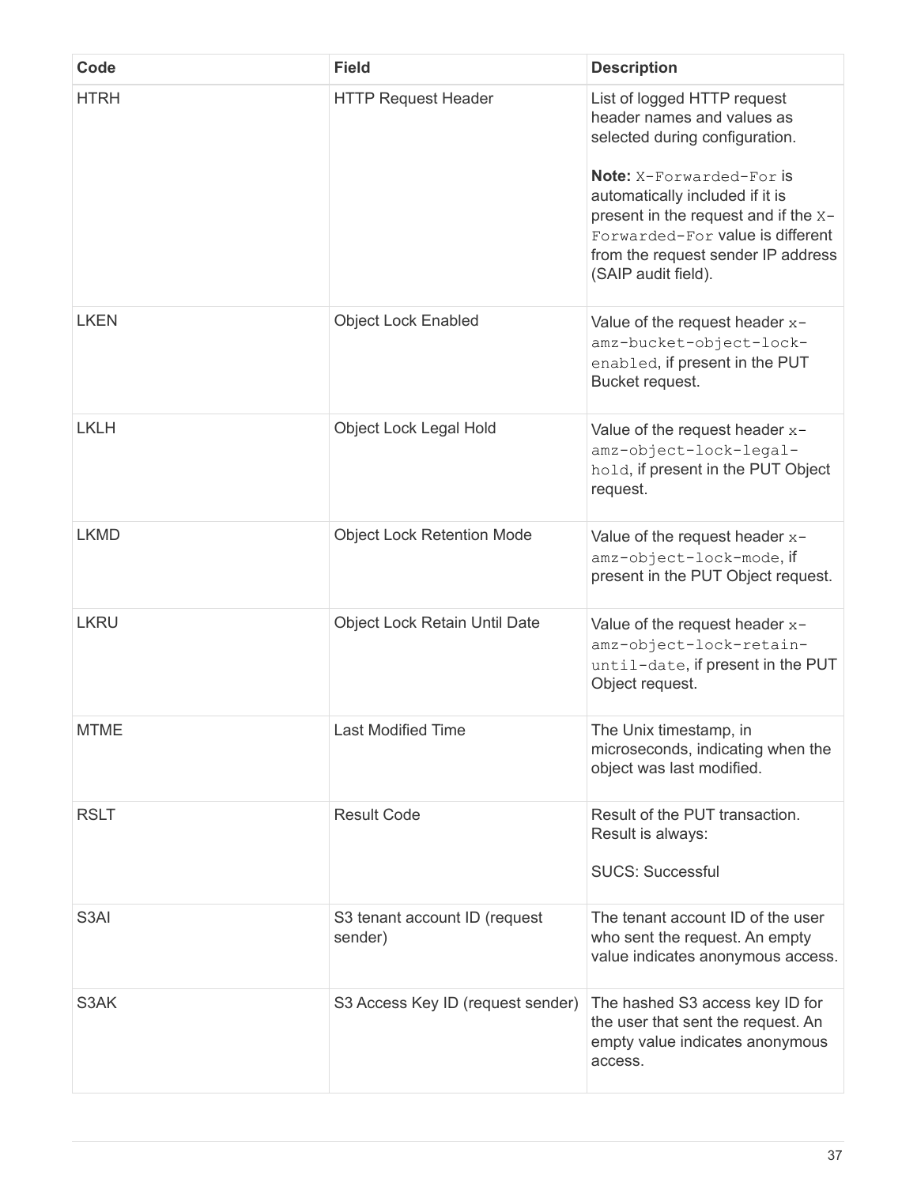| Code | Field | Description |
| --- | --- | --- |
| HTRH | HTTP Request Header | List of logged HTTP request header names and values as selected during configuration.<br><br>**Note:** `X-Forwarded-For` is automatically included if it is present in the request and if the `X-Forwarded-For` value is different from the request sender IP address (SAIP audit field). |
| LKEN | Object Lock Enabled | Value of the request header `x-amz-bucket-object-lock-enabled`, if present in the PUT Bucket request. |
| LKLH | Object Lock Legal Hold | Value of the request header `x-amz-object-lock-legal-hold`, if present in the PUT Object request. |
| LKMD | Object Lock Retention Mode | Value of the request header `x-amz-object-lock-mode`, if present in the PUT Object request. |
| LKRU | Object Lock Retain Until Date | Value of the request header `x-amz-object-lock-retain-until-date`, if present in the PUT Object request. |
| MTME | Last Modified Time | The Unix timestamp, in microseconds, indicating when the object was last modified. |
| RSLT | Result Code | Result of the PUT transaction. Result is always:<br><br>SUCS: Successful |
| S3AI | S3 tenant account ID (request sender) | The tenant account ID of the user who sent the request. An empty value indicates anonymous access. |
| S3AK | S3 Access Key ID (request sender) | The hashed S3 access key ID for the user that sent the request. An empty value indicates anonymous access. |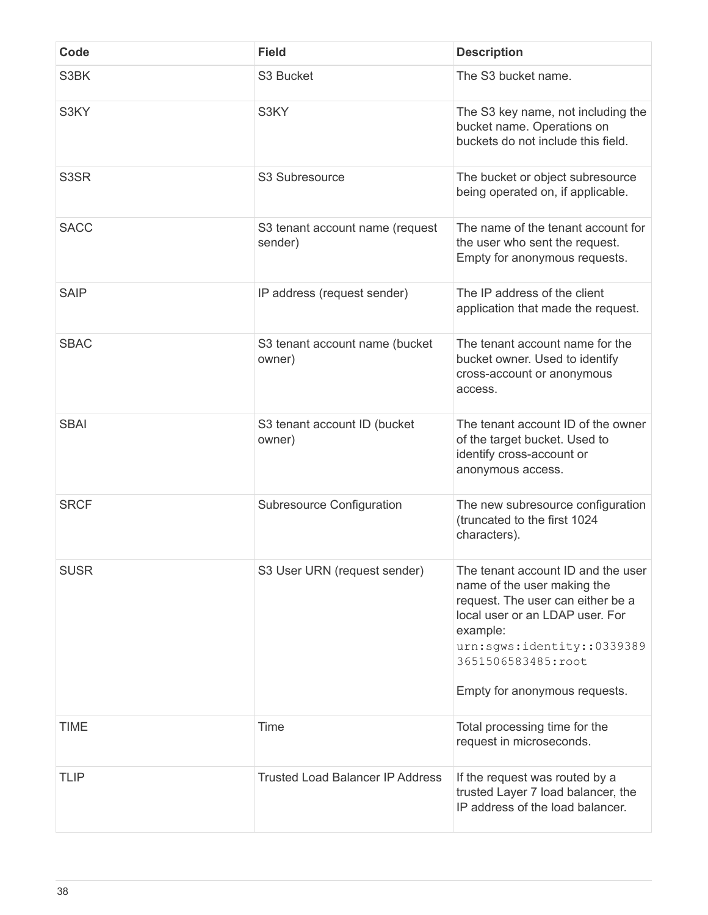| Code | Field | Description |
| --- | --- | --- |
| S3BK | S3 Bucket | The S3 bucket name. |
| S3KY | S3KY | The S3 key name, not including the bucket name. Operations on buckets do not include this field. |
| S3SR | S3 Subresource | The bucket or object subresource being operated on, if applicable. |
| SACC | S3 tenant account name (request sender) | The name of the tenant account for the user who sent the request. Empty for anonymous requests. |
| SAIP | IP address (request sender) | The IP address of the client application that made the request. |
| SBAC | S3 tenant account name (bucket owner) | The tenant account name for the bucket owner. Used to identify cross-account or anonymous access. |
| SBAI | S3 tenant account ID (bucket owner) | The tenant account ID of the owner of the target bucket. Used to identify cross-account or anonymous access. |
| SRCF | Subresource Configuration | The new subresource configuration (truncated to the first 1024 characters). |
| SUSR | S3 User URN (request sender) | The tenant account ID and the user name of the user making the request. The user can either be a local user or an LDAP user. For example: `urn:sgws:identity::03393893651506583485:root` Empty for anonymous requests. |
| TIME | Time | Total processing time for the request in microseconds. |
| TLIP | Trusted Load Balancer IP Address | If the request was routed by a trusted Layer 7 load balancer, the IP address of the load balancer. |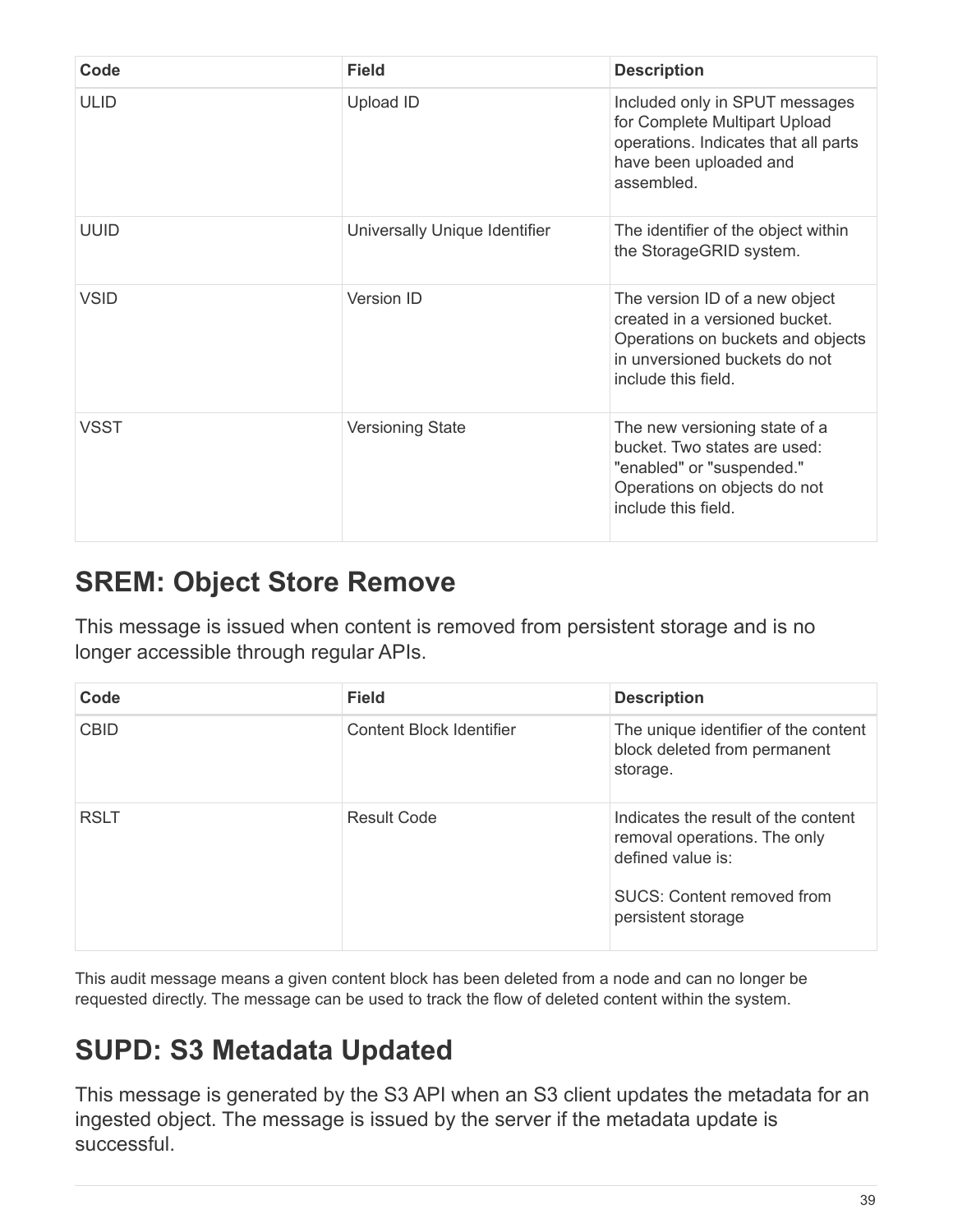| Code | Field | Description |
| --- | --- | --- |
| ULID | Upload ID | Included only in SPUT messages for Complete Multipart Upload operations. Indicates that all parts have been uploaded and assembled. |
| UUID | Universally Unique Identifier | The identifier of the object within the StorageGRID system. |
| VSID | Version ID | The version ID of a new object created in a versioned bucket. Operations on buckets and objects in unversioned buckets do not include this field. |
| VSST | Versioning State | The new versioning state of a bucket. Two states are used: "enabled" or "suspended." Operations on objects do not include this field. |

## SREM: Object Store Remove

This message is issued when content is removed from persistent storage and is no longer accessible through regular APIs.

| Code | Field | Description |
| --- | --- | --- |
| CBID | Content Block Identifier | The unique identifier of the content block deleted from permanent storage. |
| RSLT | Result Code | Indicates the result of the content removal operations. The only defined value is:<br><br>SUCS: Content removed from persistent storage |

This audit message means a given content block has been deleted from a node and can no longer be requested directly. The message can be used to track the flow of deleted content within the system.

## SUPD: S3 Metadata Updated

This message is generated by the S3 API when an S3 client updates the metadata for an ingested object. The message is issued by the server if the metadata update is successful.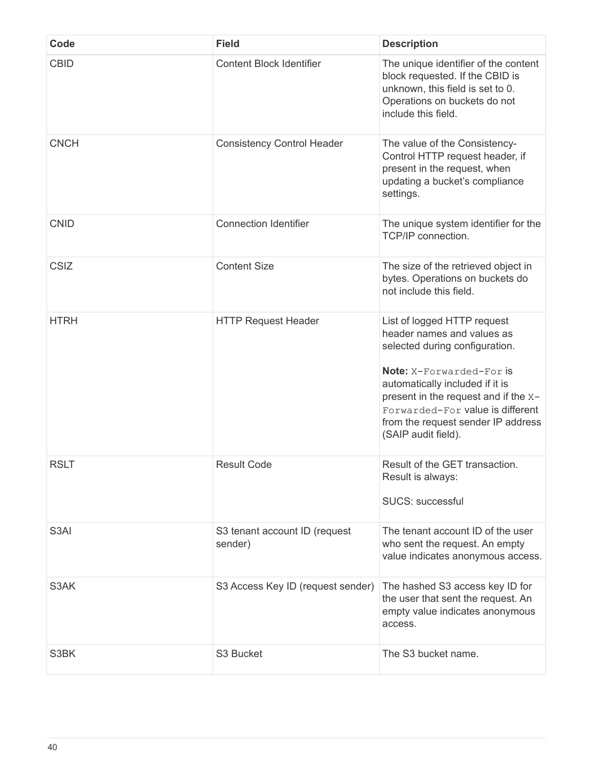| Code | Field | Description |
|---|---|---|
| CBID | Content Block Identifier | The unique identifier of the content block requested. If the CBID is unknown, this field is set to 0. Operations on buckets do not include this field. |
| CNCH | Consistency Control Header | The value of the Consistency-Control HTTP request header, if present in the request, when updating a bucket's compliance settings. |
| CNID | Connection Identifier | The unique system identifier for the TCP/IP connection. |
| CSIZ | Content Size | The size of the retrieved object in bytes. Operations on buckets do not include this field. |
| HTRH | HTTP Request Header | List of logged HTTP request header names and values as selected during configuration.<br><br>**Note:** `X-Forwarded-For` is automatically included if it is present in the request and if the `X-Forwarded-For` value is different from the request sender IP address (SAIP audit field). |
| RSLT | Result Code | Result of the GET transaction. Result is always:<br><br>SUCS: successful |
| S3AI | S3 tenant account ID (request sender) | The tenant account ID of the user who sent the request. An empty value indicates anonymous access. |
| S3AK | S3 Access Key ID (request sender) | The hashed S3 access key ID for the user that sent the request. An empty value indicates anonymous access. |
| S3BK | S3 Bucket | The S3 bucket name. |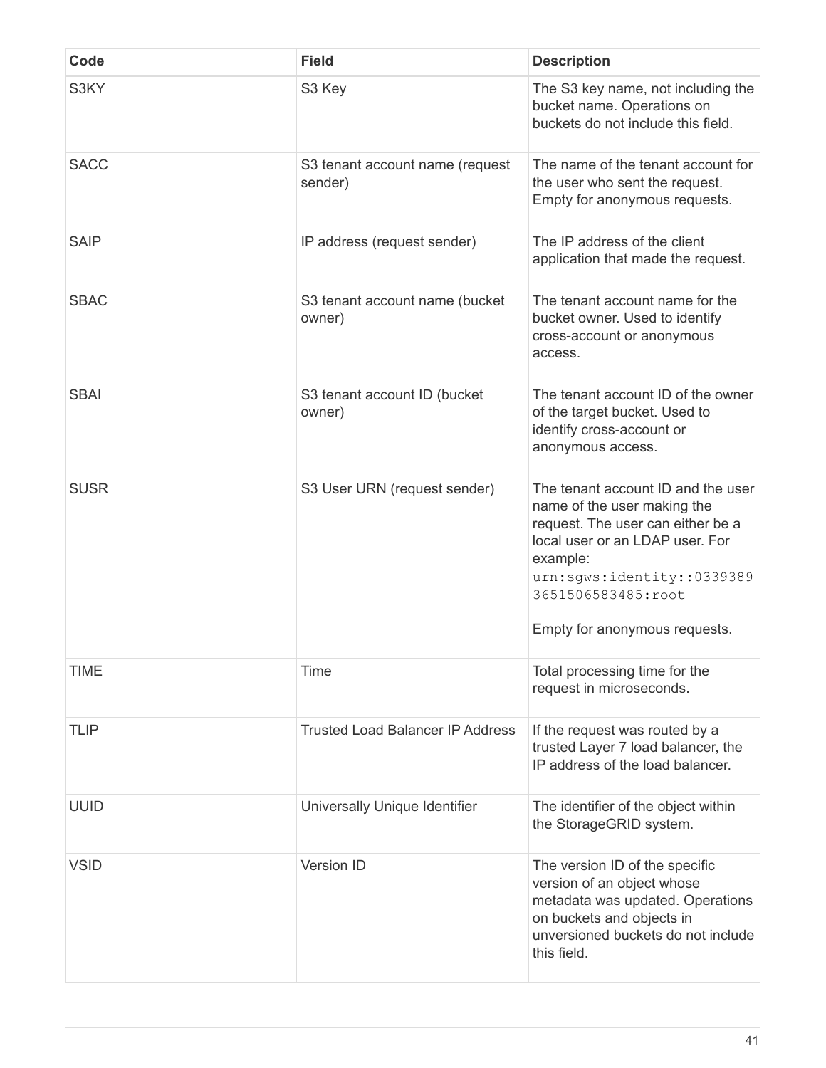| Code | Field | Description |
| --- | --- | --- |
| S3KY | S3 Key | The S3 key name, not including the bucket name. Operations on buckets do not include this field. |
| SACC | S3 tenant account name (request sender) | The name of the tenant account for the user who sent the request. Empty for anonymous requests. |
| SAIP | IP address (request sender) | The IP address of the client application that made the request. |
| SBAC | S3 tenant account name (bucket owner) | The tenant account name for the bucket owner. Used to identify cross-account or anonymous access. |
| SBAI | S3 tenant account ID (bucket owner) | The tenant account ID of the owner of the target bucket. Used to identify cross-account or anonymous access. |
| SUSR | S3 User URN (request sender) | The tenant account ID and the user name of the user making the request. The user can either be a local user or an LDAP user. For example: `urn:sgws:identity::03393893651506583485:root` <br><br> Empty for anonymous requests. |
| TIME | Time | Total processing time for the request in microseconds. |
| TLIP | Trusted Load Balancer IP Address | If the request was routed by a trusted Layer 7 load balancer, the IP address of the load balancer. |
| UUID | Universally Unique Identifier | The identifier of the object within the StorageGRID system. |
| VSID | Version ID | The version ID of the specific version of an object whose metadata was updated. Operations on buckets and objects in unversioned buckets do not include this field. |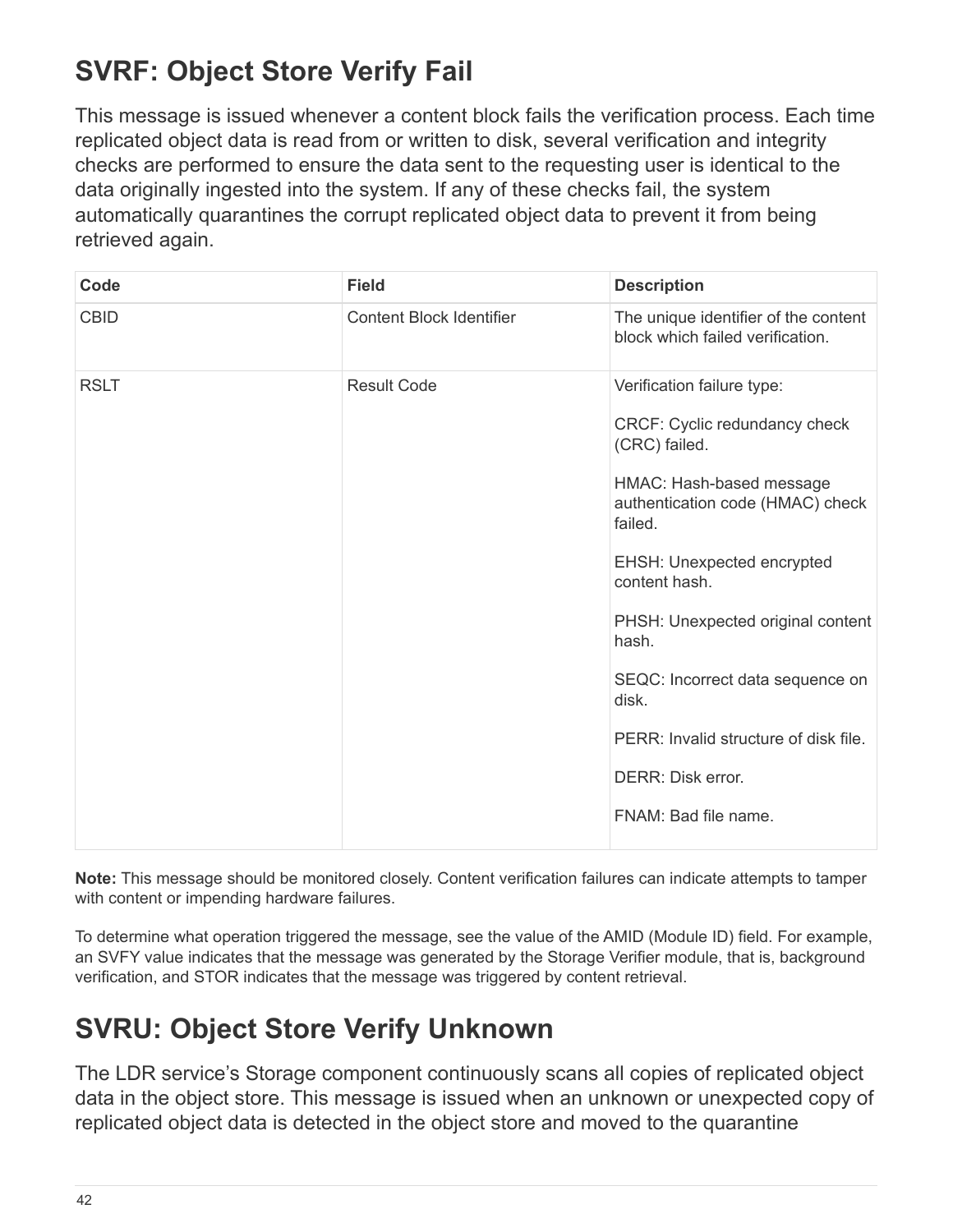## SVRF: Object Store Verify Fail

This message is issued whenever a content block fails the verification process. Each time replicated object data is read from or written to disk, several verification and integrity checks are performed to ensure the data sent to the requesting user is identical to the data originally ingested into the system. If any of these checks fail, the system automatically quarantines the corrupt replicated object data to prevent it from being retrieved again.

| Code | Field | Description |
| --- | --- | --- |
| CBID | Content Block Identifier | The unique identifier of the content block which failed verification. |
| RSLT | Result Code | Verification failure type:<br><br>CRCF: Cyclic redundancy check (CRC) failed.<br><br>HMAC: Hash-based message authentication code (HMAC) check failed.<br><br>EHSH: Unexpected encrypted content hash.<br><br>PHSH: Unexpected original content hash.<br><br>SEQC: Incorrect data sequence on disk.<br><br>PERR: Invalid structure of disk file.<br><br>DERR: Disk error.<br><br>FNAM: Bad file name. |

**Note:** This message should be monitored closely. Content verification failures can indicate attempts to tamper with content or impending hardware failures.

To determine what operation triggered the message, see the value of the AMID (Module ID) field. For example, an SVFY value indicates that the message was generated by the Storage Verifier module, that is, background verification, and STOR indicates that the message was triggered by content retrieval.

## SVRU: Object Store Verify Unknown

The LDR service's Storage component continuously scans all copies of replicated object data in the object store. This message is issued when an unknown or unexpected copy of replicated object data is detected in the object store and moved to the quarantine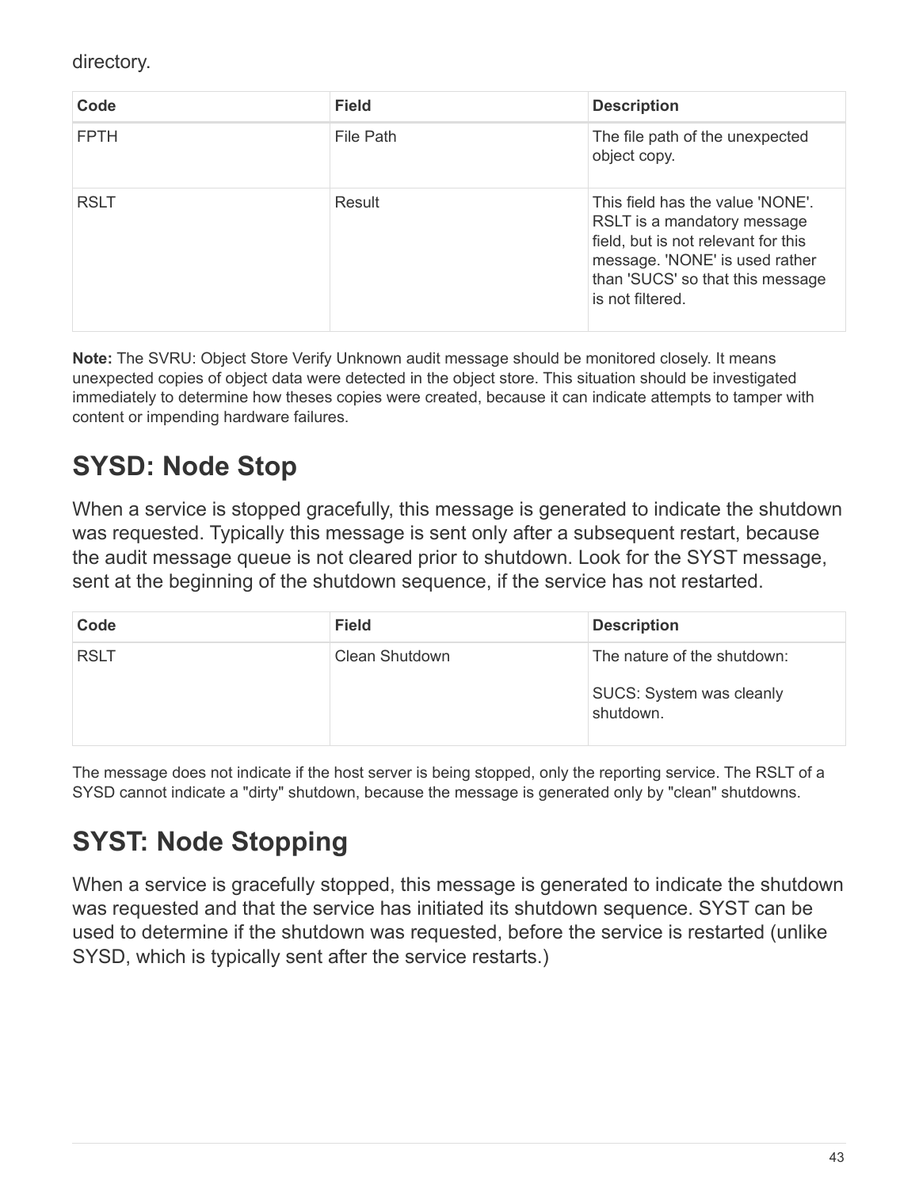directory.

| Code | Field | Description |
| --- | --- | --- |
| FPTH | File Path | The file path of the unexpected object copy. |
| RSLT | Result | This field has the value 'NONE'. RSLT is a mandatory message field, but is not relevant for this message. 'NONE' is used rather than 'SUCS' so that this message is not filtered. |

**Note:** The SVRU: Object Store Verify Unknown audit message should be monitored closely. It means unexpected copies of object data were detected in the object store. This situation should be investigated immediately to determine how theses copies were created, because it can indicate attempts to tamper with content or impending hardware failures.

## SYSD: Node Stop

When a service is stopped gracefully, this message is generated to indicate the shutdown was requested. Typically this message is sent only after a subsequent restart, because the audit message queue is not cleared prior to shutdown. Look for the SYST message, sent at the beginning of the shutdown sequence, if the service has not restarted.

| Code | Field | Description |
| --- | --- | --- |
| RSLT | Clean Shutdown | The nature of the shutdown:<br><br>SUCS: System was cleanly shutdown. |

The message does not indicate if the host server is being stopped, only the reporting service. The RSLT of a SYSD cannot indicate a "dirty" shutdown, because the message is generated only by "clean" shutdowns.

## SYST: Node Stopping

When a service is gracefully stopped, this message is generated to indicate the shutdown was requested and that the service has initiated its shutdown sequence. SYST can be used to determine if the shutdown was requested, before the service is restarted (unlike SYSD, which is typically sent after the service restarts.)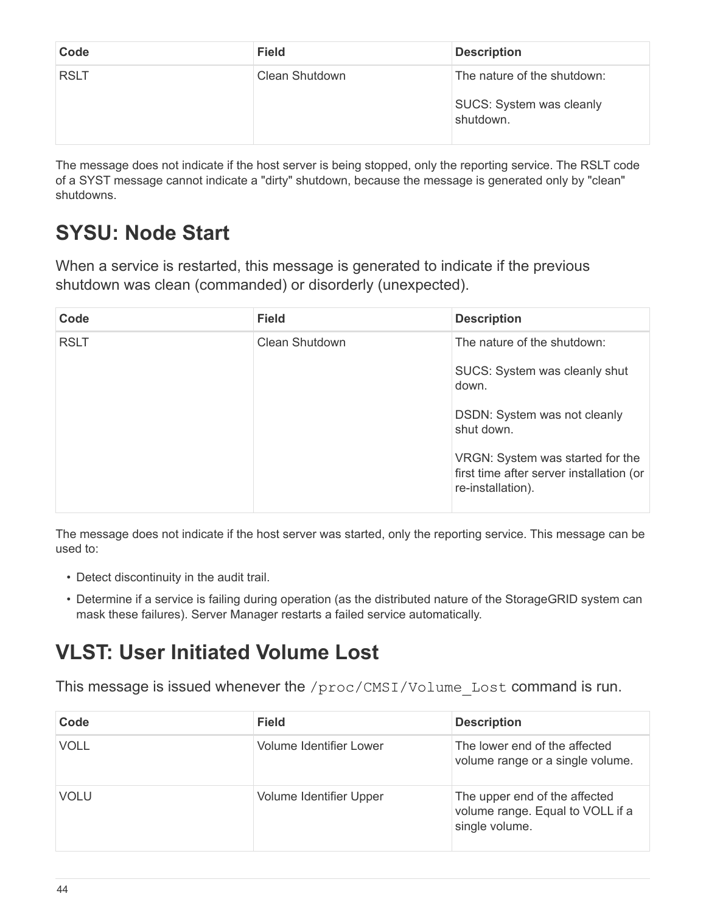| Code | Field | Description |
| --- | --- | --- |
| RSLT | Clean Shutdown | The nature of the shutdown:<br><br>SUCS: System was cleanly shutdown. |

The message does not indicate if the host server is being stopped, only the reporting service. The RSLT code of a SYST message cannot indicate a "dirty" shutdown, because the message is generated only by "clean" shutdowns.

## SYSU: Node Start

When a service is restarted, this message is generated to indicate if the previous shutdown was clean (commanded) or disorderly (unexpected).

| Code | Field | Description |
| --- | --- | --- |
| RSLT | Clean Shutdown | The nature of the shutdown:<br><br>SUCS: System was cleanly shut down.<br><br>DSDN: System was not cleanly shut down.<br><br>VRGN: System was started for the first time after server installation (or re-installation). |

The message does not indicate if the host server was started, only the reporting service. This message can be used to:

- Detect discontinuity in the audit trail.
- Determine if a service is failing during operation (as the distributed nature of the StorageGRID system can mask these failures). Server Manager restarts a failed service automatically.

## VLST: User Initiated Volume Lost

This message is issued whenever the `/proc/CMSI/Volume_Lost` command is run.

| Code | Field | Description |
| --- | --- | --- |
| VOLL | Volume Identifier Lower | The lower end of the affected volume range or a single volume. |
| VOLU | Volume Identifier Upper | The upper end of the affected volume range. Equal to VOLL if a single volume. |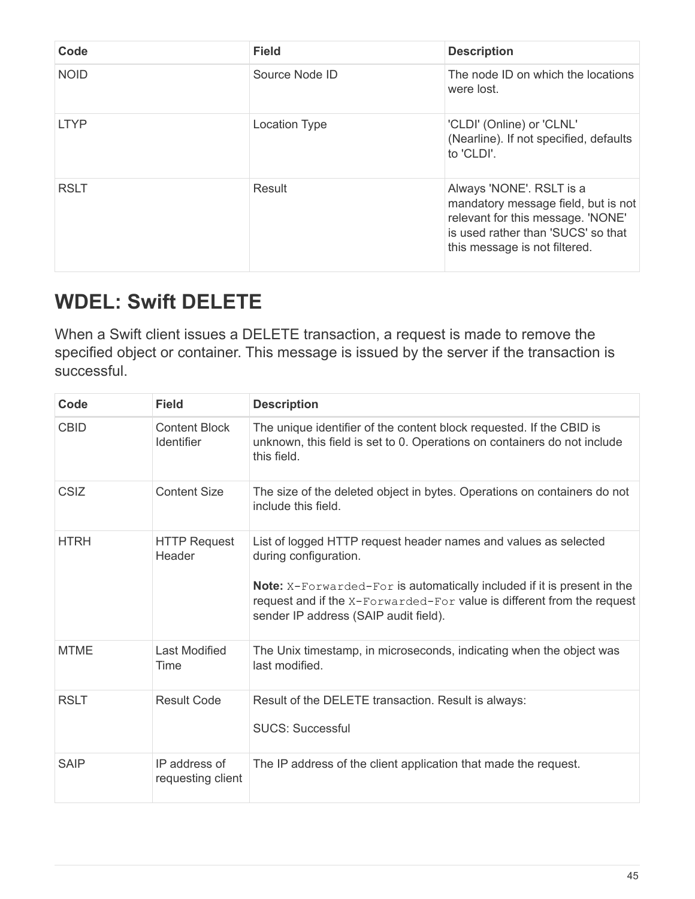| Code | Field | Description |
| --- | --- | --- |
| NOID | Source Node ID | The node ID on which the locations were lost. |
| LTYP | Location Type | 'CLDI' (Online) or 'CLNL' (Nearline). If not specified, defaults to 'CLDI'. |
| RSLT | Result | Always 'NONE'. RSLT is a mandatory message field, but is not relevant for this message. 'NONE' is used rather than 'SUCS' so that this message is not filtered. |

## WDEL: Swift DELETE

When a Swift client issues a DELETE transaction, a request is made to remove the specified object or container. This message is issued by the server if the transaction is successful.

| Code | Field | Description |
| --- | --- | --- |
| CBID | Content Block Identifier | The unique identifier of the content block requested. If the CBID is unknown, this field is set to 0. Operations on containers do not include this field. |
| CSIZ | Content Size | The size of the deleted object in bytes. Operations on containers do not include this field. |
| HTRH | HTTP Request Header | List of logged HTTP request header names and values as selected during configuration.<br><br>**Note:** `X-Forwarded-For` is automatically included if it is present in the request and if the `X-Forwarded-For` value is different from the request sender IP address (SAIP audit field). |
| MTME | Last Modified Time | The Unix timestamp, in microseconds, indicating when the object was last modified. |
| RSLT | Result Code | Result of the DELETE transaction. Result is always:<br><br>SUCS: Successful |
| SAIP | IP address of requesting client | The IP address of the client application that made the request. |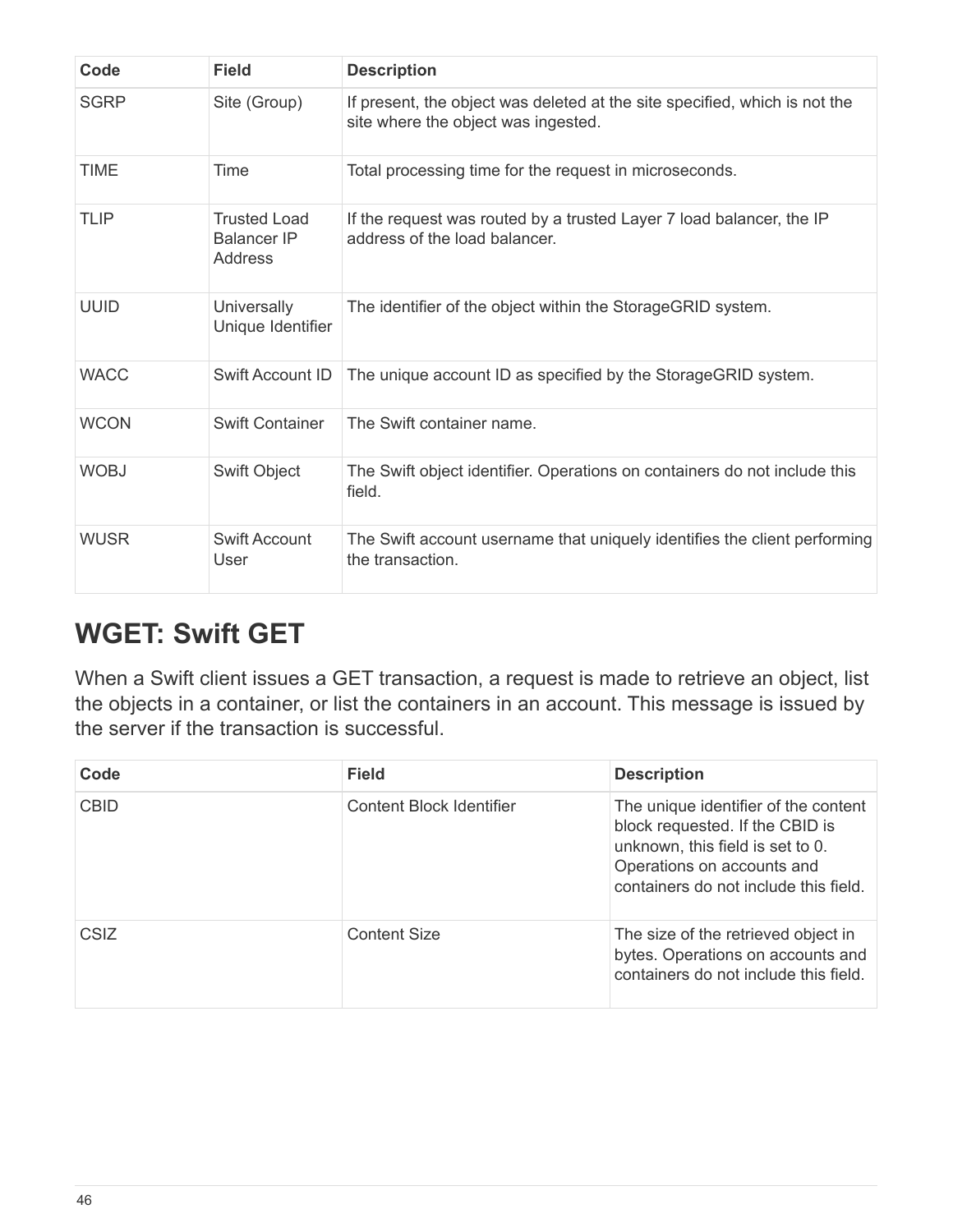| Code | Field | Description |
| --- | --- | --- |
| SGRP | Site (Group) | If present, the object was deleted at the site specified, which is not the site where the object was ingested. |
| TIME | Time | Total processing time for the request in microseconds. |
| TLIP | Trusted Load Balancer IP Address | If the request was routed by a trusted Layer 7 load balancer, the IP address of the load balancer. |
| UUID | Universally Unique Identifier | The identifier of the object within the StorageGRID system. |
| WACC | Swift Account ID | The unique account ID as specified by the StorageGRID system. |
| WCON | Swift Container | The Swift container name. |
| WOBJ | Swift Object | The Swift object identifier. Operations on containers do not include this field. |
| WUSR | Swift Account User | The Swift account username that uniquely identifies the client performing the transaction. |

## WGET: Swift GET

When a Swift client issues a GET transaction, a request is made to retrieve an object, list the objects in a container, or list the containers in an account. This message is issued by the server if the transaction is successful.

| Code | Field | Description |
| --- | --- | --- |
| CBID | Content Block Identifier | The unique identifier of the content block requested. If the CBID is unknown, this field is set to 0. Operations on accounts and containers do not include this field. |
| CSIZ | Content Size | The size of the retrieved object in bytes. Operations on accounts and containers do not include this field. |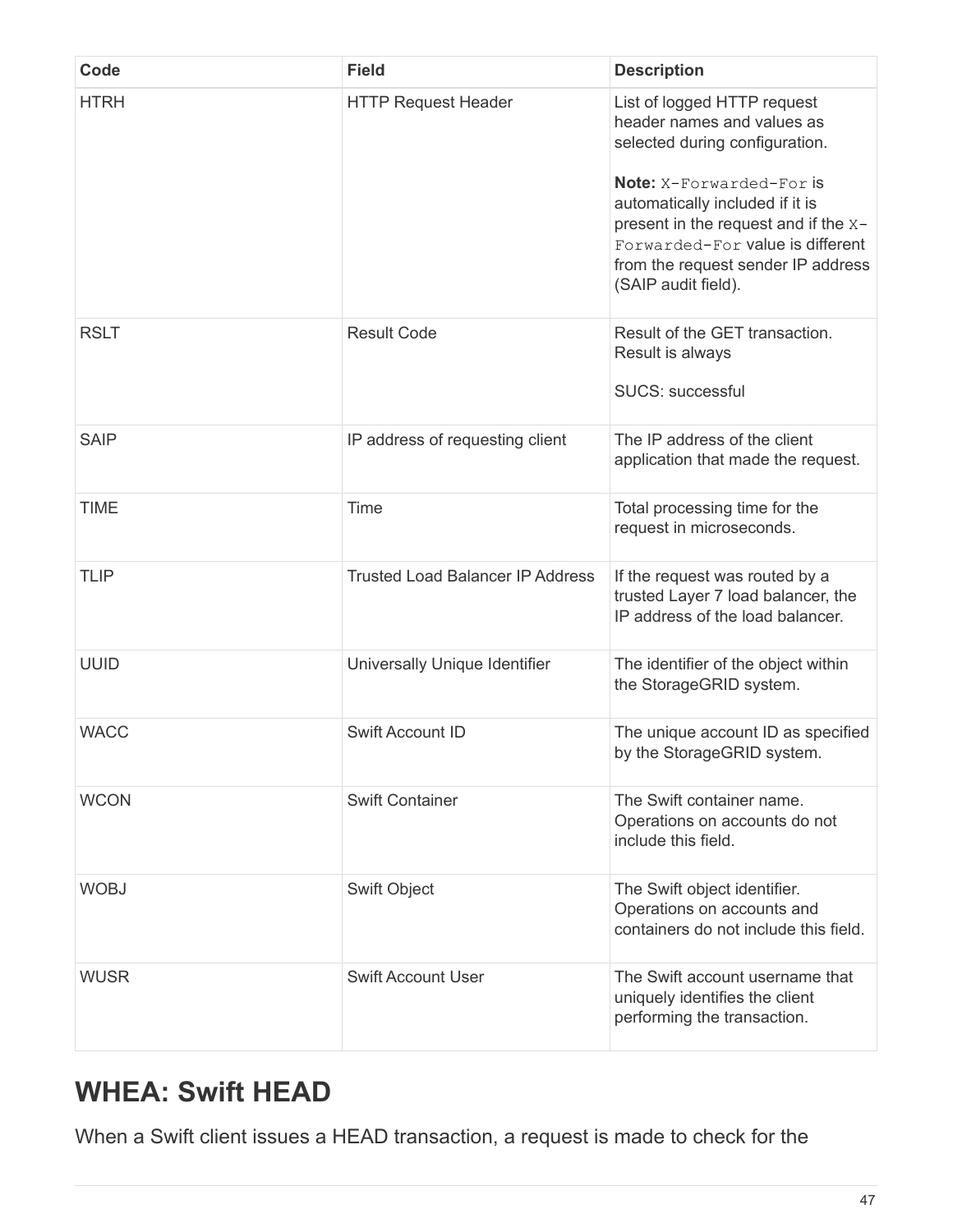| Code | Field | Description |
| --- | --- | --- |
| HTRH | HTTP Request Header | List of logged HTTP request header names and values as selected during configuration.<br><br>**Note:** `X-Forwarded-For` is automatically included if it is present in the request and if the `X-Forwarded-For` value is different from the request sender IP address (SAIP audit field). |
| RSLT | Result Code | Result of the GET transaction. Result is always<br><br>SUCS: successful |
| SAIP | IP address of requesting client | The IP address of the client application that made the request. |
| TIME | Time | Total processing time for the request in microseconds. |
| TLIP | Trusted Load Balancer IP Address | If the request was routed by a trusted Layer 7 load balancer, the IP address of the load balancer. |
| UUID | Universally Unique Identifier | The identifier of the object within the StorageGRID system. |
| WACC | Swift Account ID | The unique account ID as specified by the StorageGRID system. |
| WCON | Swift Container | The Swift container name. Operations on accounts do not include this field. |
| WOBJ | Swift Object | The Swift object identifier. Operations on accounts and containers do not include this field. |
| WUSR | Swift Account User | The Swift account username that uniquely identifies the client performing the transaction. |

## WHEA: Swift HEAD

When a Swift client issues a HEAD transaction, a request is made to check for the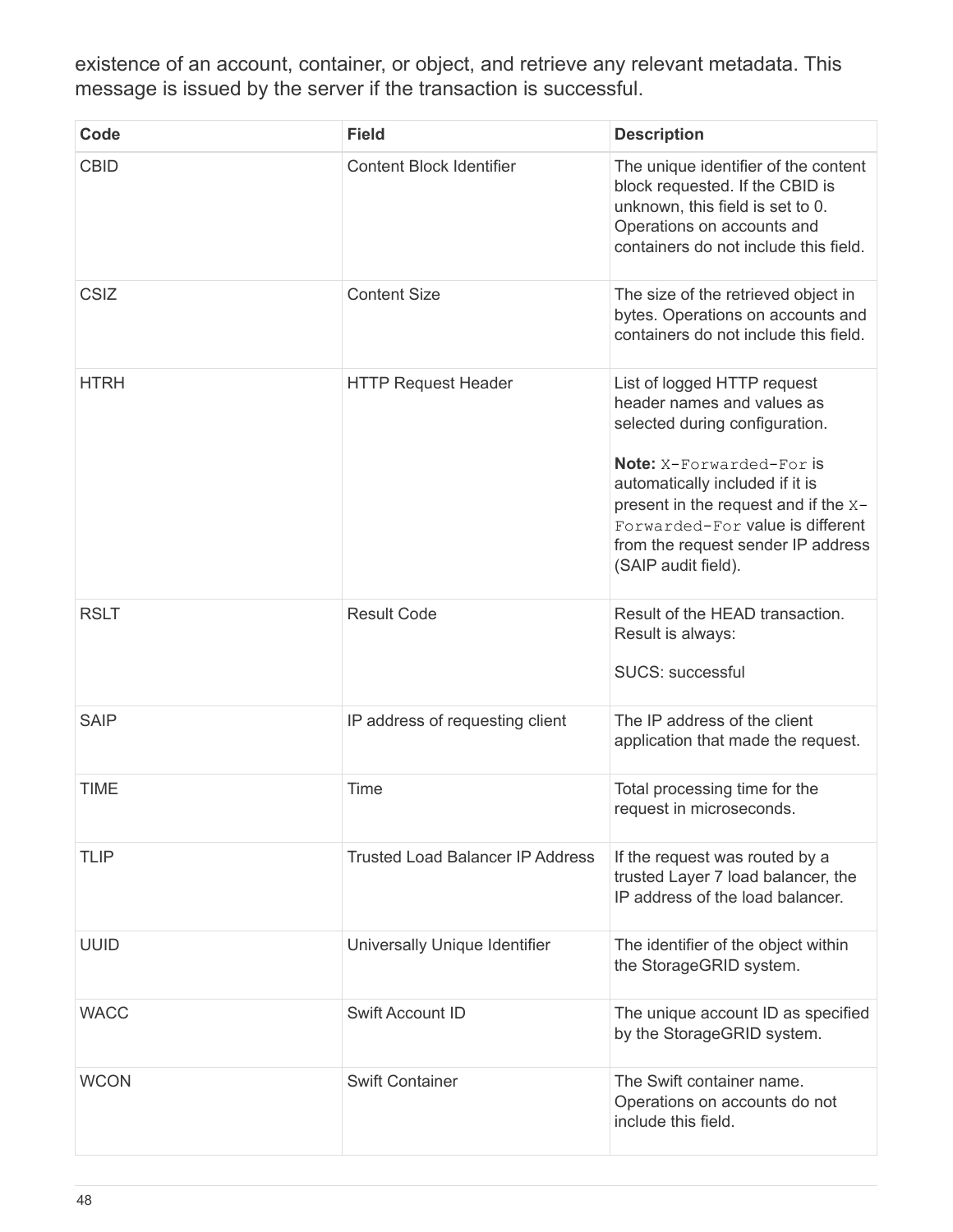existence of an account, container, or object, and retrieve any relevant metadata. This message is issued by the server if the transaction is successful.

| Code | Field | Description |
| --- | --- | --- |
| CBID | Content Block Identifier | The unique identifier of the content block requested. If the CBID is unknown, this field is set to 0. Operations on accounts and containers do not include this field. |
| CSIZ | Content Size | The size of the retrieved object in bytes. Operations on accounts and containers do not include this field. |
| HTRH | HTTP Request Header | List of logged HTTP request header names and values as selected during configuration.<br><br>**Note:** `X-Forwarded-For` is automatically included if it is present in the request and if the `X-Forwarded-For` value is different from the request sender IP address (SAIP audit field). |
| RSLT | Result Code | Result of the HEAD transaction. Result is always:<br><br>SUCS: successful |
| SAIP | IP address of requesting client | The IP address of the client application that made the request. |
| TIME | Time | Total processing time for the request in microseconds. |
| TLIP | Trusted Load Balancer IP Address | If the request was routed by a trusted Layer 7 load balancer, the IP address of the load balancer. |
| UUID | Universally Unique Identifier | The identifier of the object within the StorageGRID system. |
| WACC | Swift Account ID | The unique account ID as specified by the StorageGRID system. |
| WCON | Swift Container | The Swift container name. Operations on accounts do not include this field. |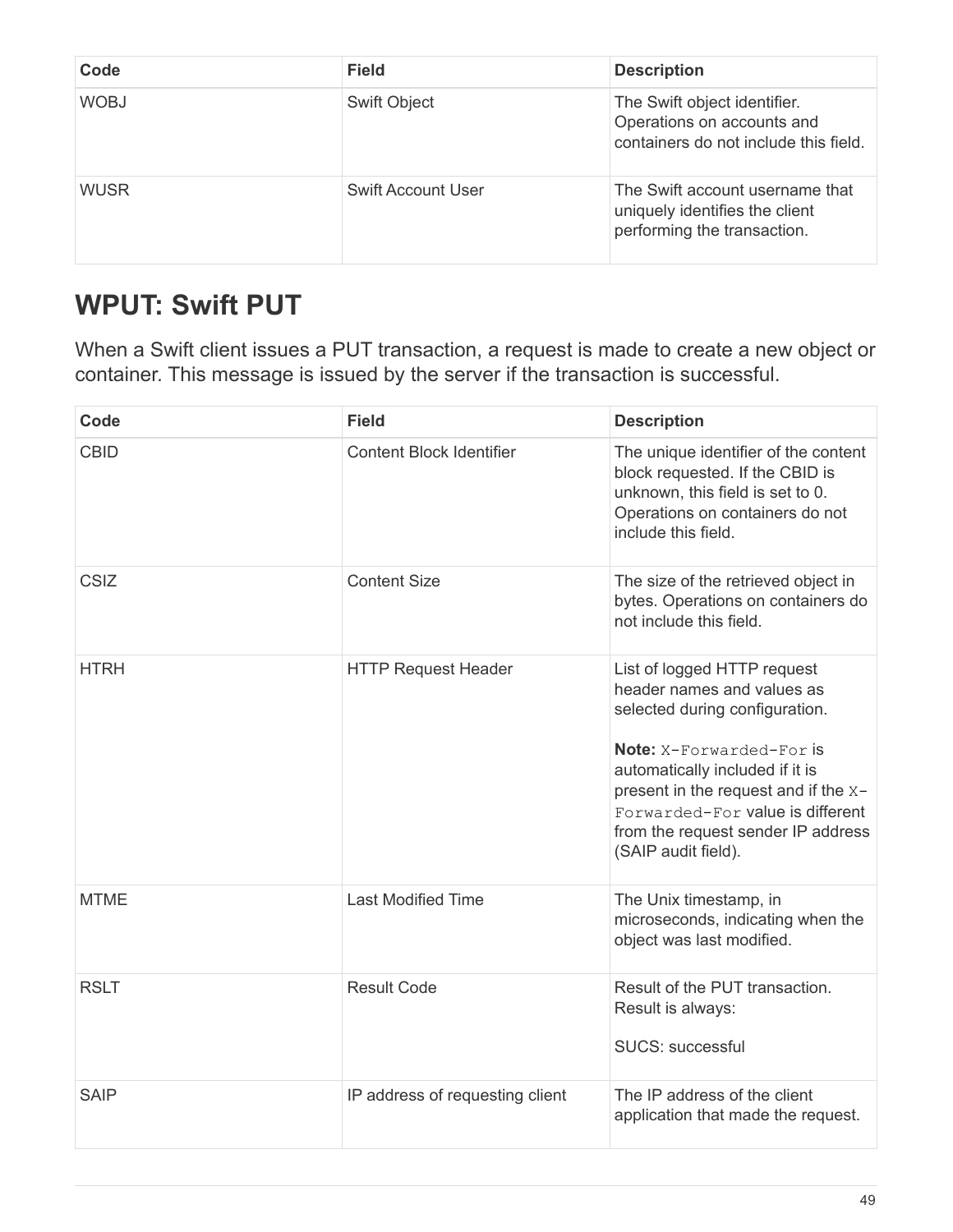| Code | Field | Description |
| --- | --- | --- |
| WOBJ | Swift Object | The Swift object identifier. Operations on accounts and containers do not include this field. |
| WUSR | Swift Account User | The Swift account username that uniquely identifies the client performing the transaction. |

## WPUT: Swift PUT

When a Swift client issues a PUT transaction, a request is made to create a new object or container. This message is issued by the server if the transaction is successful.

| Code | Field | Description |
| --- | --- | --- |
| CBID | Content Block Identifier | The unique identifier of the content block requested. If the CBID is unknown, this field is set to 0. Operations on containers do not include this field. |
| CSIZ | Content Size | The size of the retrieved object in bytes. Operations on containers do not include this field. |
| HTRH | HTTP Request Header | List of logged HTTP request header names and values as selected during configuration.<br><br>**Note:** `X-Forwarded-For` is automatically included if it is present in the request and if the `X-Forwarded-For` value is different from the request sender IP address (SAIP audit field). |
| MTME | Last Modified Time | The Unix timestamp, in microseconds, indicating when the object was last modified. |
| RSLT | Result Code | Result of the PUT transaction. Result is always:<br><br>SUCS: successful |
| SAIP | IP address of requesting client | The IP address of the client application that made the request. |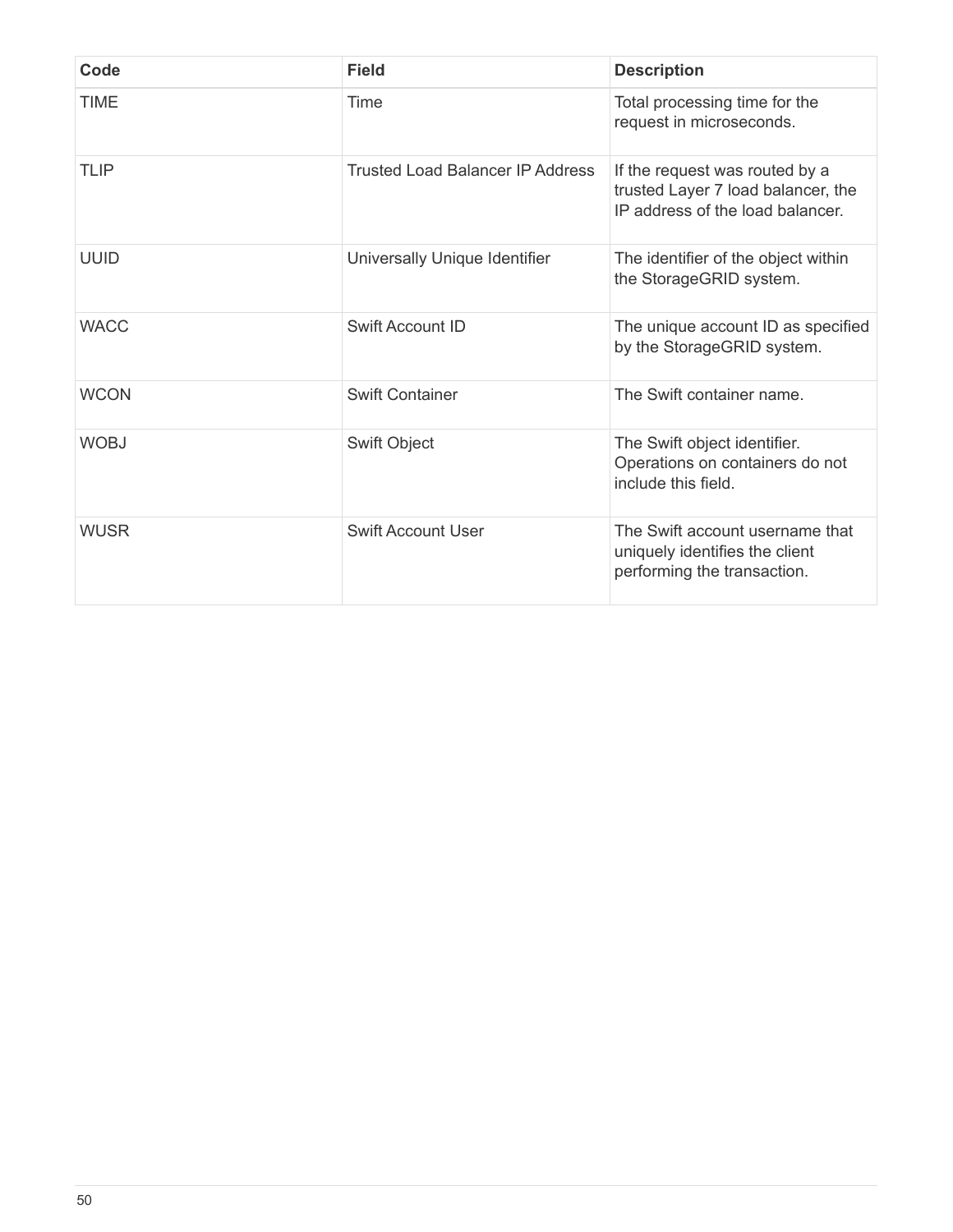| Code | Field | Description |
| --- | --- | --- |
| TIME | Time | Total processing time for the request in microseconds. |
| TLIP | Trusted Load Balancer IP Address | If the request was routed by a trusted Layer 7 load balancer, the IP address of the load balancer. |
| UUID | Universally Unique Identifier | The identifier of the object within the StorageGRID system. |
| WACC | Swift Account ID | The unique account ID as specified by the StorageGRID system. |
| WCON | Swift Container | The Swift container name. |
| WOBJ | Swift Object | The Swift object identifier. Operations on containers do not include this field. |
| WUSR | Swift Account User | The Swift account username that uniquely identifies the client performing the transaction. |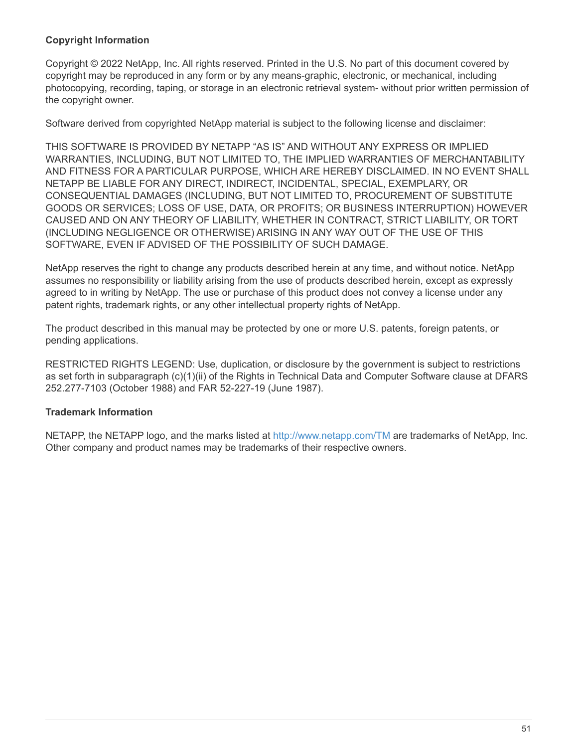### Copyright Information

Copyright © 2022 NetApp, Inc. All rights reserved. Printed in the U.S. No part of this document covered by copyright may be reproduced in any form or by any means-graphic, electronic, or mechanical, including photocopying, recording, taping, or storage in an electronic retrieval system- without prior written permission of the copyright owner.

Software derived from copyrighted NetApp material is subject to the following license and disclaimer:

THIS SOFTWARE IS PROVIDED BY NETAPP "AS IS" AND WITHOUT ANY EXPRESS OR IMPLIED WARRANTIES, INCLUDING, BUT NOT LIMITED TO, THE IMPLIED WARRANTIES OF MERCHANTABILITY AND FITNESS FOR A PARTICULAR PURPOSE, WHICH ARE HEREBY DISCLAIMED. IN NO EVENT SHALL NETAPP BE LIABLE FOR ANY DIRECT, INDIRECT, INCIDENTAL, SPECIAL, EXEMPLARY, OR CONSEQUENTIAL DAMAGES (INCLUDING, BUT NOT LIMITED TO, PROCUREMENT OF SUBSTITUTE GOODS OR SERVICES; LOSS OF USE, DATA, OR PROFITS; OR BUSINESS INTERRUPTION) HOWEVER CAUSED AND ON ANY THEORY OF LIABILITY, WHETHER IN CONTRACT, STRICT LIABILITY, OR TORT (INCLUDING NEGLIGENCE OR OTHERWISE) ARISING IN ANY WAY OUT OF THE USE OF THIS SOFTWARE, EVEN IF ADVISED OF THE POSSIBILITY OF SUCH DAMAGE.

NetApp reserves the right to change any products described herein at any time, and without notice. NetApp assumes no responsibility or liability arising from the use of products described herein, except as expressly agreed to in writing by NetApp. The use or purchase of this product does not convey a license under any patent rights, trademark rights, or any other intellectual property rights of NetApp.

The product described in this manual may be protected by one or more U.S. patents, foreign patents, or pending applications.

RESTRICTED RIGHTS LEGEND: Use, duplication, or disclosure by the government is subject to restrictions as set forth in subparagraph (c)(1)(ii) of the Rights in Technical Data and Computer Software clause at DFARS 252.277-7103 (October 1988) and FAR 52-227-19 (June 1987).

### Trademark Information

NETAPP, the NETAPP logo, and the marks listed at http://www.netapp.com/TM are trademarks of NetApp, Inc. Other company and product names may be trademarks of their respective owners.